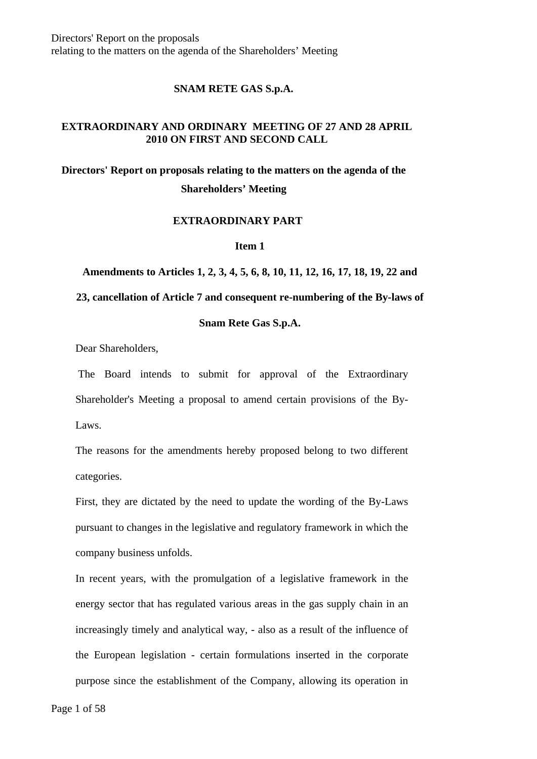**SNAM RETE GAS S.p.A.**

**EXTRAORDINARY AND ORDINARY MEETING OF 27 AND 28 APRIL 2010 ON FIRST AND SECOND CALL**

# Directors' Report on proposals relating to the matters on the agenda of the Shareholders' Meeting

## EXTRAORDINARY PART

### Item 1

### Amendments to Articles 1, 2, 3, 4, 5, 6, 8, 10, 11, 12, 16, 17, 18, 19, 22 and 23, cancellation of Article 7 and consequent re-numbering of the By-laws of Snam Rete Gas S.p.A.

Dear Shareholders,

The Board intends to submit for approval of the Extraordinary Shareholder's Meeting a proposal to amend certain provisions of the By-Laws.

The reasons for the amendments hereby proposed belong to two different categories.

First, they are dictated by the need to update the wording of the By-Laws pursuant to changes in the legislative and regulatory framework in which the company business unfolds.

In recent years, with the promulgation of a legislative framework in the energy sector that has regulated various areas in the gas supply chain in an increasingly timely and analytical way, - also as a result of the influence of the European legislation - certain formulations inserted in the corporate purpose since the establishment of the Company, allowing its operation in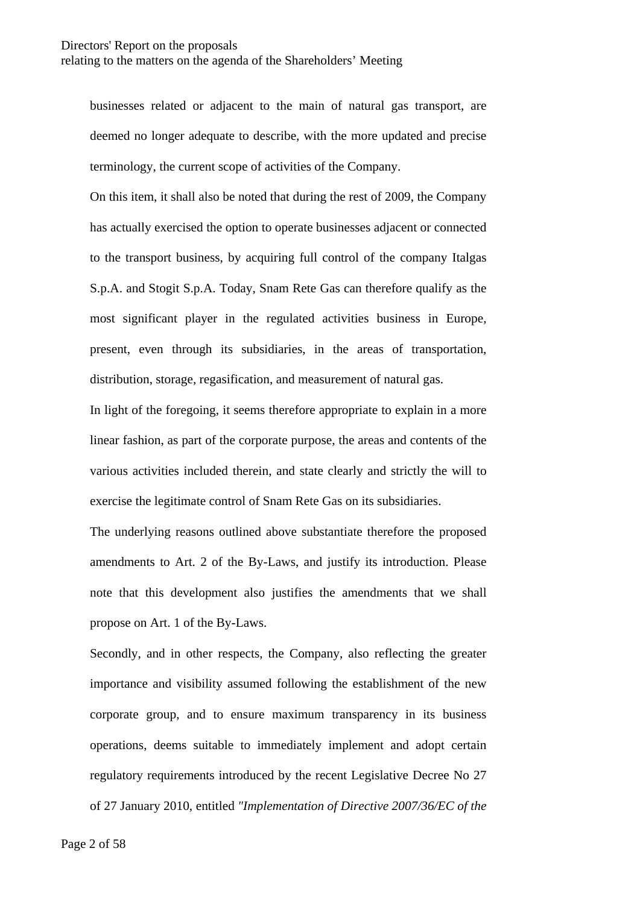businesses related or adjacent to the main of natural gas transport, are deemed no longer adequate to describe, with the more updated and precise terminology, the current scope of activities of the Company.

On this item, it shall also be noted that during the rest of 2009, the Company has actually exercised the option to operate businesses adjacent or connected to the transport business, by acquiring full control of the company Italgas S.p.A. and Stogit S.p.A. Today, Snam Rete Gas can therefore qualify as the most significant player in the regulated activities business in Europe, present, even through its subsidiaries, in the areas of transportation, distribution, storage, regasification, and measurement of natural gas.

In light of the foregoing, it seems therefore appropriate to explain in a more linear fashion, as part of the corporate purpose, the areas and contents of the various activities included therein, and state clearly and strictly the will to exercise the legitimate control of Snam Rete Gas on its subsidiaries.

The underlying reasons outlined above substantiate therefore the proposed amendments to Art. 2 of the By-Laws, and justify its introduction. Please note that this development also justifies the amendments that we shall propose on Art. 1 of the By-Laws.

Secondly, and in other respects, the Company, also reflecting the greater importance and visibility assumed following the establishment of the new corporate group, and to ensure maximum transparency in its business operations, deems suitable to immediately implement and adopt certain regulatory requirements introduced by the recent Legislative Decree No 27 of 27 January 2010, entitled *"Implementation of Directive 2007/36/EC of the*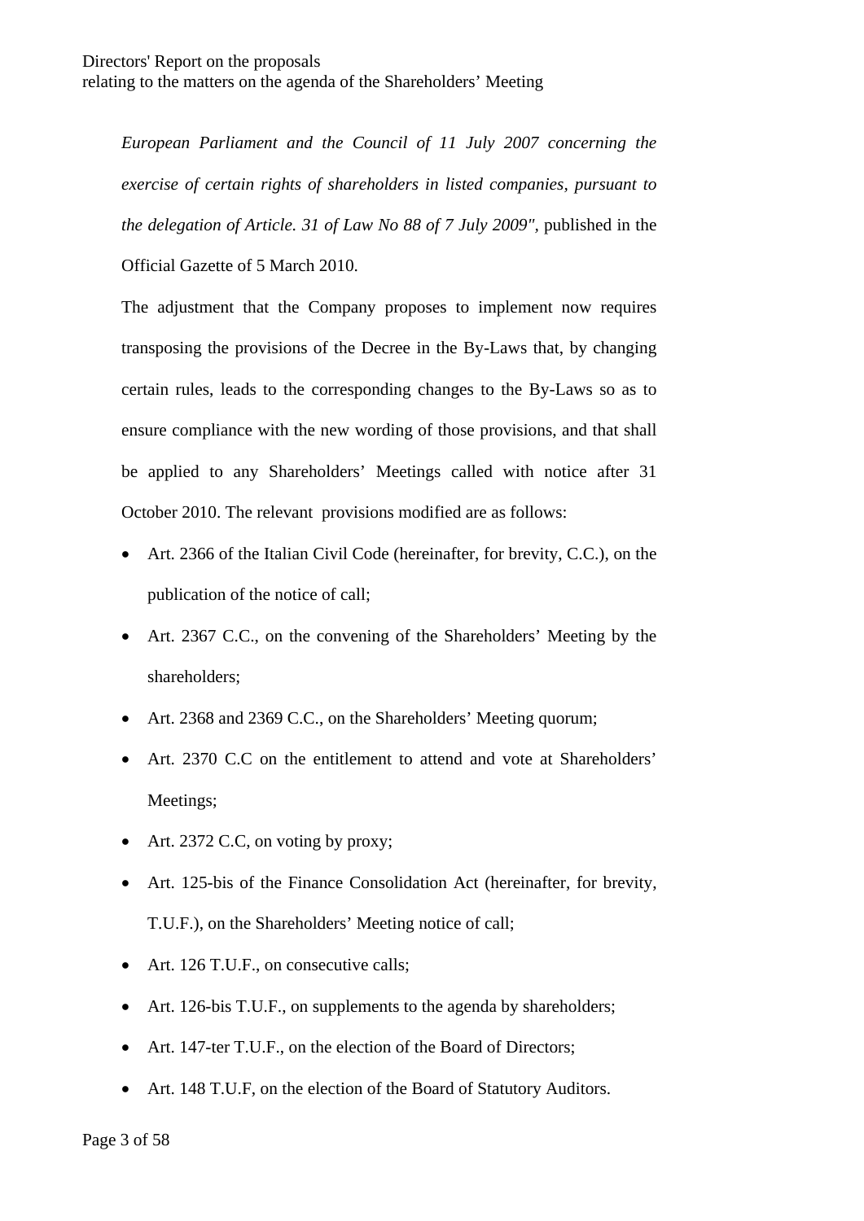*European Parliament and the Council of 11 July 2007 concerning the exercise of certain rights of shareholders in listed companies, pursuant to the delegation of Article. 31 of Law No 88 of 7 July 2009"*, published in the Official Gazette of 5 March 2010.

The adjustment that the Company proposes to implement now requires transposing the provisions of the Decree in the By-Laws that, by changing certain rules, leads to the corresponding changes to the By-Laws so as to ensure compliance with the new wording of those provisions, and that shall be applied to any Shareholders' Meetings called with notice after 31 October 2010. The relevant provisions modified are as follows:

- Art. 2366 of the Italian Civil Code (hereinafter, for brevity, C.C.), on the publication of the notice of call;
- Art. 2367 C.C., on the convening of the Shareholders' Meeting by the shareholders;
- Art. 2368 and 2369 C.C., on the Shareholders' Meeting quorum;
- Art. 2370 C.C on the entitlement to attend and vote at Shareholders' Meetings;
- Art. 2372 C.C, on voting by proxy;
- Art. 125-bis of the Finance Consolidation Act (hereinafter, for brevity, T.U.F.), on the Shareholders' Meeting notice of call;
- Art. 126 T.U.F., on consecutive calls;
- Art. 126-bis T.U.F., on supplements to the agenda by shareholders;
- Art. 147-ter T.U.F., on the election of the Board of Directors;
- Art. 148 T.U.F, on the election of the Board of Statutory Auditors.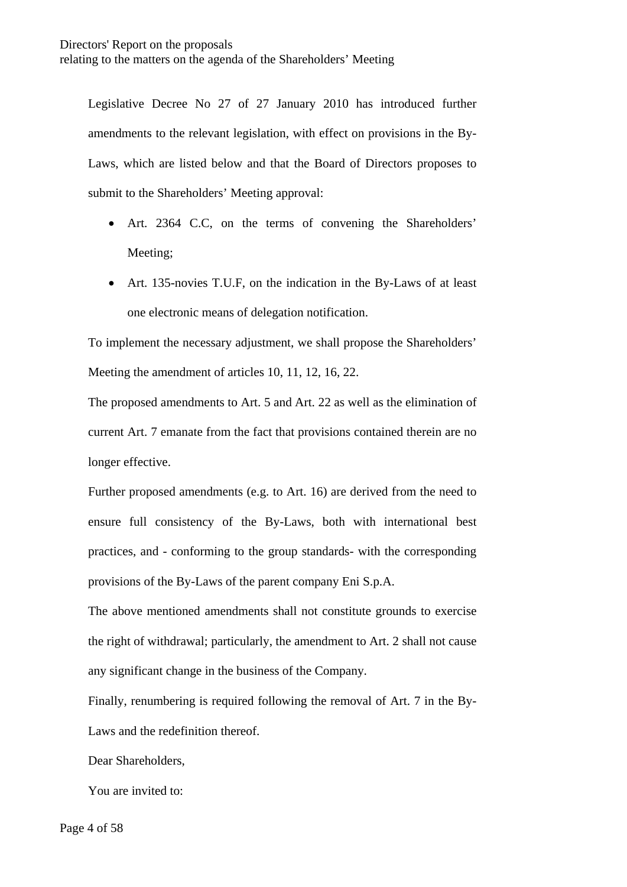Legislative Decree No 27 of 27 January 2010 has introduced further amendments to the relevant legislation, with effect on provisions in the By-Laws, which are listed below and that the Board of Directors proposes to submit to the Shareholders' Meeting approval:

- Art. 2364 C.C, on the terms of convening the Shareholders' Meeting;
- Art. 135-novies T.U.F, on the indication in the By-Laws of at least one electronic means of delegation notification.

To implement the necessary adjustment, we shall propose the Shareholders' Meeting the amendment of articles 10, 11, 12, 16, 22.

The proposed amendments to Art. 5 and Art. 22 as well as the elimination of current Art. 7 emanate from the fact that provisions contained therein are no longer effective.

Further proposed amendments (e.g. to Art. 16) are derived from the need to ensure full consistency of the By-Laws, both with international best practices, and - conforming to the group standards- with the corresponding provisions of the By-Laws of the parent company Eni S.p.A.

The above mentioned amendments shall not constitute grounds to exercise the right of withdrawal; particularly, the amendment to Art. 2 shall not cause any significant change in the business of the Company.

Finally, renumbering is required following the removal of Art. 7 in the By-Laws and the redefinition thereof.

Dear Shareholders,

You are invited to: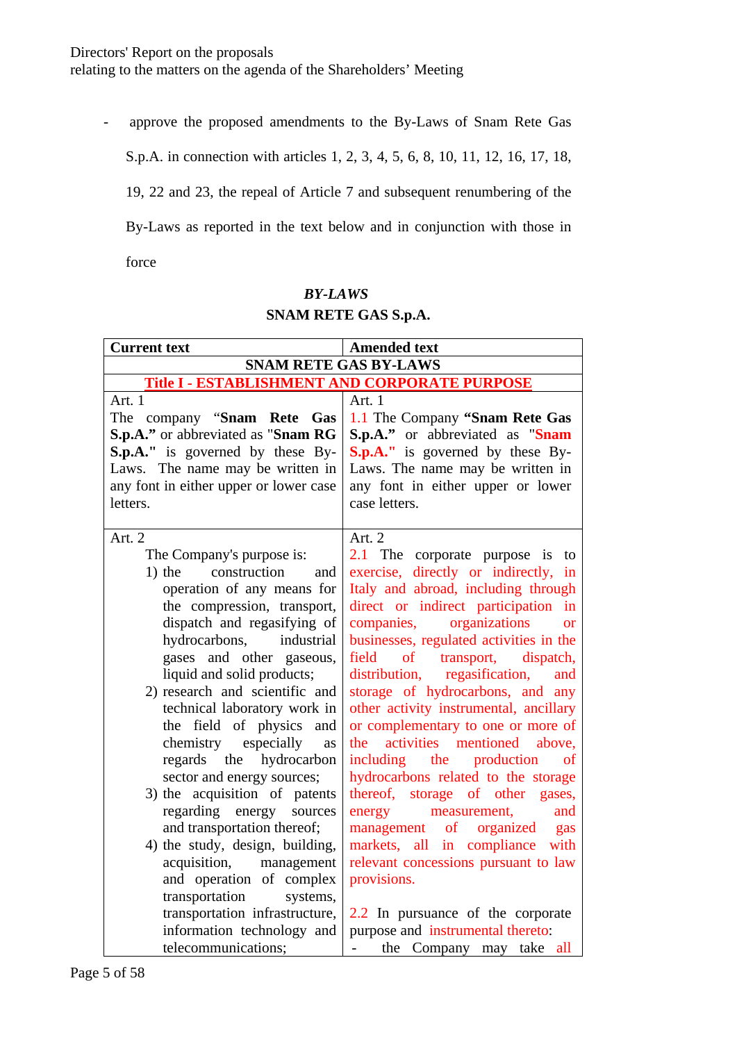- approve the proposed amendments to the By-Laws of Snam Rete Gas S.p.A. in connection with articles 1, 2, 3, 4, 5, 6, 8, 10, 11, 12, 16, 17, 18, 19, 22 and 23, the repeal of Article 7 and subsequent renumbering of the By-Laws as reported in the text below and in conjunction with those in force

***BY-LAWS***

**SNAM RETE GAS S.p.A.**

| **Current text** | **Amended text** |
| --- | --- |
| **SNAM RETE GAS BY-LAWS** | |
| **Title I - ESTABLISHMENT AND CORPORATE PURPOSE** | |
| Art. 1<br>The company "**Snam Rete Gas S.p.A.**" or abbreviated as "**Snam RG S.p.A.**" is governed by these By-Laws. The name may be written in any font in either upper or lower case letters. | Art. 1<br>1.1 The Company **"Snam Rete Gas S.p.A."** or abbreviated as "**Snam S.p.A.**" is governed by these By-Laws. The name may be written in any font in either upper or lower case letters. |
| Art. 2<br>The Company's purpose is:<br>1) the construction and operation of any means for the compression, transport, dispatch and regasifying of hydrocarbons, industrial gases and other gaseous, liquid and solid products;<br>2) research and scientific and technical laboratory work in the field of physics and chemistry especially as regards the hydrocarbon sector and energy sources;<br>3) the acquisition of patents regarding energy sources and transportation thereof;<br>4) the study, design, building, acquisition, management and operation of complex transportation systems, transportation infrastructure, information technology and telecommunications; | Art. 2<br>2.1 The corporate purpose is to exercise, directly or indirectly, in Italy and abroad, including through direct or indirect participation in companies, organizations or businesses, regulated activities in the field of transport, dispatch, distribution, regasification, and storage of hydrocarbons, and any other activity instrumental, ancillary or complementary to one or more of the activities mentioned above, including the production of hydrocarbons related to the storage thereof, storage of other gases, energy measurement, and management of organized gas markets, all in compliance with relevant concessions pursuant to law provisions.<br><br>2.2 In pursuance of the corporate purpose and instrumental thereto:<br>- the Company may take all |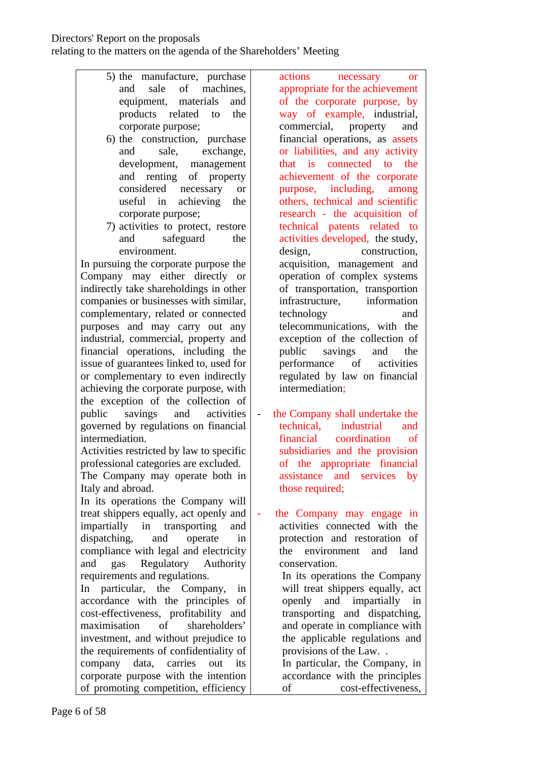| | |
|---|---|
| 5) the manufacture, purchase and sale of machines, equipment, materials and products related to the corporate purpose;<br>6) the construction, purchase and sale, exchange, development, management and renting of property considered necessary or useful in achieving the corporate purpose;<br>7) activities to protect, restore and safeguard the environment.<br>In pursuing the corporate purpose the Company may either directly or indirectly take shareholdings in other companies or businesses with similar, complementary, related or connected purposes and may carry out any industrial, commercial, property and financial operations, including the issue of guarantees linked to, used for or complementary to even indirectly achieving the corporate purpose, with the exception of the collection of public savings and activities governed by regulations on financial intermediation.<br>Activities restricted by law to specific professional categories are excluded.<br>The Company may operate both in Italy and abroad.<br>In its operations the Company will treat shippers equally, act openly and impartially in transporting and dispatching, and operate in compliance with legal and electricity and gas Regulatory Authority requirements and regulations.<br>In particular, the Company, in accordance with the principles of cost-effectiveness, profitability and maximisation of shareholders' investment, and without prejudice to the requirements of confidentiality of company data, carries out its corporate purpose with the intention of promoting competition, efficiency | actions necessary or appropriate for the achievement of the corporate purpose, by way of example, industrial, commercial, property and financial operations, as assets or liabilities, and any activity that is connected to the achievement of the corporate purpose, including, among others, technical and scientific research - the acquisition of technical patents related to activities developed, the study, design, construction, acquisition, management and operation of complex systems of transportation, transportion infrastructure, information technology and telecommunications, with the exception of the collection of public savings and the performance of activities regulated by law on financial intermediation;<br>- the Company shall undertake the technical, industrial and financial coordination of subsidiaries and the provision of the appropriate financial assistance and services by those required;<br>- the Company may engage in activities connected with the protection and restoration of the environment and land conservation.<br>In its operations the Company will treat shippers equally, act openly and impartially in transporting and dispatching, and operate in compliance with the applicable regulations and provisions of the Law. .<br>In particular, the Company, in accordance with the principles of cost-effectiveness, |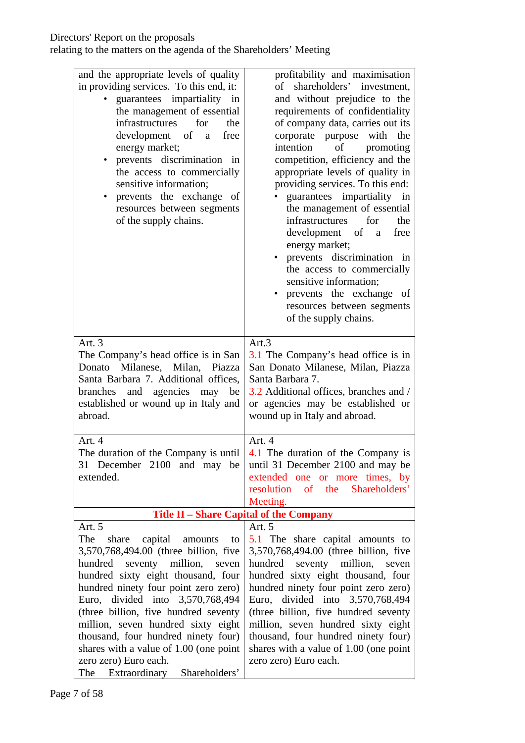| | |
|---|---|
| and the appropriate levels of quality in providing services. To this end, it:<br>• guarantees impartiality in the management of essential infrastructures for the development of a free energy market;<br>• prevents discrimination in the access to commercially sensitive information;<br>• prevents the exchange of resources between segments of the supply chains. | profitability and maximisation of shareholders' investment, and without prejudice to the requirements of confidentiality of company data, carries out its corporate purpose with the intention of promoting competition, efficiency and the appropriate levels of quality in providing services. To this end:<br>• guarantees impartiality in the management of essential infrastructures for the development of a free energy market;<br>• prevents discrimination in the access to commercially sensitive information;<br>• prevents the exchange of resources between segments of the supply chains. |
| Art. 3<br>The Company's head office is in San Donato Milanese, Milan, Piazza Santa Barbara 7. Additional offices, branches and agencies may be established or wound up in Italy and abroad. | Art.3<br>3.1 The Company's head office is in San Donato Milanese, Milan, Piazza Santa Barbara 7.<br>3.2 Additional offices, branches and / or agencies may be established or wound up in Italy and abroad. |
| Art. 4<br>The duration of the Company is until 31 December 2100 and may be extended. | Art. 4<br>4.1 The duration of the Company is until 31 December 2100 and may be extended one or more times, by resolution of the Shareholders' Meeting. |
| **Title II – Share Capital of the Company** | |
| Art. 5<br>The share capital amounts to 3,570,768,494.00 (three billion, five hundred seventy million, seven hundred sixty eight thousand, four hundred ninety four point zero zero) Euro, divided into 3,570,768,494 (three billion, five hundred seventy million, seven hundred sixty eight thousand, four hundred ninety four) shares with a value of 1.00 (one point zero zero) Euro each.<br>The Extraordinary Shareholders' | Art. 5<br>5.1 The share capital amounts to 3,570,768,494.00 (three billion, five hundred seventy million, seven hundred sixty eight thousand, four hundred ninety four point zero zero) Euro, divided into 3,570,768,494 (three billion, five hundred seventy million, seven hundred sixty eight thousand, four hundred ninety four) shares with a value of 1.00 (one point zero zero) Euro each. |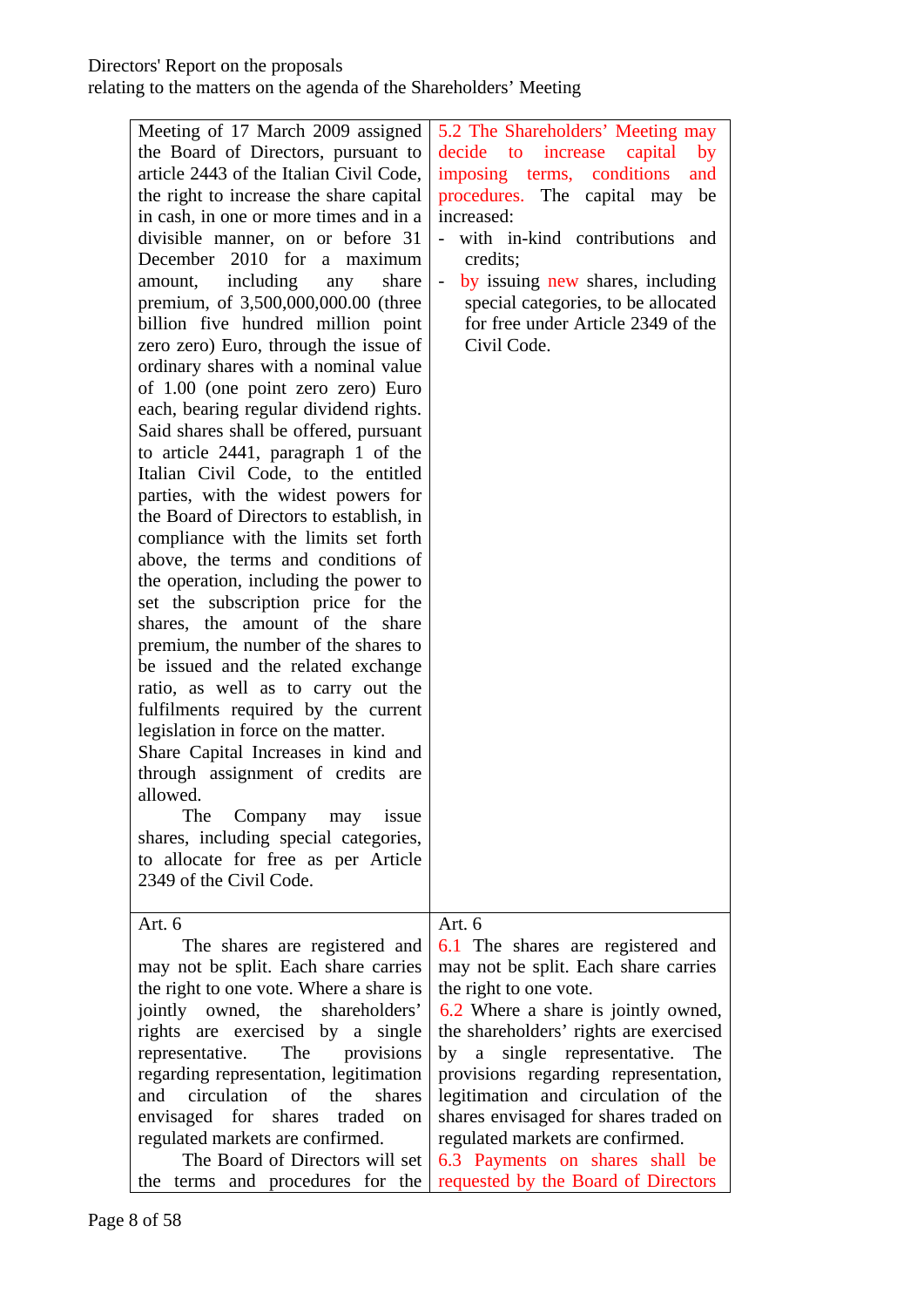| | |
|---|---|
| Meeting of 17 March 2009 assigned the Board of Directors, pursuant to article 2443 of the Italian Civil Code, the right to increase the share capital in cash, in one or more times and in a divisible manner, on or before 31 December 2010 for a maximum amount, including any share premium, of 3,500,000,000.00 (three billion five hundred million point zero zero) Euro, through the issue of ordinary shares with a nominal value of 1.00 (one point zero zero) Euro each, bearing regular dividend rights. Said shares shall be offered, pursuant to article 2441, paragraph 1 of the Italian Civil Code, to the entitled parties, with the widest powers for the Board of Directors to establish, in compliance with the limits set forth above, the terms and conditions of the operation, including the power to set the subscription price for the shares, the amount of the share premium, the number of the shares to be issued and the related exchange ratio, as well as to carry out the fulfilments required by the current legislation in force on the matter.<br>Share Capital Increases in kind and through assignment of credits are allowed.<br>The Company may issue shares, including special categories, to allocate for free as per Article 2349 of the Civil Code. | 5.2 The Shareholders' Meeting may decide to increase capital by imposing terms, conditions and procedures. The capital may be increased:<br>- with in-kind contributions and credits;<br>- by issuing new shares, including special categories, to be allocated for free under Article 2349 of the Civil Code. |
| Art. 6<br>The shares are registered and may not be split. Each share carries the right to one vote. Where a share is jointly owned, the shareholders' rights are exercised by a single representative. The provisions regarding representation, legitimation and circulation of the shares envisaged for shares traded on regulated markets are confirmed.<br>The Board of Directors will set the terms and procedures for the | Art. 6<br>6.1 The shares are registered and may not be split. Each share carries the right to one vote.<br>6.2 Where a share is jointly owned, the shareholders' rights are exercised by a single representative. The provisions regarding representation, legitimation and circulation of the shares envisaged for shares traded on regulated markets are confirmed.<br>6.3 Payments on shares shall be requested by the Board of Directors |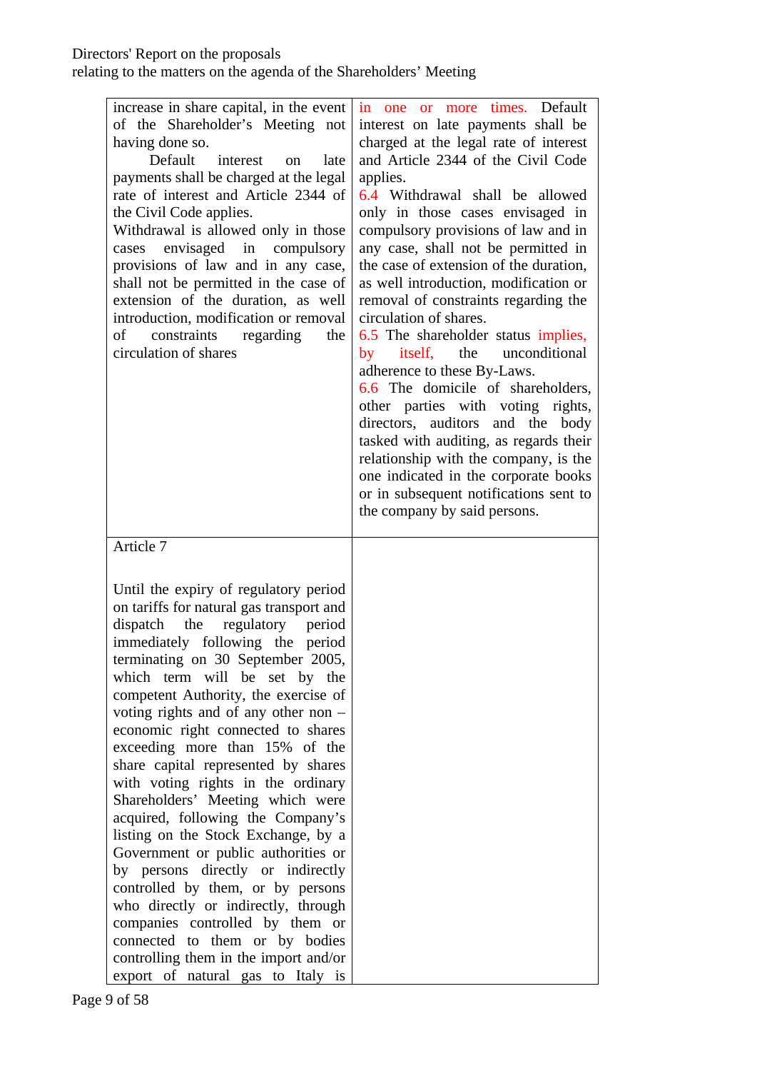| | |
|---|---|
| increase in share capital, in the event of the Shareholder's Meeting not having done so.<br>Default interest on late payments shall be charged at the legal rate of interest and Article 2344 of the Civil Code applies.<br>Withdrawal is allowed only in those cases envisaged in compulsory provisions of law and in any case, shall not be permitted in the case of extension of the duration, as well introduction, modification or removal of constraints regarding the circulation of shares | in one or more times. Default interest on late payments shall be charged at the legal rate of interest and Article 2344 of the Civil Code applies.<br>6.4 Withdrawal shall be allowed only in those cases envisaged in compulsory provisions of law and in any case, shall not be permitted in the case of extension of the duration, as well introduction, modification or removal of constraints regarding the circulation of shares.<br>6.5 The shareholder status implies, by itself, the unconditional adherence to these By-Laws.<br>6.6 The domicile of shareholders, other parties with voting rights, directors, auditors and the body tasked with auditing, as regards their relationship with the company, is the one indicated in the corporate books or in subsequent notifications sent to the company by said persons. |
| Article 7<br><br>Until the expiry of regulatory period on tariffs for natural gas transport and dispatch the regulatory period immediately following the period terminating on 30 September 2005, which term will be set by the competent Authority, the exercise of voting rights and of any other non – economic right connected to shares exceeding more than 15% of the share capital represented by shares with voting rights in the ordinary Shareholders' Meeting which were acquired, following the Company's listing on the Stock Exchange, by a Government or public authorities or by persons directly or indirectly controlled by them, or by persons who directly or indirectly, through companies controlled by them or connected to them or by bodies controlling them in the import and/or export of natural gas to Italy is | |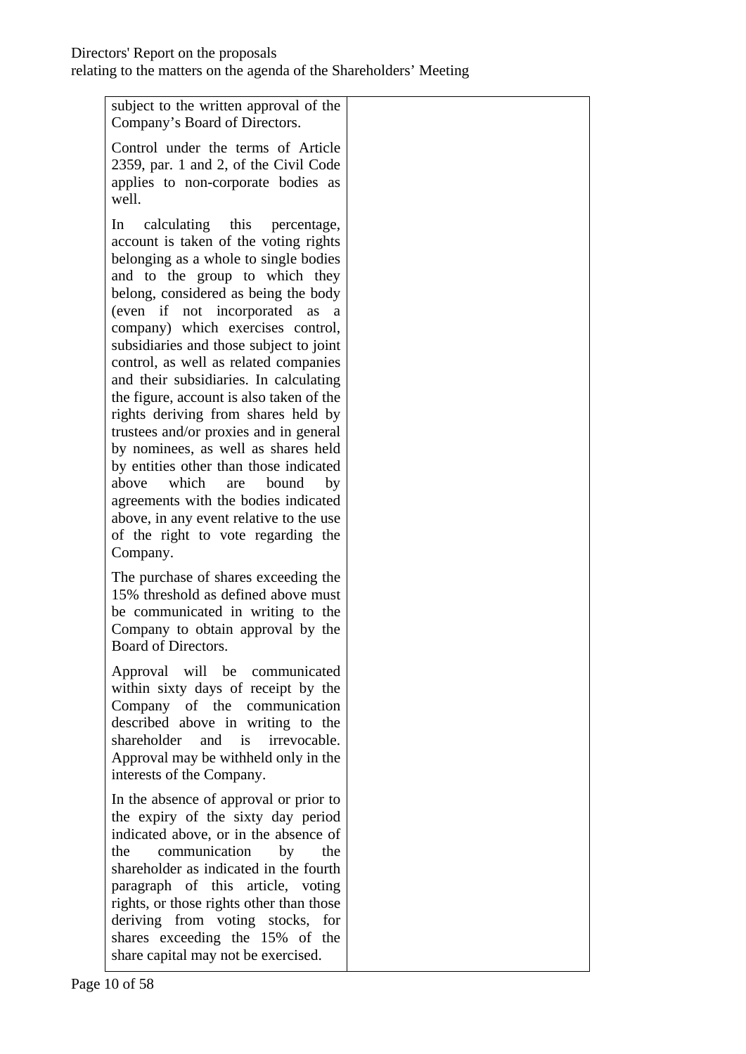| | |
|---|---|
| subject to the written approval of the Company's Board of Directors.<br><br>Control under the terms of Article 2359, par. 1 and 2, of the Civil Code applies to non-corporate bodies as well.<br><br>In calculating this percentage, account is taken of the voting rights belonging as a whole to single bodies and to the group to which they belong, considered as being the body (even if not incorporated as a company) which exercises control, subsidiaries and those subject to joint control, as well as related companies and their subsidiaries. In calculating the figure, account is also taken of the rights deriving from shares held by trustees and/or proxies and in general by nominees, as well as shares held by entities other than those indicated above which are bound by agreements with the bodies indicated above, in any event relative to the use of the right to vote regarding the Company.<br><br>The purchase of shares exceeding the 15% threshold as defined above must be communicated in writing to the Company to obtain approval by the Board of Directors.<br><br>Approval will be communicated within sixty days of receipt by the Company of the communication described above in writing to the shareholder and is irrevocable. Approval may be withheld only in the interests of the Company.<br><br>In the absence of approval or prior to the expiry of the sixty day period indicated above, or in the absence of the communication by the shareholder as indicated in the fourth paragraph of this article, voting rights, or those rights other than those deriving from voting stocks, for shares exceeding the 15% of the share capital may not be exercised. | |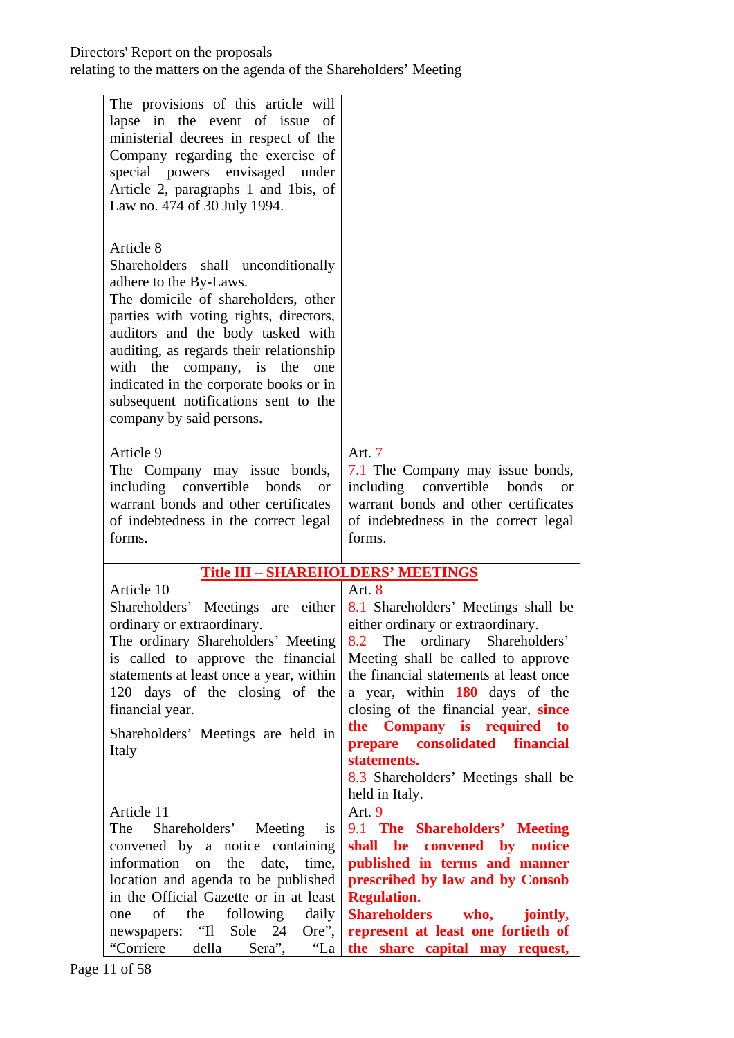| The provisions of this article will lapse in the event of issue of ministerial decrees in respect of the Company regarding the exercise of special powers envisaged under Article 2, paragraphs 1 and 1bis, of Law no. 474 of 30 July 1994. | |
|---|---|
| Article 8<br>Shareholders shall unconditionally adhere to the By-Laws.<br>The domicile of shareholders, other parties with voting rights, directors, auditors and the body tasked with auditing, as regards their relationship with the company, is the one indicated in the corporate books or in subsequent notifications sent to the company by said persons. | |
| Article 9<br>The Company may issue bonds, including convertible bonds or warrant bonds and other certificates of indebtedness in the correct legal forms. | Art. 7<br>7.1 The Company may issue bonds, including convertible bonds or warrant bonds and other certificates of indebtedness in the correct legal forms. |
| **Title III – SHAREHOLDERS' MEETINGS** | |
| Article 10<br>Shareholders' Meetings are either ordinary or extraordinary.<br>The ordinary Shareholders' Meeting is called to approve the financial statements at least once a year, within 120 days of the closing of the financial year.<br>Shareholders' Meetings are held in Italy | Art. 8<br>8.1 Shareholders' Meetings shall be either ordinary or extraordinary.<br>8.2 The ordinary Shareholders' Meeting shall be called to approve the financial statements at least once a year, within **180** days of the closing of the financial year, **since the Company is required to prepare consolidated financial statements.**<br>8.3 Shareholders' Meetings shall be held in Italy. |
| Article 11<br>The Shareholders' Meeting is convened by a notice containing information on the date, time, location and agenda to be published in the Official Gazette or in at least one of the following daily newspapers: "Il Sole 24 Ore", "Corriere della Sera", "La | Art. 9<br>9.1 **The Shareholders' Meeting shall be convened by notice published in terms and manner prescribed by law and by Consob Regulation.**<br>**Shareholders who, jointly, represent at least one fortieth of the share capital may request,** |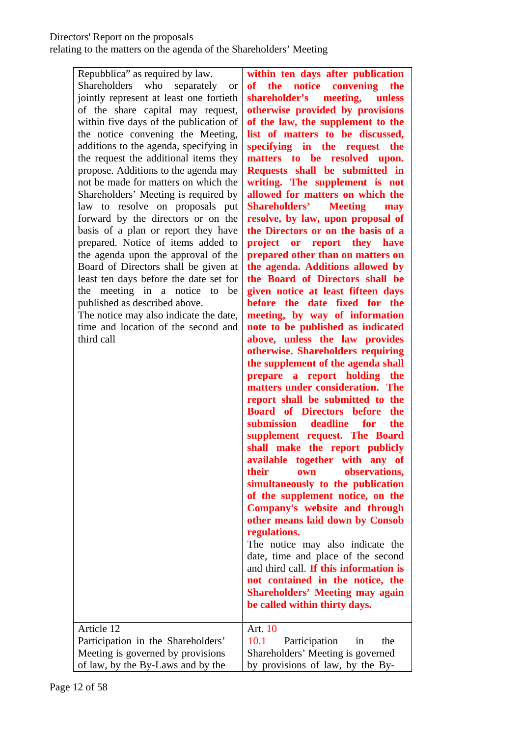| | |
|---|---|
| Repubblica" as required by law.<br>Shareholders who separately or jointly represent at least one fortieth of the share capital may request, within five days of the publication of the notice convening the Meeting, additions to the agenda, specifying in the request the additional items they propose. Additions to the agenda may not be made for matters on which the Shareholders' Meeting is required by law to resolve on proposals put forward by the directors or on the basis of a plan or report they have prepared. Notice of items added to the agenda upon the approval of the Board of Directors shall be given at least ten days before the date set for the meeting in a notice to be published as described above.<br>The notice may also indicate the date, time and location of the second and third call | **within ten days after publication of the notice convening the shareholder's meeting, unless otherwise provided by provisions of the law, the supplement to the list of matters to be discussed, specifying in the request the matters to be resolved upon. Requests shall be submitted in writing. The supplement is not allowed for matters on which the Shareholders' Meeting may resolve, by law, upon proposal of the Directors or on the basis of a project or report they have prepared other than on matters on the agenda. Additions allowed by the Board of Directors shall be given notice at least fifteen days before the date fixed for the meeting, by way of information note to be published as indicated above, unless the law provides otherwise. Shareholders requiring the supplement of the agenda shall prepare a report holding the matters under consideration. The report shall be submitted to the Board of Directors before the submission deadline for the supplement request. The Board shall make the report publicly available together with any of their own observations, simultaneously to the publication of the supplement notice, on the Company's website and through other means laid down by Consob regulations.**<br>The notice may also indicate the date, time and place of the second and third call. **If this information is not contained in the notice, the Shareholders' Meeting may again be called within thirty days.** |
| Article 12<br>Participation in the Shareholders' Meeting is governed by provisions of law, by the By-Laws and by the | Art. 10<br>10.1 Participation in the Shareholders' Meeting is governed by provisions of law, by the By- |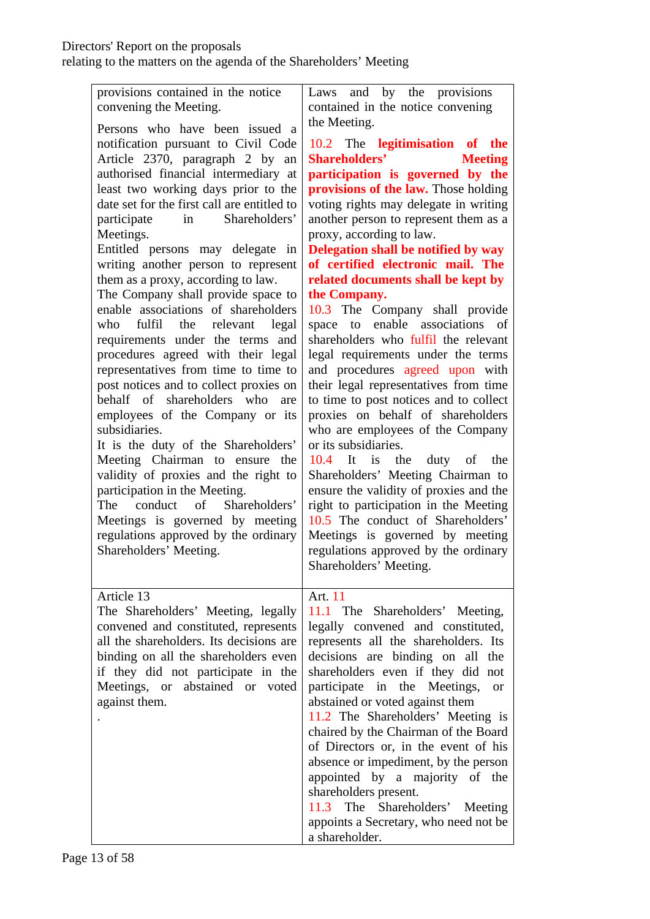| provisions contained in the notice convening the Meeting.<br><br>Persons who have been issued a notification pursuant to Civil Code Article 2370, paragraph 2 by an authorised financial intermediary at least two working days prior to the date set for the first call are entitled to participate in Shareholders' Meetings.<br>Entitled persons may delegate in writing another person to represent them as a proxy, according to law.<br>The Company shall provide space to enable associations of shareholders who fulfil the relevant legal requirements under the terms and procedures agreed with their legal representatives from time to time to post notices and to collect proxies on behalf of shareholders who are employees of the Company or its subsidiaries.<br>It is the duty of the Shareholders' Meeting Chairman to ensure the validity of proxies and the right to participation in the Meeting.<br>The conduct of Shareholders' Meetings is governed by meeting regulations approved by the ordinary Shareholders' Meeting. | Laws and by the provisions contained in the notice convening the Meeting.<br><br>10.2 The **legitimisation of the Shareholders' Meeting participation is governed by the provisions of the law.** Those holding voting rights may delegate in writing another person to represent them as a proxy, according to law.<br>**Delegation shall be notified by way of certified electronic mail. The related documents shall be kept by the Company.**<br>10.3 The Company shall provide space to enable associations of shareholders who fulfil the relevant legal requirements under the terms and procedures agreed upon with their legal representatives from time to time to post notices and to collect proxies on behalf of shareholders who are employees of the Company or its subsidiaries.<br>10.4 It is the duty of the Shareholders' Meeting Chairman to ensure the validity of proxies and the right to participation in the Meeting<br>10.5 The conduct of Shareholders' Meetings is governed by meeting regulations approved by the ordinary Shareholders' Meeting. |
|---|---|
| Article 13<br>The Shareholders' Meeting, legally convened and constituted, represents all the shareholders. Its decisions are binding on all the shareholders even if they did not participate in the Meetings, or abstained or voted against them.<br>. | Art. 11<br>11.1 The Shareholders' Meeting, legally convened and constituted, represents all the shareholders. Its decisions are binding on all the shareholders even if they did not participate in the Meetings, or abstained or voted against them<br>11.2 The Shareholders' Meeting is chaired by the Chairman of the Board of Directors or, in the event of his absence or impediment, by the person appointed by a majority of the shareholders present.<br>11.3 The Shareholders' Meeting appoints a Secretary, who need not be a shareholder. |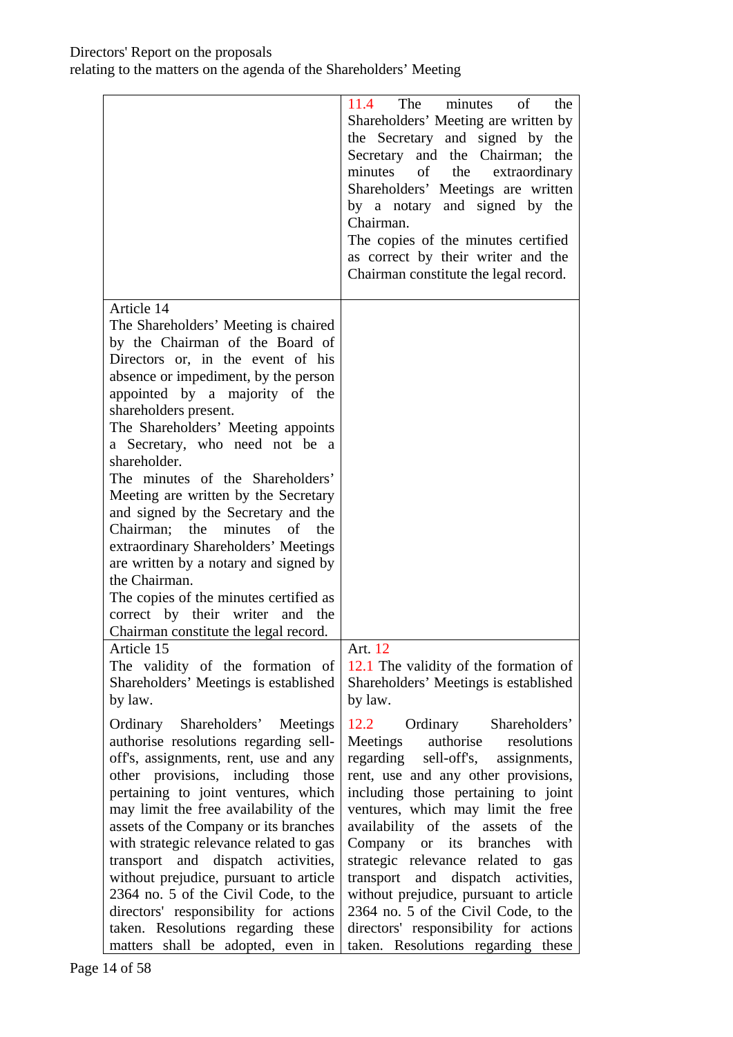| | |
|---|---|
| | 11.4 The minutes of the Shareholders' Meeting are written by the Secretary and signed by the Secretary and the Chairman; the minutes of the extraordinary Shareholders' Meetings are written by a notary and signed by the Chairman.<br>The copies of the minutes certified as correct by their writer and the Chairman constitute the legal record. |
| Article 14<br>The Shareholders' Meeting is chaired by the Chairman of the Board of Directors or, in the event of his absence or impediment, by the person appointed by a majority of the shareholders present.<br>The Shareholders' Meeting appoints a Secretary, who need not be a shareholder.<br>The minutes of the Shareholders' Meeting are written by the Secretary and signed by the Secretary and the Chairman; the minutes of the extraordinary Shareholders' Meetings are written by a notary and signed by the Chairman.<br>The copies of the minutes certified as correct by their writer and the Chairman constitute the legal record. | |
| Article 15<br>The validity of the formation of Shareholders' Meetings is established by law. | Art. 12<br>12.1 The validity of the formation of Shareholders' Meetings is established by law. |
| Ordinary Shareholders' Meetings authorise resolutions regarding sell-off's, assignments, rent, use and any other provisions, including those pertaining to joint ventures, which may limit the free availability of the assets of the Company or its branches with strategic relevance related to gas transport and dispatch activities, without prejudice, pursuant to article 2364 no. 5 of the Civil Code, to the directors' responsibility for actions taken. Resolutions regarding these matters shall be adopted, even in | 12.2 Ordinary Shareholders' Meetings authorise resolutions regarding sell-off's, assignments, rent, use and any other provisions, including those pertaining to joint ventures, which may limit the free availability of the assets of the Company or its branches with strategic relevance related to gas transport and dispatch activities, without prejudice, pursuant to article 2364 no. 5 of the Civil Code, to the directors' responsibility for actions taken. Resolutions regarding these |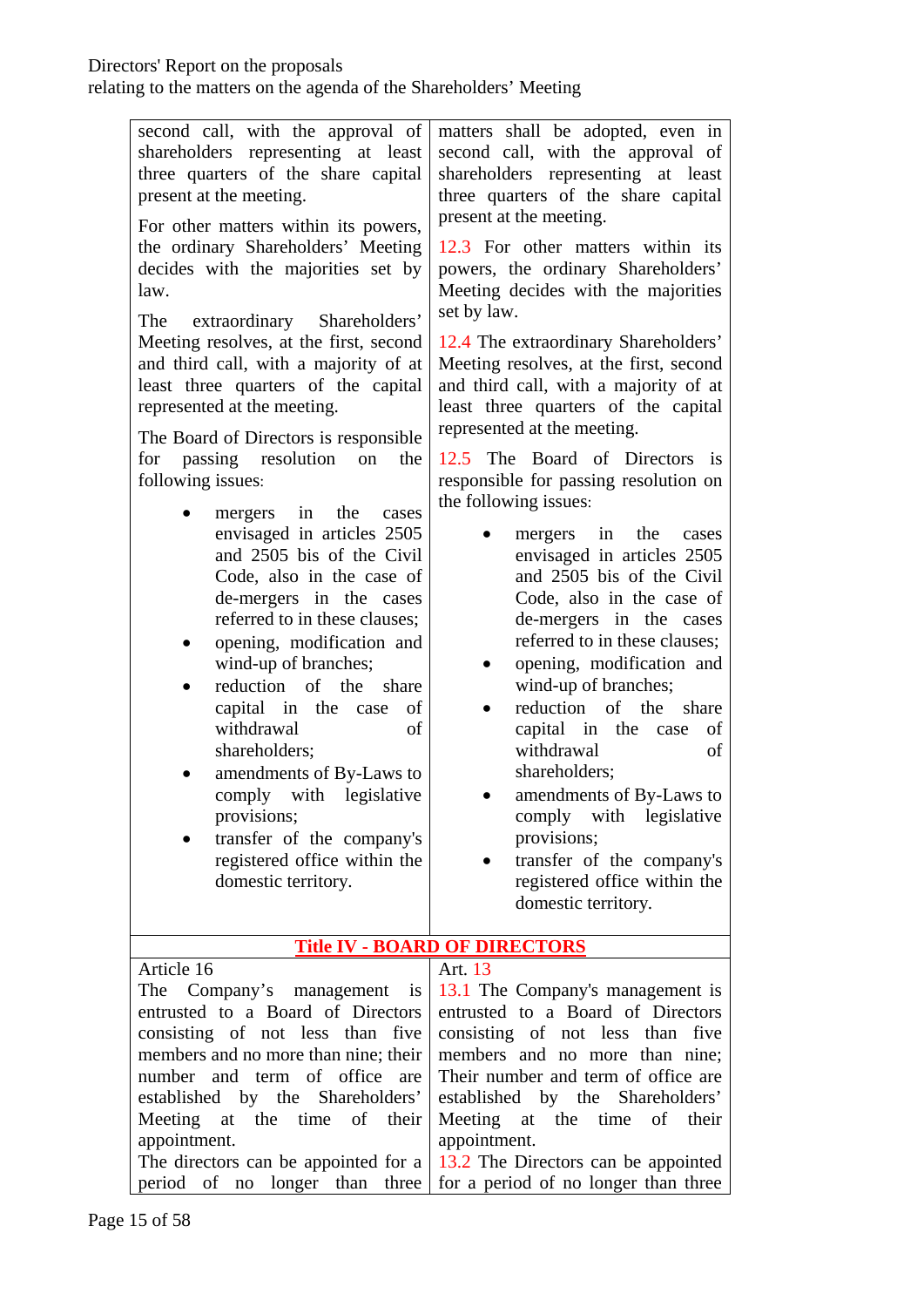| | |
|---|---|
| second call, with the approval of shareholders representing at least three quarters of the share capital present at the meeting.<br><br>For other matters within its powers, the ordinary Shareholders' Meeting decides with the majorities set by law.<br><br>The extraordinary Shareholders' Meeting resolves, at the first, second and third call, with a majority of at least three quarters of the capital represented at the meeting.<br><br>The Board of Directors is responsible for passing resolution on the following issues:<br>• mergers in the cases envisaged in articles 2505 and 2505 bis of the Civil Code, also in the case of de-mergers in the cases referred to in these clauses;<br>• opening, modification and wind-up of branches;<br>• reduction of the share capital in the case of withdrawal of shareholders;<br>• amendments of By-Laws to comply with legislative provisions;<br>• transfer of the company's registered office within the domestic territory. | matters shall be adopted, even in second call, with the approval of shareholders representing at least three quarters of the share capital present at the meeting.<br><br>12.3 For other matters within its powers, the ordinary Shareholders' Meeting decides with the majorities set by law.<br><br>12.4 The extraordinary Shareholders' Meeting resolves, at the first, second and third call, with a majority of at least three quarters of the capital represented at the meeting.<br><br>12.5 The Board of Directors is responsible for passing resolution on the following issues:<br>• mergers in the cases envisaged in articles 2505 and 2505 bis of the Civil Code, also in the case of de-mergers in the cases referred to in these clauses;<br>• opening, modification and wind-up of branches;<br>• reduction of the share capital in the case of withdrawal of shareholders;<br>• amendments of By-Laws to comply with legislative provisions;<br>• transfer of the company's registered office within the domestic territory. |
| **Title IV - BOARD OF DIRECTORS** | |
| Article 16<br>The Company's management is entrusted to a Board of Directors consisting of not less than five members and no more than nine; their number and term of office are established by the Shareholders' Meeting at the time of their appointment.<br>The directors can be appointed for a period of no longer than three | Art. 13<br>13.1 The Company's management is entrusted to a Board of Directors consisting of not less than five members and no more than nine; Their number and term of office are established by the Shareholders' Meeting at the time of their appointment.<br>13.2 The Directors can be appointed for a period of no longer than three |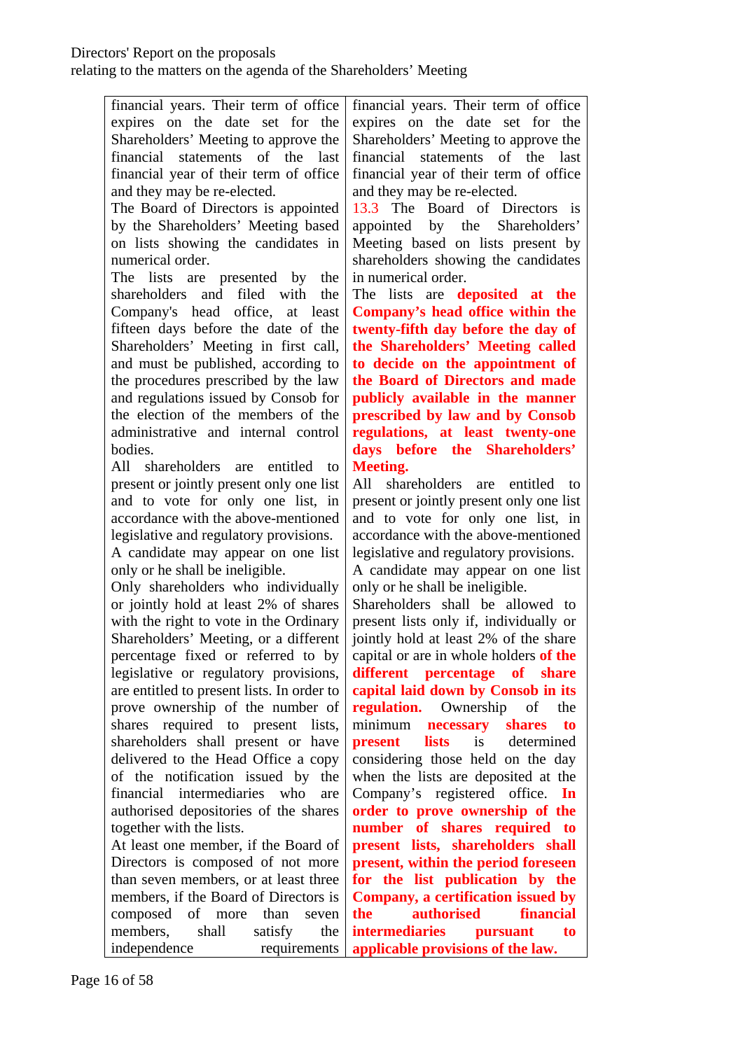| | |
|---|---|
| financial years. Their term of office expires on the date set for the Shareholders' Meeting to approve the financial statements of the last financial year of their term of office and they may be re-elected.<br>The Board of Directors is appointed by the Shareholders' Meeting based on lists showing the candidates in numerical order.<br>The lists are presented by the shareholders and filed with the Company's head office, at least fifteen days before the date of the Shareholders' Meeting in first call, and must be published, according to the procedures prescribed by the law and regulations issued by Consob for the election of the members of the administrative and internal control bodies.<br>All shareholders are entitled to present or jointly present only one list and to vote for only one list, in accordance with the above-mentioned legislative and regulatory provisions.<br>A candidate may appear on one list only or he shall be ineligible.<br>Only shareholders who individually or jointly hold at least 2% of shares with the right to vote in the Ordinary Shareholders' Meeting, or a different percentage fixed or referred to by legislative or regulatory provisions, are entitled to present lists. In order to prove ownership of the number of shares required to present lists, shareholders shall present or have delivered to the Head Office a copy of the notification issued by the financial intermediaries who are authorised depositories of the shares together with the lists.<br>At least one member, if the Board of Directors is composed of not more than seven members, or at least three members, if the Board of Directors is composed of more than seven members, shall satisfy the independence requirements | financial years. Their term of office expires on the date set for the Shareholders' Meeting to approve the financial statements of the last financial year of their term of office and they may be re-elected.<br>13.3 The Board of Directors is appointed by the Shareholders' Meeting based on lists present by shareholders showing the candidates in numerical order.<br>The lists are **deposited at the Company's head office within the twenty-fifth day before the day of the Shareholders' Meeting called to decide on the appointment of the Board of Directors and made publicly available in the manner prescribed by law and by Consob regulations, at least twenty-one days before the Shareholders' Meeting.**<br>All shareholders are entitled to present or jointly present only one list and to vote for only one list, in accordance with the above-mentioned legislative and regulatory provisions.<br>A candidate may appear on one list only or he shall be ineligible.<br>Shareholders shall be allowed to present lists only if, individually or jointly hold at least 2% of the share capital or are in whole holders **of the different percentage of share capital laid down by Consob in its regulation.** Ownership of the minimum **necessary shares to present lists** is determined considering those held on the day when the lists are deposited at the Company's registered office. **In order to prove ownership of the number of shares required to present lists, shareholders shall present, within the period foreseen for the list publication by the Company, a certification issued by the authorised financial intermediaries pursuant to applicable provisions of the law.** |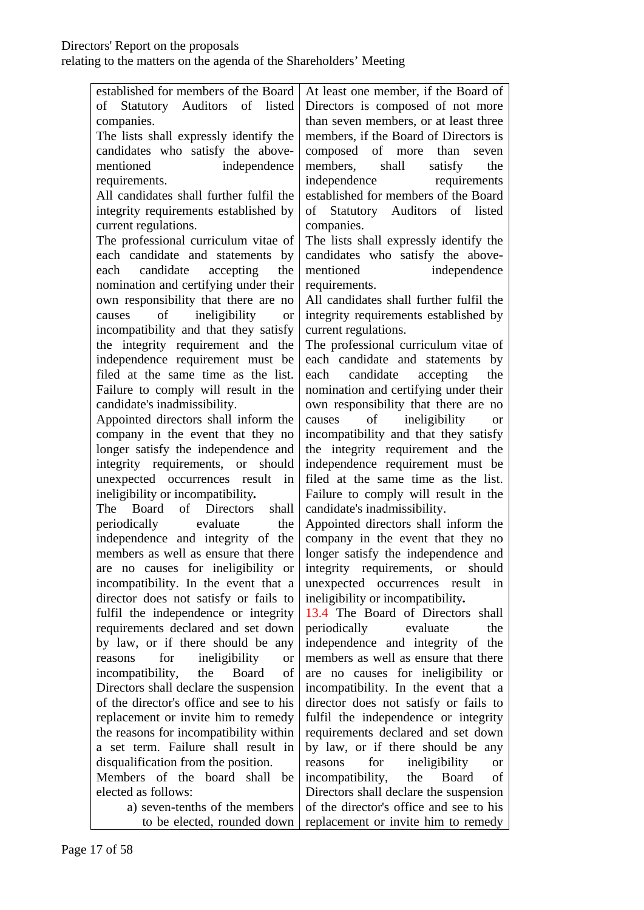| | |
|---|---|
| established for members of the Board of Statutory Auditors of listed companies.<br>The lists shall expressly identify the candidates who satisfy the above-mentioned independence requirements.<br>All candidates shall further fulfil the integrity requirements established by current regulations.<br>The professional curriculum vitae of each candidate and statements by each candidate accepting the nomination and certifying under their own responsibility that there are no causes of ineligibility or incompatibility and that they satisfy the integrity requirement and the independence requirement must be filed at the same time as the list. Failure to comply will result in the candidate's inadmissibility.<br>Appointed directors shall inform the company in the event that they no longer satisfy the independence and integrity requirements, or should unexpected occurrences result in ineligibility or incompatibility**.**<br>The Board of Directors shall periodically evaluate the independence and integrity of the members as well as ensure that there are no causes for ineligibility or incompatibility. In the event that a director does not satisfy or fails to fulfil the independence or integrity requirements declared and set down by law, or if there should be any reasons for ineligibility or incompatibility, the Board of Directors shall declare the suspension of the director's office and see to his replacement or invite him to remedy the reasons for incompatibility within a set term. Failure shall result in disqualification from the position.<br>Members of the board shall be elected as follows:<br>a) seven-tenths of the members to be elected, rounded down | At least one member, if the Board of Directors is composed of not more than seven members, or at least three members, if the Board of Directors is composed of more than seven members, shall satisfy the independence requirements established for members of the Board of Statutory Auditors of listed companies.<br>The lists shall expressly identify the candidates who satisfy the above-mentioned independence requirements.<br>All candidates shall further fulfil the integrity requirements established by current regulations.<br>The professional curriculum vitae of each candidate and statements by each candidate accepting the nomination and certifying under their own responsibility that there are no causes of ineligibility or incompatibility and that they satisfy the integrity requirement and the independence requirement must be filed at the same time as the list. Failure to comply will result in the candidate's inadmissibility.<br>Appointed directors shall inform the company in the event that they no longer satisfy the independence and integrity requirements, or should unexpected occurrences result in ineligibility or incompatibility**.**<br>13.4 The Board of Directors shall periodically evaluate the independence and integrity of the members as well as ensure that there are no causes for ineligibility or incompatibility. In the event that a director does not satisfy or fails to fulfil the independence or integrity requirements declared and set down by law, or if there should be any reasons for ineligibility or incompatibility, the Board of Directors shall declare the suspension of the director's office and see to his replacement or invite him to remedy |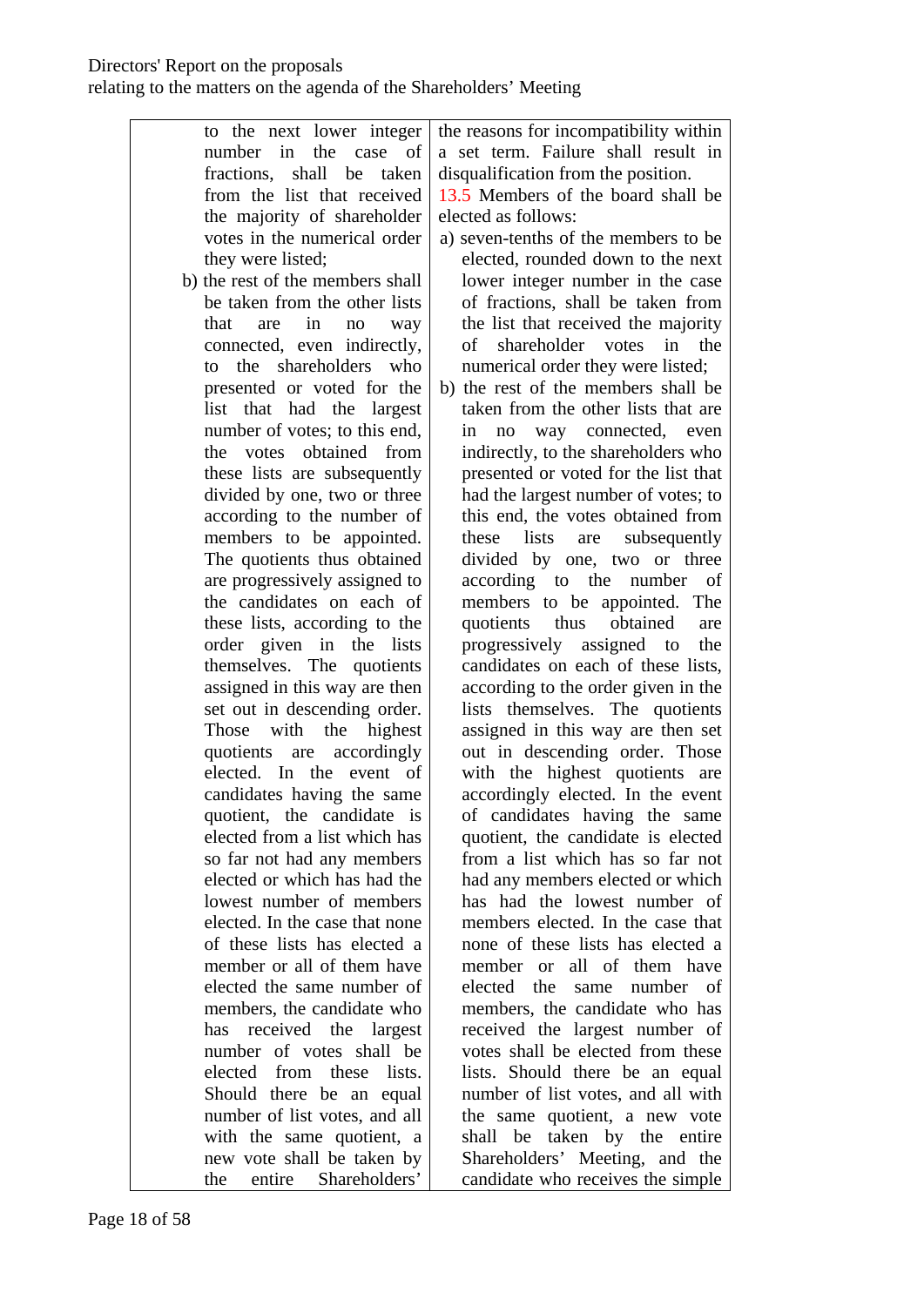| | |
|---|---|
| to the next lower integer number in the case of fractions, shall be taken from the list that received the majority of shareholder votes in the numerical order they were listed;<br>b) the rest of the members shall be taken from the other lists that are in no way connected, even indirectly, to the shareholders who presented or voted for the list that had the largest number of votes; to this end, the votes obtained from these lists are subsequently divided by one, two or three according to the number of members to be appointed. The quotients thus obtained are progressively assigned to the candidates on each of these lists, according to the order given in the lists themselves. The quotients assigned in this way are then set out in descending order. Those with the highest quotients are accordingly elected. In the event of candidates having the same quotient, the candidate is elected from a list which has so far not had any members elected or which has had the lowest number of members elected. In the case that none of these lists has elected a member or all of them have elected the same number of members, the candidate who has received the largest number of votes shall be elected from these lists. Should there be an equal number of list votes, and all with the same quotient, a new vote shall be taken by the entire Shareholders' | the reasons for incompatibility within a set term. Failure shall result in disqualification from the position.<br>13.5 Members of the board shall be elected as follows:<br>a) seven-tenths of the members to be elected, rounded down to the next lower integer number in the case of fractions, shall be taken from the list that received the majority of shareholder votes in the numerical order they were listed;<br>b) the rest of the members shall be taken from the other lists that are in no way connected, even indirectly, to the shareholders who presented or voted for the list that had the largest number of votes; to this end, the votes obtained from these lists are subsequently divided by one, two or three according to the number of members to be appointed. The quotients thus obtained are progressively assigned to the candidates on each of these lists, according to the order given in the lists themselves. The quotients assigned in this way are then set out in descending order. Those with the highest quotients are accordingly elected. In the event of candidates having the same quotient, the candidate is elected from a list which has so far not had any members elected or which has had the lowest number of members elected. In the case that none of these lists has elected a member or all of them have elected the same number of members, the candidate who has received the largest number of votes shall be elected from these lists. Should there be an equal number of list votes, and all with the same quotient, a new vote shall be taken by the entire Shareholders' Meeting, and the candidate who receives the simple |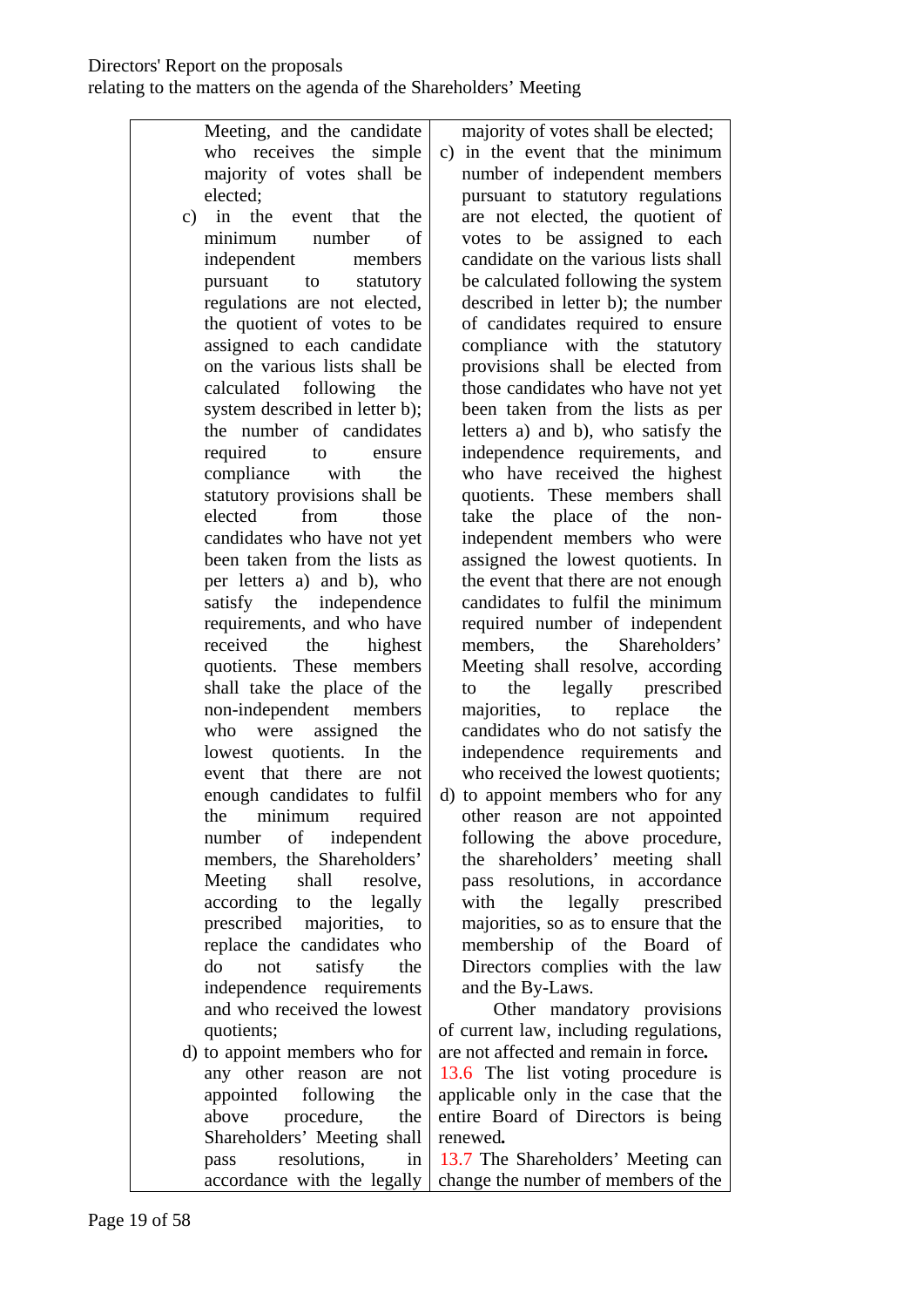| | |
|---|---|
| Meeting, and the candidate who receives the simple majority of votes shall be elected;<br>c) in the event that the minimum number of independent members pursuant to statutory regulations are not elected, the quotient of votes to be assigned to each candidate on the various lists shall be calculated following the system described in letter b); the number of candidates required to ensure compliance with the statutory provisions shall be elected from those candidates who have not yet been taken from the lists as per letters a) and b), who satisfy the independence requirements, and who have received the highest quotients. These members shall take the place of the non-independent members who were assigned the lowest quotients. In the event that there are not enough candidates to fulfil the minimum required number of independent members, the Shareholders' Meeting shall resolve, according to the legally prescribed majorities, to replace the candidates who do not satisfy the independence requirements and who received the lowest quotients;<br>d) to appoint members who for any other reason are not appointed following the above procedure, the Shareholders' Meeting shall pass resolutions, in accordance with the legally | majority of votes shall be elected;<br>c) in the event that the minimum number of independent members pursuant to statutory regulations are not elected, the quotient of votes to be assigned to each candidate on the various lists shall be calculated following the system described in letter b); the number of candidates required to ensure compliance with the statutory provisions shall be elected from those candidates who have not yet been taken from the lists as per letters a) and b), who satisfy the independence requirements, and who have received the highest quotients. These members shall take the place of the non-independent members who were assigned the lowest quotients. In the event that there are not enough candidates to fulfil the minimum required number of independent members, the Shareholders' Meeting shall resolve, according to the legally prescribed majorities, to replace the candidates who do not satisfy the independence requirements and who received the lowest quotients;<br>d) to appoint members who for any other reason are not appointed following the above procedure, the shareholders' meeting shall pass resolutions, in accordance with the legally prescribed majorities, so as to ensure that the membership of the Board of Directors complies with the law and the By-Laws.<br>Other mandatory provisions of current law, including regulations, are not affected and remain in force.<br>13.6 The list voting procedure is applicable only in the case that the entire Board of Directors is being renewed.<br>13.7 The Shareholders' Meeting can change the number of members of the |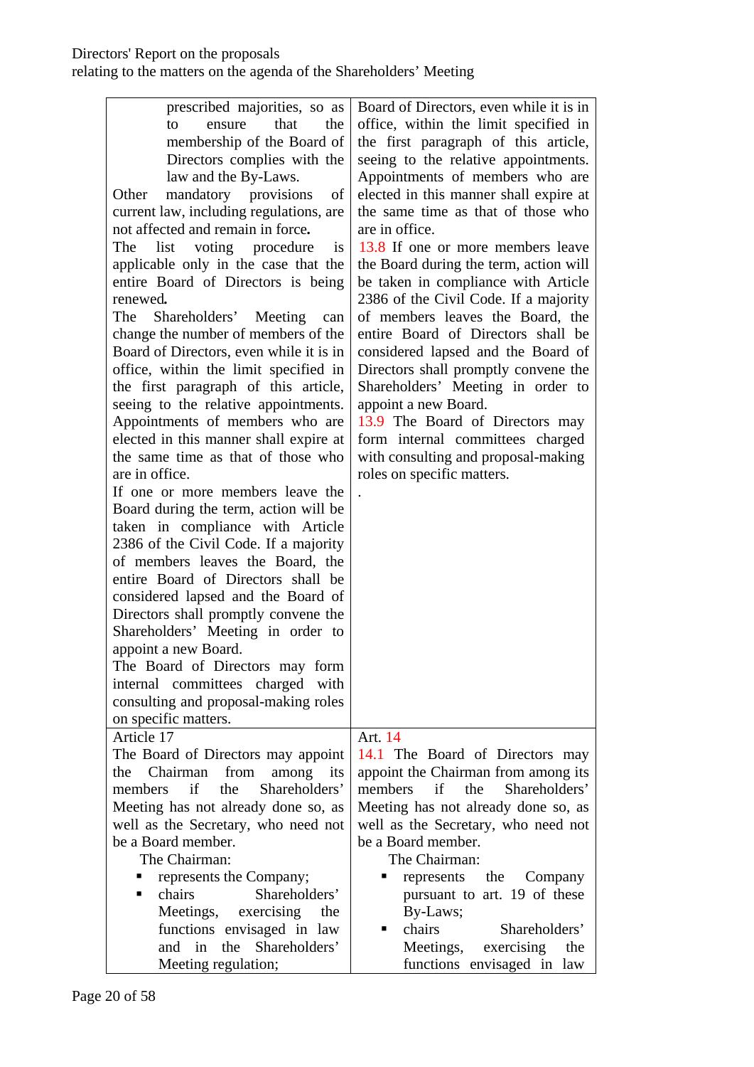| | |
|---|---|
| prescribed majorities, so as to ensure that the membership of the Board of Directors complies with the law and the By-Laws.<br>Other mandatory provisions of current law, including regulations, are not affected and remain in force.<br>The list voting procedure is applicable only in the case that the entire Board of Directors is being renewed.<br>The Shareholders' Meeting can change the number of members of the Board of Directors, even while it is in office, within the limit specified in the first paragraph of this article, seeing to the relative appointments. Appointments of members who are elected in this manner shall expire at the same time as that of those who are in office.<br>If one or more members leave the Board during the term, action will be taken in compliance with Article 2386 of the Civil Code. If a majority of members leaves the Board, the entire Board of Directors shall be considered lapsed and the Board of Directors shall promptly convene the Shareholders' Meeting in order to appoint a new Board.<br>The Board of Directors may form internal committees charged with consulting and proposal-making roles on specific matters. | Board of Directors, even while it is in office, within the limit specified in the first paragraph of this article, seeing to the relative appointments. Appointments of members who are elected in this manner shall expire at the same time as that of those who are in office.<br>13.8 If one or more members leave the Board during the term, action will be taken in compliance with Article 2386 of the Civil Code. If a majority of members leaves the Board, the entire Board of Directors shall be considered lapsed and the Board of Directors shall promptly convene the Shareholders' Meeting in order to appoint a new Board.<br>13.9 The Board of Directors may form internal committees charged with consulting and proposal-making roles on specific matters.<br>. |
| Article 17<br>The Board of Directors may appoint the Chairman from among its members if the Shareholders' Meeting has not already done so, as well as the Secretary, who need not be a Board member.<br>The Chairman:<br>▪ represents the Company;<br>▪ chairs Shareholders' Meetings, exercising the functions envisaged in law and in the Shareholders' Meeting regulation; | Art. 14<br>14.1 The Board of Directors may appoint the Chairman from among its members if the Shareholders' Meeting has not already done so, as well as the Secretary, who need not be a Board member.<br>The Chairman:<br>▪ represents the Company pursuant to art. 19 of these By-Laws;<br>▪ chairs Shareholders' Meetings, exercising the functions envisaged in law |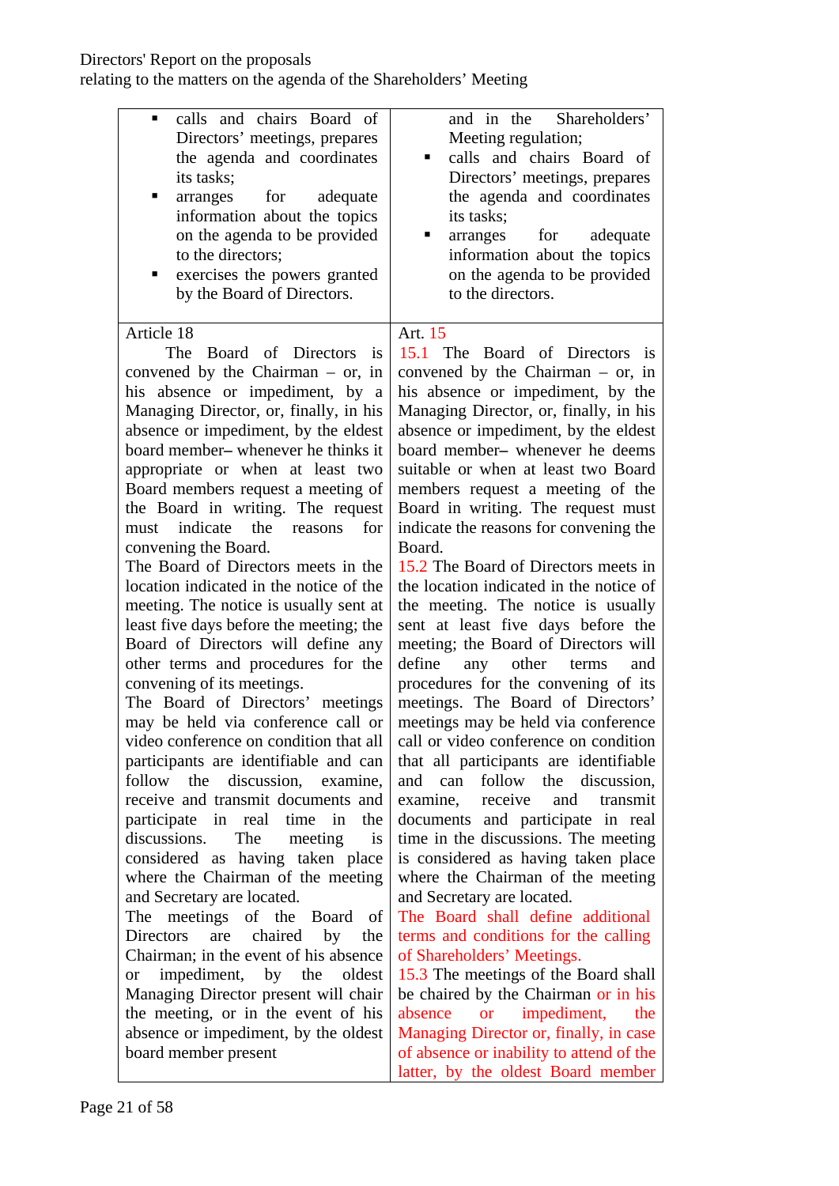| | |
|---|---|
| ▪ calls and chairs Board of Directors' meetings, prepares the agenda and coordinates its tasks;<br>▪ arranges for adequate information about the topics on the agenda to be provided to the directors;<br>▪ exercises the powers granted by the Board of Directors. | and in the Shareholders' Meeting regulation;<br>▪ calls and chairs Board of Directors' meetings, prepares the agenda and coordinates its tasks;<br>▪ arranges for adequate information about the topics on the agenda to be provided to the directors. |
| Article 18<br>The Board of Directors is convened by the Chairman – or, in his absence or impediment, by a Managing Director, or, finally, in his absence or impediment, by the eldest board member– whenever he thinks it appropriate or when at least two Board members request a meeting of the Board in writing. The request must indicate the reasons for convening the Board.<br>The Board of Directors meets in the location indicated in the notice of the meeting. The notice is usually sent at least five days before the meeting; the Board of Directors will define any other terms and procedures for the convening of its meetings.<br>The Board of Directors' meetings may be held via conference call or video conference on condition that all participants are identifiable and can follow the discussion, examine, receive and transmit documents and participate in real time in the discussions. The meeting is considered as having taken place where the Chairman of the meeting and Secretary are located.<br>The meetings of the Board of Directors are chaired by the Chairman; in the event of his absence or impediment, by the oldest Managing Director present will chair the meeting, or in the event of his absence or impediment, by the oldest board member present | Art. 15<br>15.1 The Board of Directors is convened by the Chairman – or, in his absence or impediment, by the Managing Director, or, finally, in his absence or impediment, by the eldest board member– whenever he deems suitable or when at least two Board members request a meeting of the Board in writing. The request must indicate the reasons for convening the Board.<br>15.2 The Board of Directors meets in the location indicated in the notice of the meeting. The notice is usually sent at least five days before the meeting; the Board of Directors will define any other terms and procedures for the convening of its meetings. The Board of Directors' meetings may be held via conference call or video conference on condition that all participants are identifiable and can follow the discussion, examine, receive and transmit documents and participate in real time in the discussions. The meeting is considered as having taken place where the Chairman of the meeting and Secretary are located.<br>The Board shall define additional terms and conditions for the calling of Shareholders' Meetings.<br>15.3 The meetings of the Board shall be chaired by the Chairman or in his absence or impediment, the Managing Director or, finally, in case of absence or inability to attend of the latter, by the oldest Board member |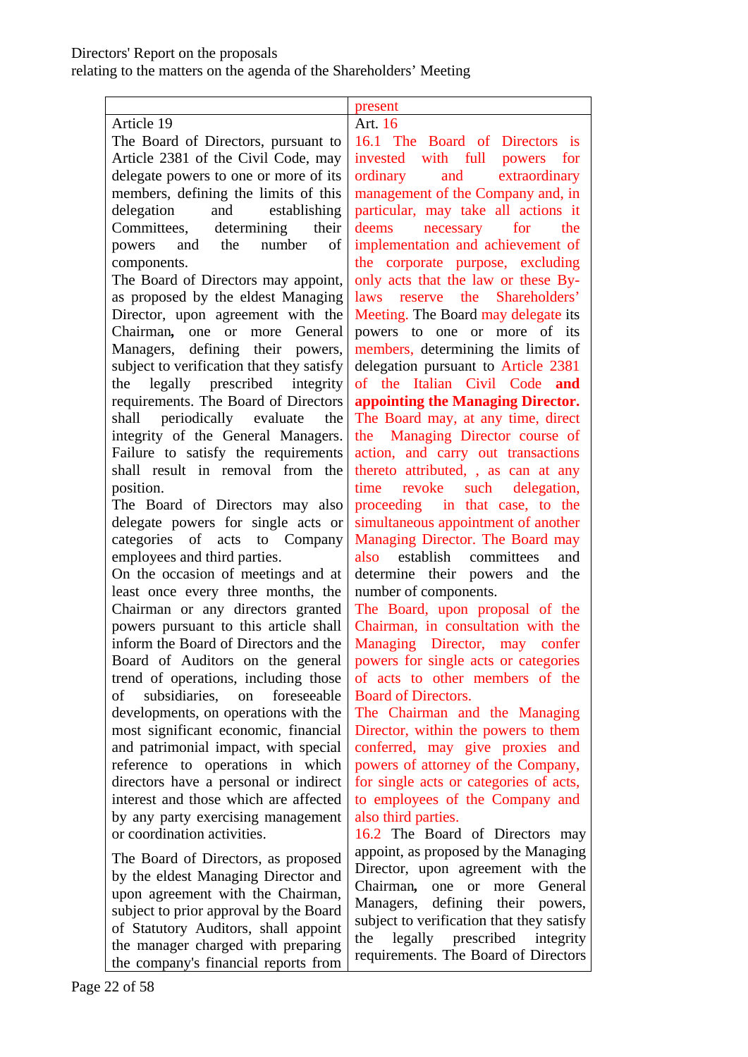| | present |
|---|---|
| Article 19<br>The Board of Directors, pursuant to Article 2381 of the Civil Code, may delegate powers to one or more of its members, defining the limits of this delegation and establishing Committees, determining their powers and the number of components.<br>The Board of Directors may appoint, as proposed by the eldest Managing Director, upon agreement with the Chairman**,** one or more General Managers, defining their powers, subject to verification that they satisfy the legally prescribed integrity requirements. The Board of Directors shall periodically evaluate the integrity of the General Managers. Failure to satisfy the requirements shall result in removal from the position.<br>The Board of Directors may also delegate powers for single acts or categories of acts to Company employees and third parties.<br>On the occasion of meetings and at least once every three months, the Chairman or any directors granted powers pursuant to this article shall inform the Board of Directors and the Board of Auditors on the general trend of operations, including those of subsidiaries, on foreseeable developments, on operations with the most significant economic, financial and patrimonial impact, with special reference to operations in which directors have a personal or indirect interest and those which are affected by any party exercising management or coordination activities.<br>The Board of Directors, as proposed by the eldest Managing Director and upon agreement with the Chairman, subject to prior approval by the Board of Statutory Auditors, shall appoint the manager charged with preparing the company's financial reports from | Art. 16<br>16.1 The Board of Directors is invested with full powers for ordinary and extraordinary management of the Company and, in particular, may take all actions it deems necessary for the implementation and achievement of the corporate purpose, excluding only acts that the law or these By-laws reserve the Shareholders' Meeting. The Board may delegate its powers to one or more of its members, determining the limits of delegation pursuant to Article 2381 of the Italian Civil Code **and appointing the Managing Director.** The Board may, at any time, direct the Managing Director course of action, and carry out transactions thereto attributed, , as can at any time revoke such delegation, proceeding in that case, to the simultaneous appointment of another Managing Director. The Board may also establish committees and determine their powers and the number of components.<br>The Board, upon proposal of the Chairman, in consultation with the Managing Director, may confer powers for single acts or categories of acts to other members of the Board of Directors.<br>The Chairman and the Managing Director, within the powers to them conferred, may give proxies and powers of attorney of the Company, for single acts or categories of acts, to employees of the Company and also third parties.<br>16.2 The Board of Directors may appoint, as proposed by the Managing Director, upon agreement with the Chairman**,** one or more General Managers, defining their powers, subject to verification that they satisfy the legally prescribed integrity requirements. The Board of Directors |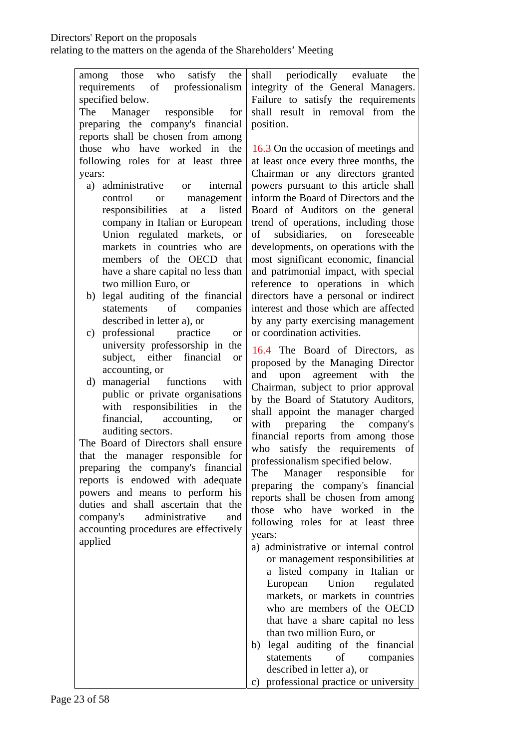| | |
|---|---|
| among those who satisfy the requirements of professionalism specified below.<br>The Manager responsible for preparing the company's financial reports shall be chosen from among those who have worked in the following roles for at least three years:<br>a) administrative or internal control or management responsibilities at a listed company in Italian or European Union regulated markets, or markets in countries who are members of the OECD that have a share capital no less than two million Euro, or<br>b) legal auditing of the financial statements of companies described in letter a), or<br>c) professional practice or university professorship in the subject, either financial or accounting, or<br>d) managerial functions with public or private organisations with responsibilities in the financial, accounting, or auditing sectors.<br>The Board of Directors shall ensure that the manager responsible for preparing the company's financial reports is endowed with adequate powers and means to perform his duties and shall ascertain that the company's administrative and accounting procedures are effectively applied | shall periodically evaluate the integrity of the General Managers. Failure to satisfy the requirements shall result in removal from the position.<br><br>16.3 On the occasion of meetings and at least once every three months, the Chairman or any directors granted powers pursuant to this article shall inform the Board of Directors and the Board of Auditors on the general trend of operations, including those of subsidiaries, on foreseeable developments, on operations with the most significant economic, financial and patrimonial impact, with special reference to operations in which directors have a personal or indirect interest and those which are affected by any party exercising management or coordination activities.<br><br>16.4 The Board of Directors, as proposed by the Managing Director and upon agreement with the Chairman, subject to prior approval by the Board of Statutory Auditors, shall appoint the manager charged with preparing the company's financial reports from among those who satisfy the requirements of professionalism specified below.<br>The Manager responsible for preparing the company's financial reports shall be chosen from among those who have worked in the following roles for at least three years:<br>a) administrative or internal control or management responsibilities at a listed company in Italian or European Union regulated markets, or markets in countries who are members of the OECD that have a share capital no less than two million Euro, or<br>b) legal auditing of the financial statements of companies described in letter a), or<br>c) professional practice or university |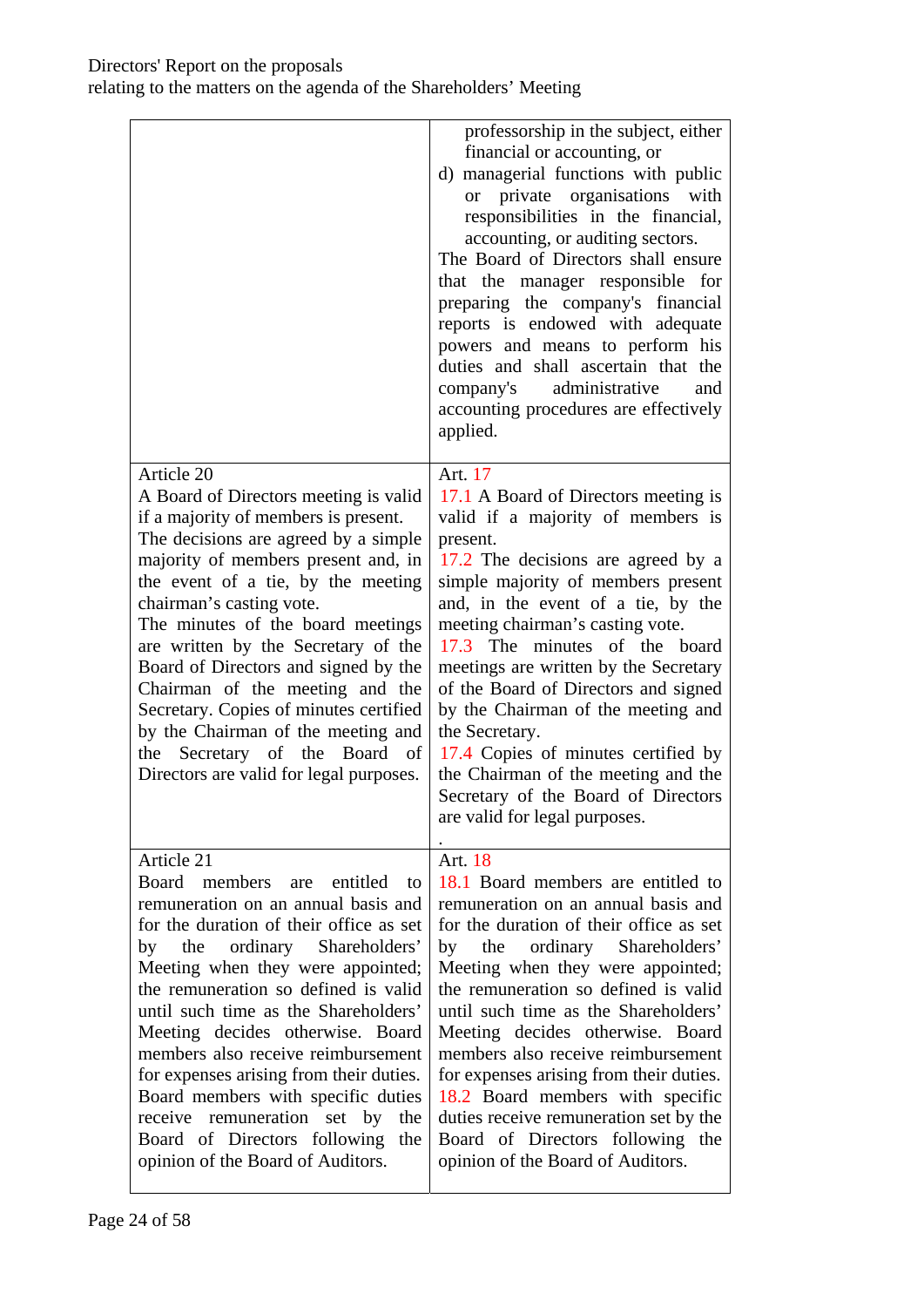| | |
|---|---|
| | professorship in the subject, either financial or accounting, or<br>d) managerial functions with public or private organisations with responsibilities in the financial, accounting, or auditing sectors.<br>The Board of Directors shall ensure that the manager responsible for preparing the company's financial reports is endowed with adequate powers and means to perform his duties and shall ascertain that the company's administrative and accounting procedures are effectively applied. |
| Article 20<br>A Board of Directors meeting is valid if a majority of members is present.<br>The decisions are agreed by a simple majority of members present and, in the event of a tie, by the meeting chairman's casting vote.<br>The minutes of the board meetings are written by the Secretary of the Board of Directors and signed by the Chairman of the meeting and the Secretary. Copies of minutes certified by the Chairman of the meeting and the Secretary of the Board of Directors are valid for legal purposes. | Art. 17<br>17.1 A Board of Directors meeting is valid if a majority of members is present.<br>17.2 The decisions are agreed by a simple majority of members present and, in the event of a tie, by the meeting chairman's casting vote.<br>17.3 The minutes of the board meetings are written by the Secretary of the Board of Directors and signed by the Chairman of the meeting and the Secretary.<br>17.4 Copies of minutes certified by the Chairman of the meeting and the Secretary of the Board of Directors are valid for legal purposes.<br>. |
| Article 21<br>Board members are entitled to remuneration on an annual basis and for the duration of their office as set by the ordinary Shareholders' Meeting when they were appointed; the remuneration so defined is valid until such time as the Shareholders' Meeting decides otherwise. Board members also receive reimbursement for expenses arising from their duties. Board members with specific duties receive remuneration set by the Board of Directors following the opinion of the Board of Auditors. | Art. 18<br>18.1 Board members are entitled to remuneration on an annual basis and for the duration of their office as set by the ordinary Shareholders' Meeting when they were appointed; the remuneration so defined is valid until such time as the Shareholders' Meeting decides otherwise. Board members also receive reimbursement for expenses arising from their duties.<br>18.2 Board members with specific duties receive remuneration set by the Board of Directors following the opinion of the Board of Auditors. |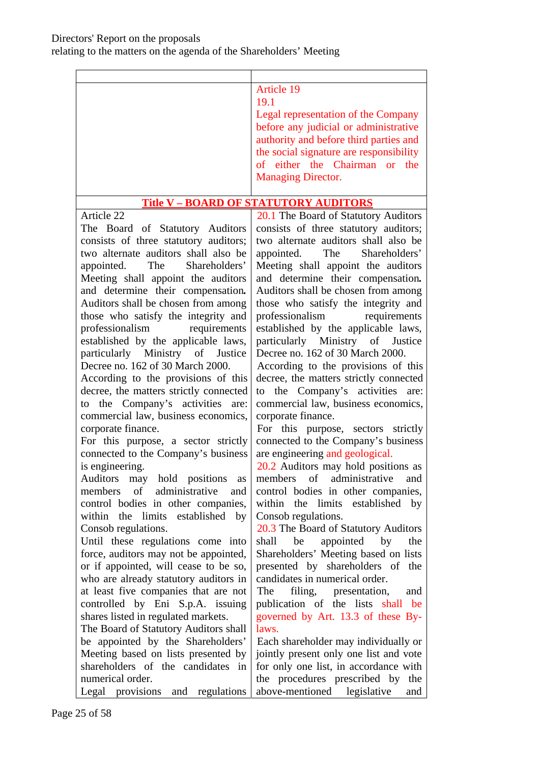| | |
|---|---|
| | Article 19<br>19.1<br>Legal representation of the Company before any judicial or administrative authority and before third parties and the social signature are responsibility of either the Chairman or the Managing Director. |
| **Title V – BOARD OF STATUTORY AUDITORS** | |
| Article 22<br>The Board of Statutory Auditors consists of three statutory auditors; two alternate auditors shall also be appointed. The Shareholders' Meeting shall appoint the auditors and determine their compensation**.** Auditors shall be chosen from among those who satisfy the integrity and professionalism requirements established by the applicable laws, particularly Ministry of Justice Decree no. 162 of 30 March 2000.<br>According to the provisions of this decree, the matters strictly connected to the Company's activities are: commercial law, business economics, corporate finance.<br>For this purpose, a sector strictly connected to the Company's business is engineering.<br>Auditors may hold positions as members of administrative and control bodies in other companies, within the limits established by Consob regulations.<br>Until these regulations come into force, auditors may not be appointed, or if appointed, will cease to be so, who are already statutory auditors in at least five companies that are not controlled by Eni S.p.A. issuing shares listed in regulated markets.<br>The Board of Statutory Auditors shall be appointed by the Shareholders' Meeting based on lists presented by shareholders of the candidates in numerical order.<br>Legal provisions and regulations | 20.1 The Board of Statutory Auditors consists of three statutory auditors; two alternate auditors shall also be appointed. The Shareholders' Meeting shall appoint the auditors and determine their compensation**.** Auditors shall be chosen from among those who satisfy the integrity and professionalism requirements established by the applicable laws, particularly Ministry of Justice Decree no. 162 of 30 March 2000.<br>According to the provisions of this decree, the matters strictly connected to the Company's activities are: commercial law, business economics, corporate finance.<br>For this purpose, sectors strictly connected to the Company's business are engineering and geological.<br>20.2 Auditors may hold positions as members of administrative and control bodies in other companies, within the limits established by Consob regulations.<br>20.3 The Board of Statutory Auditors shall be appointed by the Shareholders' Meeting based on lists presented by shareholders of the candidates in numerical order.<br>The filing, presentation, and publication of the lists shall be governed by Art. 13.3 of these By-laws.<br>Each shareholder may individually or jointly present only one list and vote for only one list, in accordance with the procedures prescribed by the above-mentioned legislative and |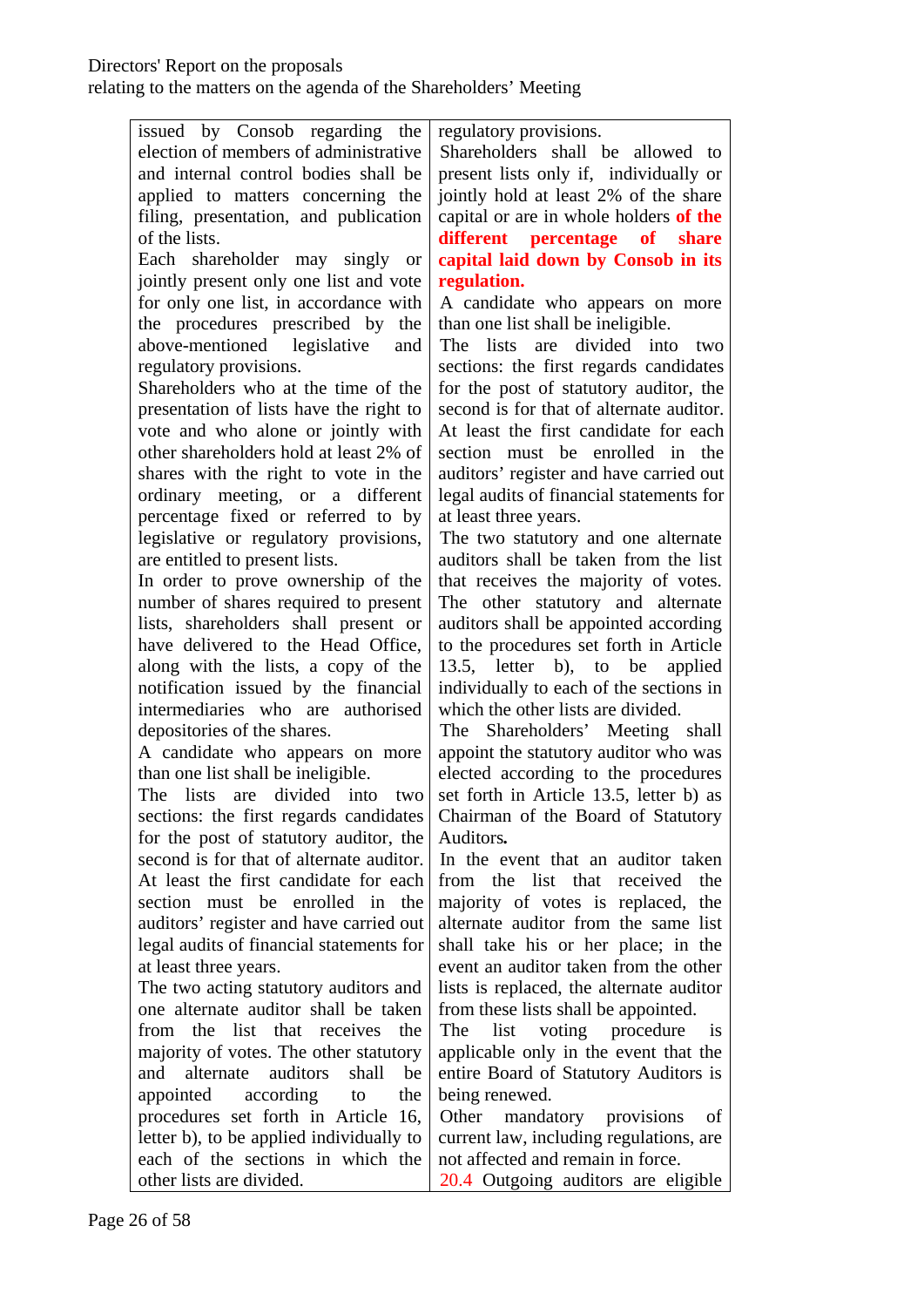| | |
|---|---|
| issued by Consob regarding the election of members of administrative and internal control bodies shall be applied to matters concerning the filing, presentation, and publication of the lists.<br>Each shareholder may singly or jointly present only one list and vote for only one list, in accordance with the procedures prescribed by the above-mentioned legislative and regulatory provisions.<br>Shareholders who at the time of the presentation of lists have the right to vote and who alone or jointly with other shareholders hold at least 2% of shares with the right to vote in the ordinary meeting, or a different percentage fixed or referred to by legislative or regulatory provisions, are entitled to present lists.<br>In order to prove ownership of the number of shares required to present lists, shareholders shall present or have delivered to the Head Office, along with the lists, a copy of the notification issued by the financial intermediaries who are authorised depositories of the shares.<br>A candidate who appears on more than one list shall be ineligible.<br>The lists are divided into two sections: the first regards candidates for the post of statutory auditor, the second is for that of alternate auditor. At least the first candidate for each section must be enrolled in the auditors' register and have carried out legal audits of financial statements for at least three years.<br>The two acting statutory auditors and one alternate auditor shall be taken from the list that receives the majority of votes. The other statutory and alternate auditors shall be appointed according to the procedures set forth in Article 16, letter b), to be applied individually to each of the sections in which the other lists are divided. | regulatory provisions.<br>Shareholders shall be allowed to present lists only if, individually or jointly hold at least 2% of the share capital or are in whole holders **of the different percentage of share capital laid down by Consob in its regulation.**<br>A candidate who appears on more than one list shall be ineligible.<br>The lists are divided into two sections: the first regards candidates for the post of statutory auditor, the second is for that of alternate auditor. At least the first candidate for each section must be enrolled in the auditors' register and have carried out legal audits of financial statements for at least three years.<br>The two statutory and one alternate auditors shall be taken from the list that receives the majority of votes. The other statutory and alternate auditors shall be appointed according to the procedures set forth in Article 13.5, letter b), to be applied individually to each of the sections in which the other lists are divided.<br>The Shareholders' Meeting shall appoint the statutory auditor who was elected according to the procedures set forth in Article 13.5, letter b) as Chairman of the Board of Statutory Auditors.<br>In the event that an auditor taken from the list that received the majority of votes is replaced, the alternate auditor from the same list shall take his or her place; in the event an auditor taken from the other lists is replaced, the alternate auditor from these lists shall be appointed.<br>The list voting procedure is applicable only in the event that the entire Board of Statutory Auditors is being renewed.<br>Other mandatory provisions of current law, including regulations, are not affected and remain in force.<br>20.4 Outgoing auditors are eligible |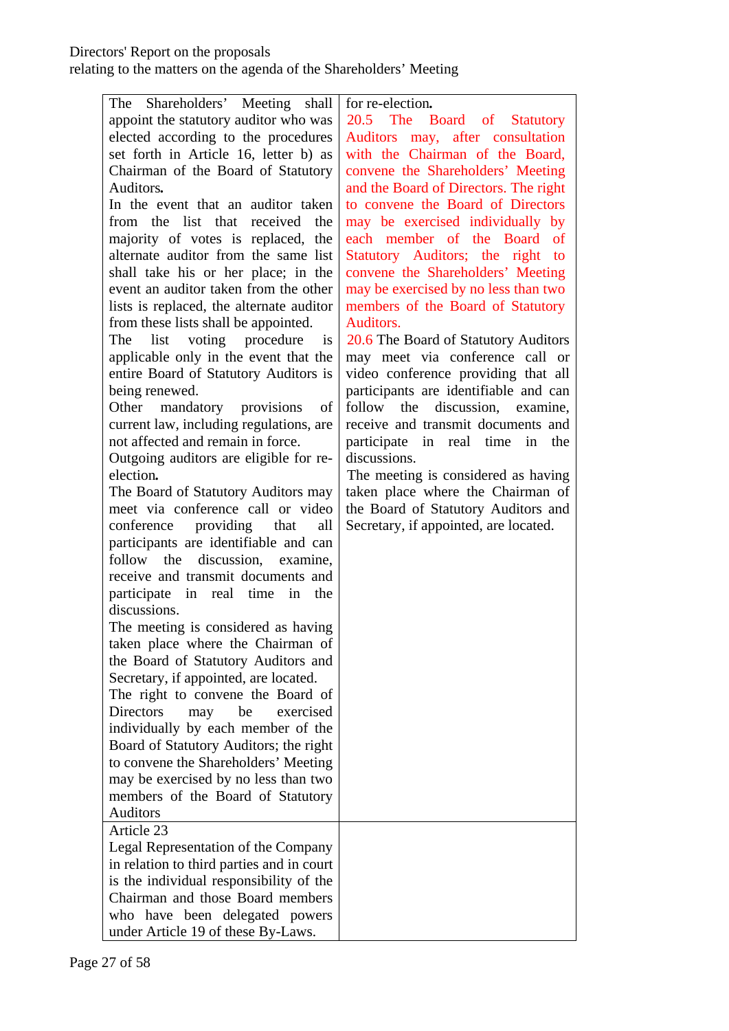Directors' Report on the proposals
relating to the matters on the agenda of the Shareholders' Meeting

| | |
|---|---|
| The Shareholders' Meeting shall appoint the statutory auditor who was elected according to the procedures set forth in Article 16, letter b) as Chairman of the Board of Statutory Auditors.<br>In the event that an auditor taken from the list that received the majority of votes is replaced, the alternate auditor from the same list shall take his or her place; in the event an auditor taken from the other lists is replaced, the alternate auditor from these lists shall be appointed.<br>The list voting procedure is applicable only in the event that the entire Board of Statutory Auditors is being renewed.<br>Other mandatory provisions of current law, including regulations, are not affected and remain in force.<br>Outgoing auditors are eligible for re-election.<br>The Board of Statutory Auditors may meet via conference call or video conference providing that all participants are identifiable and can follow the discussion, examine, receive and transmit documents and participate in real time in the discussions.<br>The meeting is considered as having taken place where the Chairman of the Board of Statutory Auditors and Secretary, if appointed, are located.<br>The right to convene the Board of Directors may be exercised individually by each member of the Board of Statutory Auditors; the right to convene the Shareholders' Meeting may be exercised by no less than two members of the Board of Statutory Auditors | for re-election.<br>20.5 The Board of Statutory Auditors may, after consultation with the Chairman of the Board, convene the Shareholders' Meeting and the Board of Directors. The right to convene the Board of Directors may be exercised individually by each member of the Board of Statutory Auditors; the right to convene the Shareholders' Meeting may be exercised by no less than two members of the Board of Statutory Auditors.<br>20.6 The Board of Statutory Auditors may meet via conference call or video conference providing that all participants are identifiable and can follow the discussion, examine, receive and transmit documents and participate in real time in the discussions.<br>The meeting is considered as having taken place where the Chairman of the Board of Statutory Auditors and Secretary, if appointed, are located. |
| Article 23<br>Legal Representation of the Company in relation to third parties and in court is the individual responsibility of the Chairman and those Board members who have been delegated powers under Article 19 of these By-Laws. | |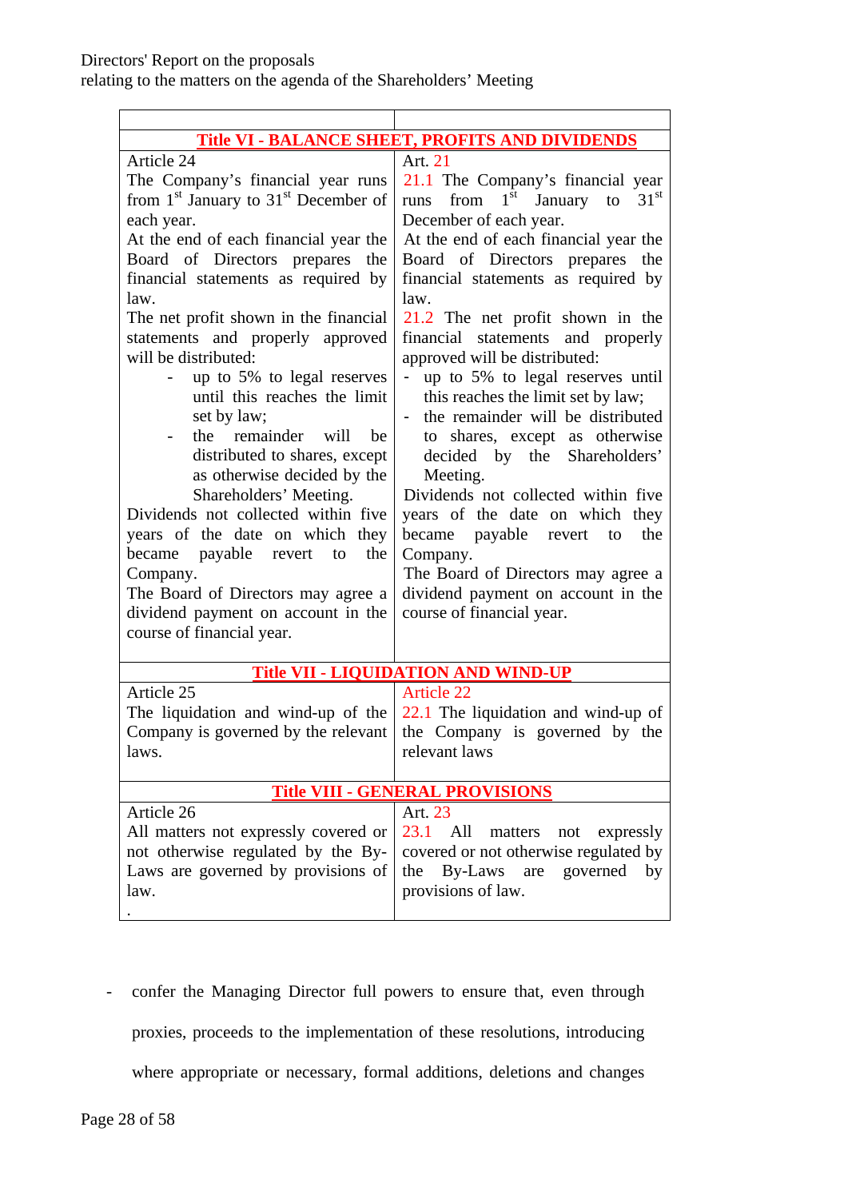| | |
|---|---|
| **Title VI - BALANCE SHEET, PROFITS AND DIVIDENDS** | |
| Article 24<br>The Company's financial year runs from 1st January to 31st December of each year.<br>At the end of each financial year the Board of Directors prepares the financial statements as required by law.<br>The net profit shown in the financial statements and properly approved will be distributed:<br>- up to 5% to legal reserves until this reaches the limit set by law;<br>- the remainder will be distributed to shares, except as otherwise decided by the Shareholders' Meeting.<br>Dividends not collected within five years of the date on which they became payable revert to the Company.<br>The Board of Directors may agree a dividend payment on account in the course of financial year. | Art. 21<br>21.1 The Company's financial year runs from 1st January to 31st December of each year.<br>At the end of each financial year the Board of Directors prepares the financial statements as required by law.<br>21.2 The net profit shown in the financial statements and properly approved will be distributed:<br>- up to 5% to legal reserves until this reaches the limit set by law;<br>- the remainder will be distributed to shares, except as otherwise decided by the Shareholders' Meeting.<br>Dividends not collected within five years of the date on which they became payable revert to the Company.<br>The Board of Directors may agree a dividend payment on account in the course of financial year. |
| **Title VII - LIQUIDATION AND WIND-UP** | |
| Article 25<br>The liquidation and wind-up of the Company is governed by the relevant laws. | Article 22<br>22.1 The liquidation and wind-up of the Company is governed by the relevant laws |
| **Title VIII - GENERAL PROVISIONS** | |
| Article 26<br>All matters not expressly covered or not otherwise regulated by the By-Laws are governed by provisions of law.<br>. | Art. 23<br>23.1 All matters not expressly covered or not otherwise regulated by the By-Laws are governed by provisions of law. |

- confer the Managing Director full powers to ensure that, even through proxies, proceeds to the implementation of these resolutions, introducing where appropriate or necessary, formal additions, deletions and changes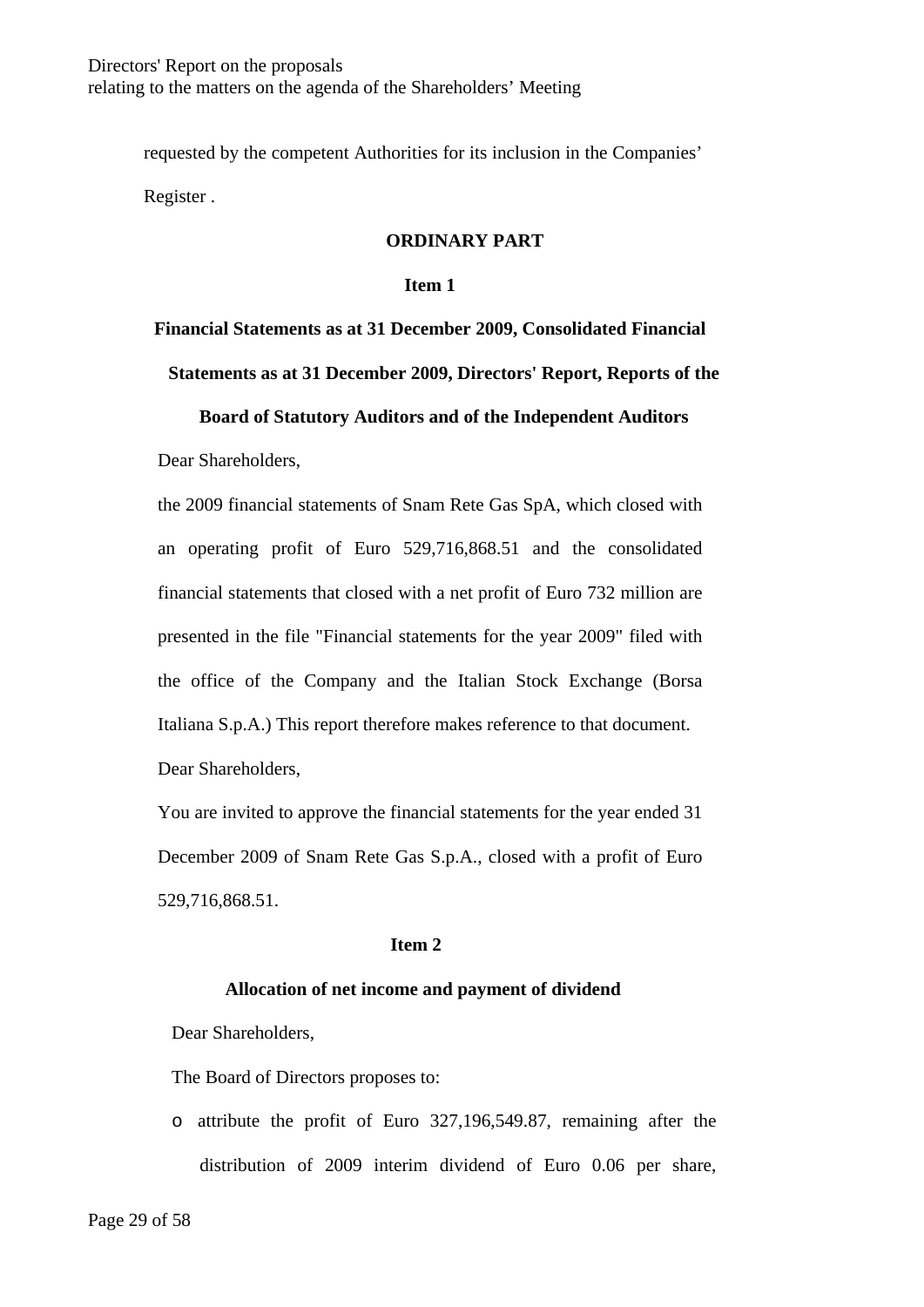requested by the competent Authorities for its inclusion in the Companies' Register .

## ORDINARY PART

### Item 1

### Financial Statements as at 31 December 2009, Consolidated Financial Statements as at 31 December 2009, Directors' Report, Reports of the Board of Statutory Auditors and of the Independent Auditors

Dear Shareholders,

the 2009 financial statements of Snam Rete Gas SpA, which closed with an operating profit of Euro 529,716,868.51 and the consolidated financial statements that closed with a net profit of Euro 732 million are presented in the file "Financial statements for the year 2009" filed with the office of the Company and the Italian Stock Exchange (Borsa Italiana S.p.A.) This report therefore makes reference to that document.

Dear Shareholders,

You are invited to approve the financial statements for the year ended 31 December 2009 of Snam Rete Gas S.p.A., closed with a profit of Euro 529,716,868.51.

### Item 2

### Allocation of net income and payment of dividend

Dear Shareholders,

The Board of Directors proposes to:

- attribute the profit of Euro 327,196,549.87, remaining after the distribution of 2009 interim dividend of Euro 0.06 per share,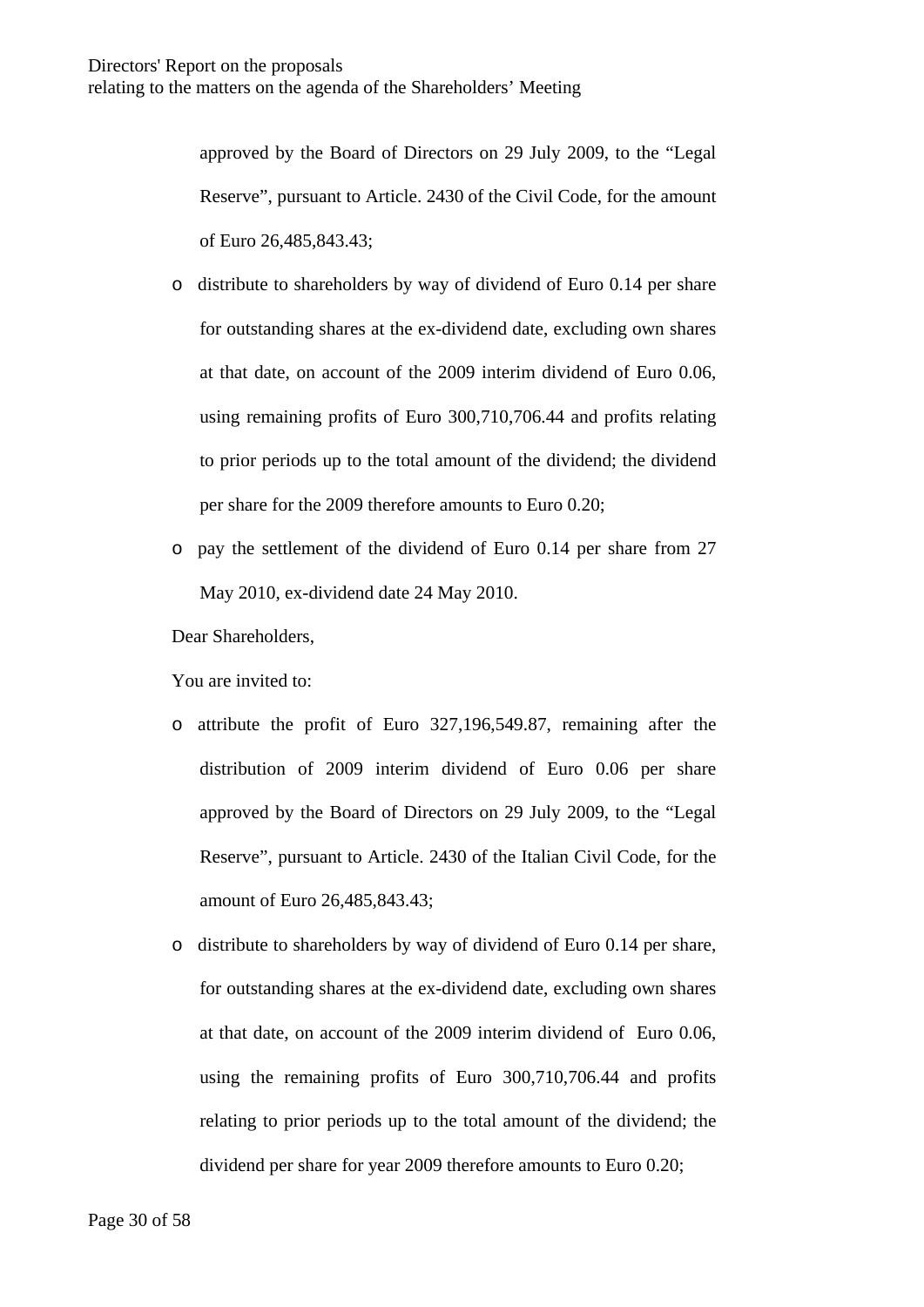approved by the Board of Directors on 29 July 2009, to the "Legal Reserve", pursuant to Article. 2430 of the Civil Code, for the amount of Euro 26,485,843.43;

- distribute to shareholders by way of dividend of Euro 0.14 per share for outstanding shares at the ex-dividend date, excluding own shares at that date, on account of the 2009 interim dividend of Euro 0.06, using remaining profits of Euro 300,710,706.44 and profits relating to prior periods up to the total amount of the dividend; the dividend per share for the 2009 therefore amounts to Euro 0.20;
- pay the settlement of the dividend of Euro 0.14 per share from 27 May 2010, ex-dividend date 24 May 2010.

Dear Shareholders,

You are invited to:

- attribute the profit of Euro 327,196,549.87, remaining after the distribution of 2009 interim dividend of Euro 0.06 per share approved by the Board of Directors on 29 July 2009, to the "Legal Reserve", pursuant to Article. 2430 of the Italian Civil Code, for the amount of Euro 26,485,843.43;
- distribute to shareholders by way of dividend of Euro 0.14 per share, for outstanding shares at the ex-dividend date, excluding own shares at that date, on account of the 2009 interim dividend of Euro 0.06, using the remaining profits of Euro 300,710,706.44 and profits relating to prior periods up to the total amount of the dividend; the dividend per share for year 2009 therefore amounts to Euro 0.20;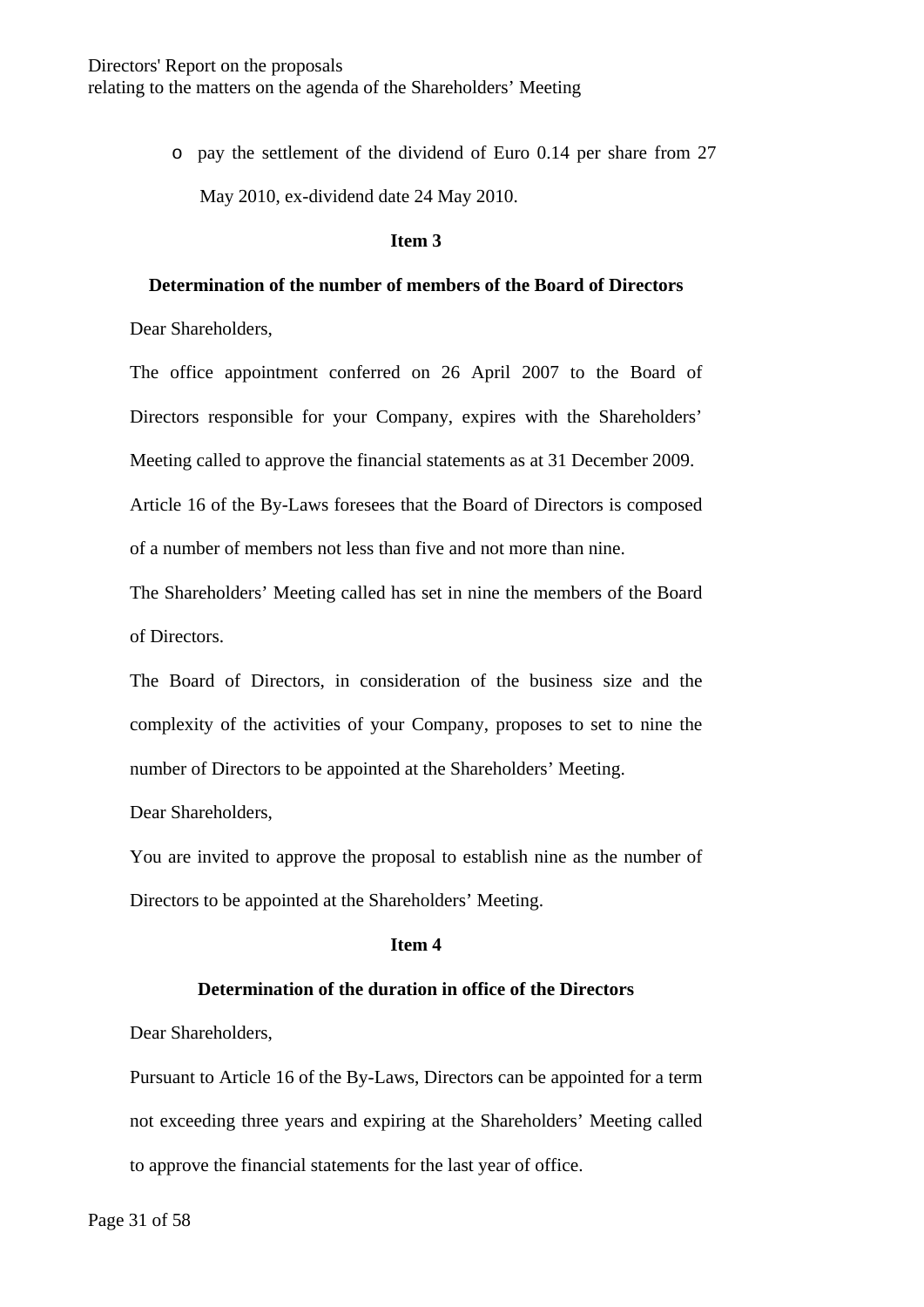- pay the settlement of the dividend of Euro 0.14 per share from 27 May 2010, ex-dividend date 24 May 2010.

**Item 3**

**Determination of the number of members of the Board of Directors**

Dear Shareholders,

The office appointment conferred on 26 April 2007 to the Board of Directors responsible for your Company, expires with the Shareholders' Meeting called to approve the financial statements as at 31 December 2009.

Article 16 of the By-Laws foresees that the Board of Directors is composed of a number of members not less than five and not more than nine.

The Shareholders' Meeting called has set in nine the members of the Board of Directors.

The Board of Directors, in consideration of the business size and the complexity of the activities of your Company, proposes to set to nine the number of Directors to be appointed at the Shareholders' Meeting.

Dear Shareholders,

You are invited to approve the proposal to establish nine as the number of Directors to be appointed at the Shareholders' Meeting.

**Item 4**

**Determination of the duration in office of the Directors**

Dear Shareholders,

Pursuant to Article 16 of the By-Laws, Directors can be appointed for a term not exceeding three years and expiring at the Shareholders' Meeting called to approve the financial statements for the last year of office.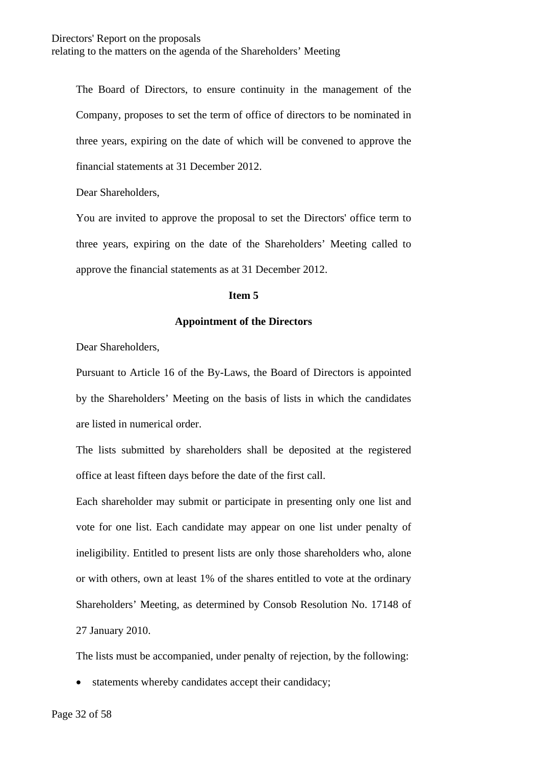The Board of Directors, to ensure continuity in the management of the Company, proposes to set the term of office of directors to be nominated in three years, expiring on the date of which will be convened to approve the financial statements at 31 December 2012.

Dear Shareholders,

You are invited to approve the proposal to set the Directors' office term to three years, expiring on the date of the Shareholders' Meeting called to approve the financial statements as at 31 December 2012.

**Item 5**

**Appointment of the Directors**

Dear Shareholders,

Pursuant to Article 16 of the By-Laws, the Board of Directors is appointed by the Shareholders' Meeting on the basis of lists in which the candidates are listed in numerical order.

The lists submitted by shareholders shall be deposited at the registered office at least fifteen days before the date of the first call.

Each shareholder may submit or participate in presenting only one list and vote for one list. Each candidate may appear on one list under penalty of ineligibility. Entitled to present lists are only those shareholders who, alone or with others, own at least 1% of the shares entitled to vote at the ordinary Shareholders' Meeting, as determined by Consob Resolution No. 17148 of 27 January 2010.

The lists must be accompanied, under penalty of rejection, by the following:

- statements whereby candidates accept their candidacy;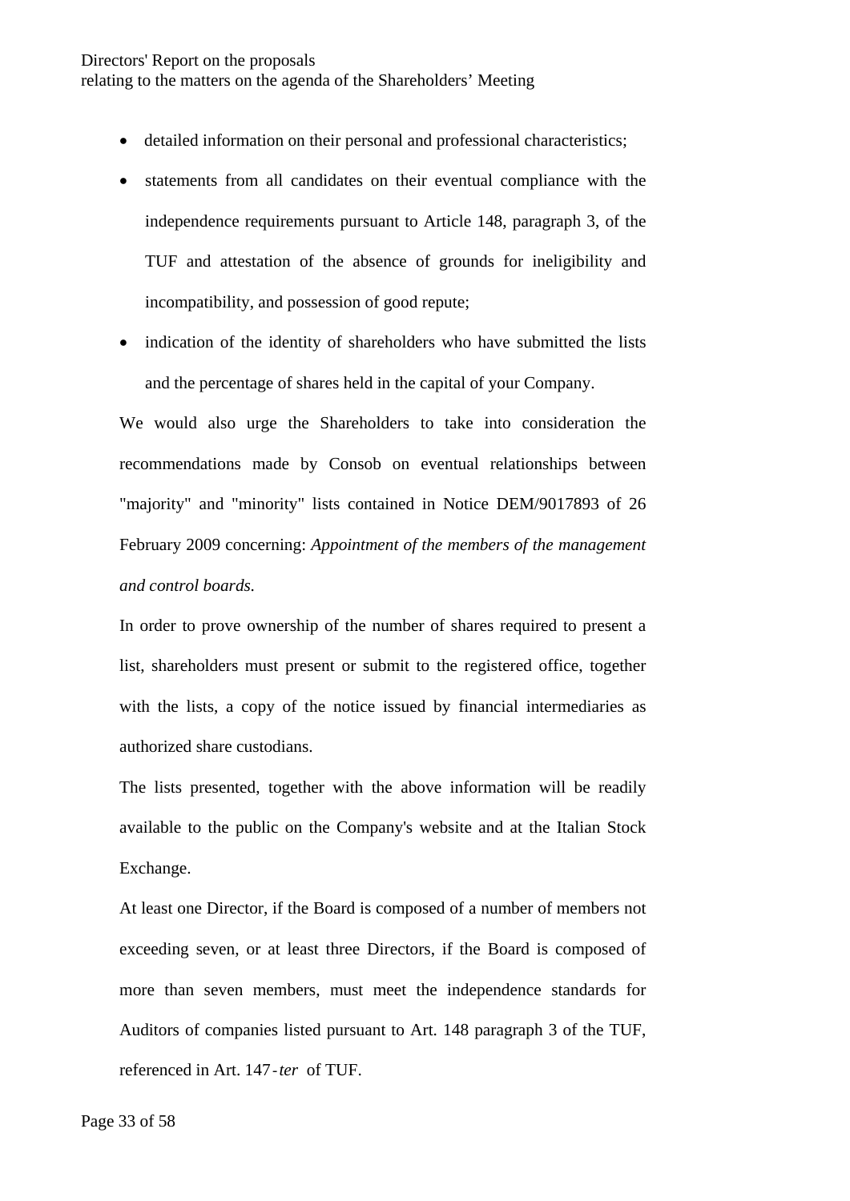- detailed information on their personal and professional characteristics;
- statements from all candidates on their eventual compliance with the independence requirements pursuant to Article 148, paragraph 3, of the TUF and attestation of the absence of grounds for ineligibility and incompatibility, and possession of good repute;
- indication of the identity of shareholders who have submitted the lists and the percentage of shares held in the capital of your Company.

We would also urge the Shareholders to take into consideration the recommendations made by Consob on eventual relationships between "majority" and "minority" lists contained in Notice DEM/9017893 of 26 February 2009 concerning: *Appointment of the members of the management and control boards.*

In order to prove ownership of the number of shares required to present a list, shareholders must present or submit to the registered office, together with the lists, a copy of the notice issued by financial intermediaries as authorized share custodians.

The lists presented, together with the above information will be readily available to the public on the Company's website and at the Italian Stock Exchange.

At least one Director, if the Board is composed of a number of members not exceeding seven, or at least three Directors, if the Board is composed of more than seven members, must meet the independence standards for Auditors of companies listed pursuant to Art. 148 paragraph 3 of the TUF, referenced in Art. 147-*ter* of TUF.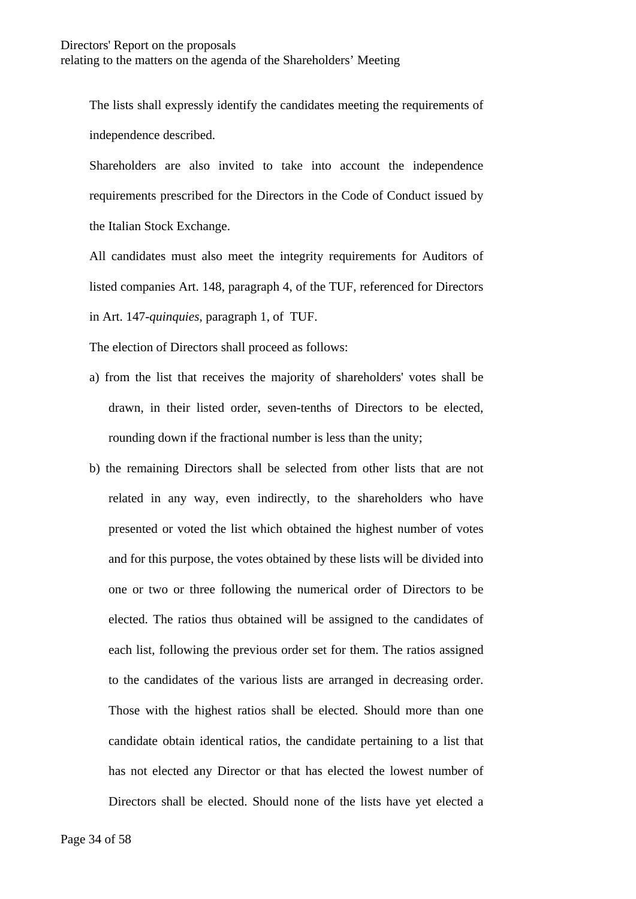The lists shall expressly identify the candidates meeting the requirements of independence described.

Shareholders are also invited to take into account the independence requirements prescribed for the Directors in the Code of Conduct issued by the Italian Stock Exchange.

All candidates must also meet the integrity requirements for Auditors of listed companies Art. 148, paragraph 4, of the TUF, referenced for Directors in Art. 147-*quinquies*, paragraph 1, of TUF.

The election of Directors shall proceed as follows:

a) from the list that receives the majority of shareholders' votes shall be drawn, in their listed order, seven-tenths of Directors to be elected, rounding down if the fractional number is less than the unity;

b) the remaining Directors shall be selected from other lists that are not related in any way, even indirectly, to the shareholders who have presented or voted the list which obtained the highest number of votes and for this purpose, the votes obtained by these lists will be divided into one or two or three following the numerical order of Directors to be elected. The ratios thus obtained will be assigned to the candidates of each list, following the previous order set for them. The ratios assigned to the candidates of the various lists are arranged in decreasing order. Those with the highest ratios shall be elected. Should more than one candidate obtain identical ratios, the candidate pertaining to a list that has not elected any Director or that has elected the lowest number of Directors shall be elected. Should none of the lists have yet elected a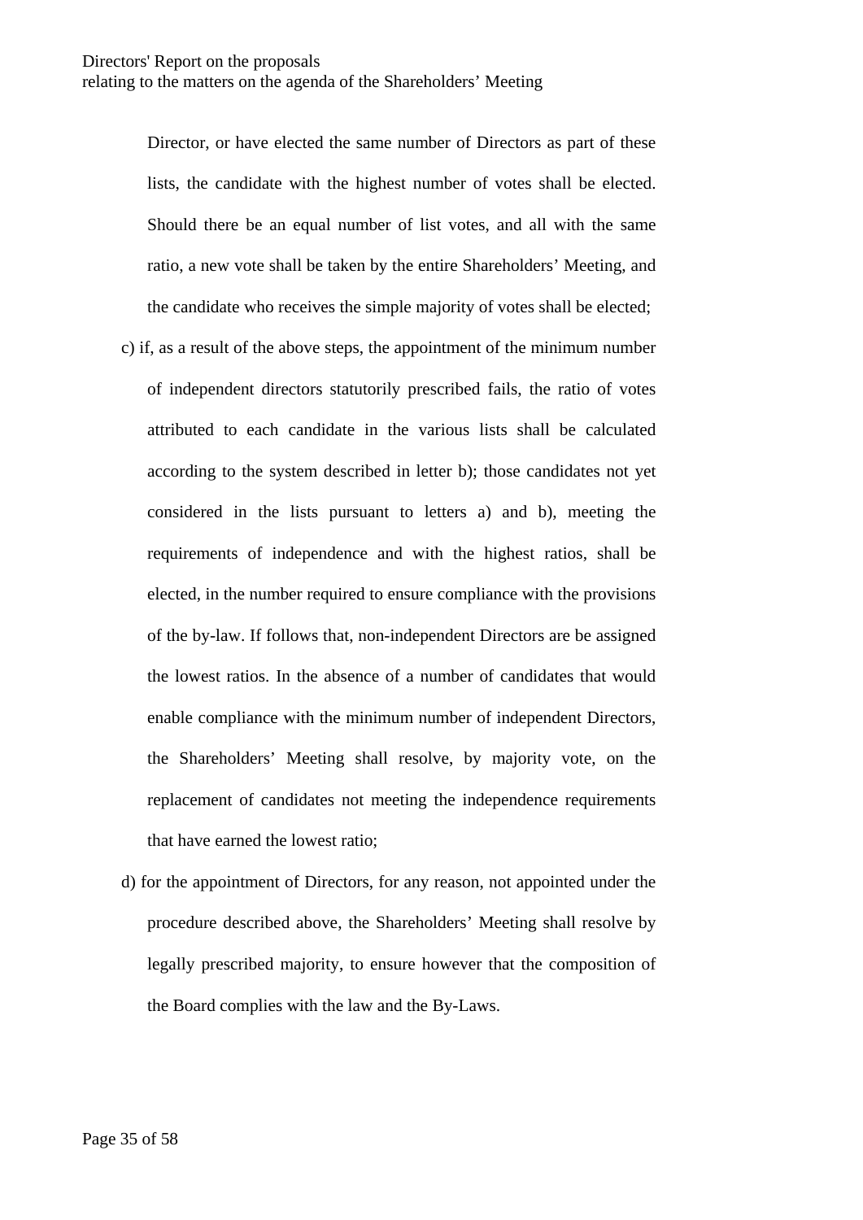Director, or have elected the same number of Directors as part of these lists, the candidate with the highest number of votes shall be elected. Should there be an equal number of list votes, and all with the same ratio, a new vote shall be taken by the entire Shareholders' Meeting, and the candidate who receives the simple majority of votes shall be elected;

c) if, as a result of the above steps, the appointment of the minimum number of independent directors statutorily prescribed fails, the ratio of votes attributed to each candidate in the various lists shall be calculated according to the system described in letter b); those candidates not yet considered in the lists pursuant to letters a) and b), meeting the requirements of independence and with the highest ratios, shall be elected, in the number required to ensure compliance with the provisions of the by-law. If follows that, non-independent Directors are be assigned the lowest ratios. In the absence of a number of candidates that would enable compliance with the minimum number of independent Directors, the Shareholders' Meeting shall resolve, by majority vote, on the replacement of candidates not meeting the independence requirements that have earned the lowest ratio;

d) for the appointment of Directors, for any reason, not appointed under the procedure described above, the Shareholders' Meeting shall resolve by legally prescribed majority, to ensure however that the composition of the Board complies with the law and the By-Laws.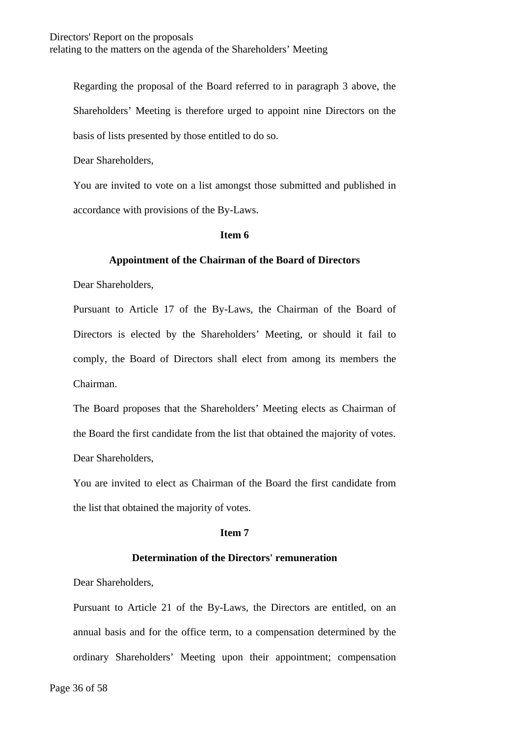Regarding the proposal of the Board referred to in paragraph 3 above, the Shareholders' Meeting is therefore urged to appoint nine Directors on the basis of lists presented by those entitled to do so.

Dear Shareholders,

You are invited to vote on a list amongst those submitted and published in accordance with provisions of the By-Laws.

**Item 6**

**Appointment of the Chairman of the Board of Directors**

Dear Shareholders,

Pursuant to Article 17 of the By-Laws, the Chairman of the Board of Directors is elected by the Shareholders' Meeting, or should it fail to comply, the Board of Directors shall elect from among its members the Chairman.

The Board proposes that the Shareholders' Meeting elects as Chairman of the Board the first candidate from the list that obtained the majority of votes.

Dear Shareholders,

You are invited to elect as Chairman of the Board the first candidate from the list that obtained the majority of votes.

**Item 7**

**Determination of the Directors' remuneration**

Dear Shareholders,

Pursuant to Article 21 of the By-Laws, the Directors are entitled, on an annual basis and for the office term, to a compensation determined by the ordinary Shareholders' Meeting upon their appointment; compensation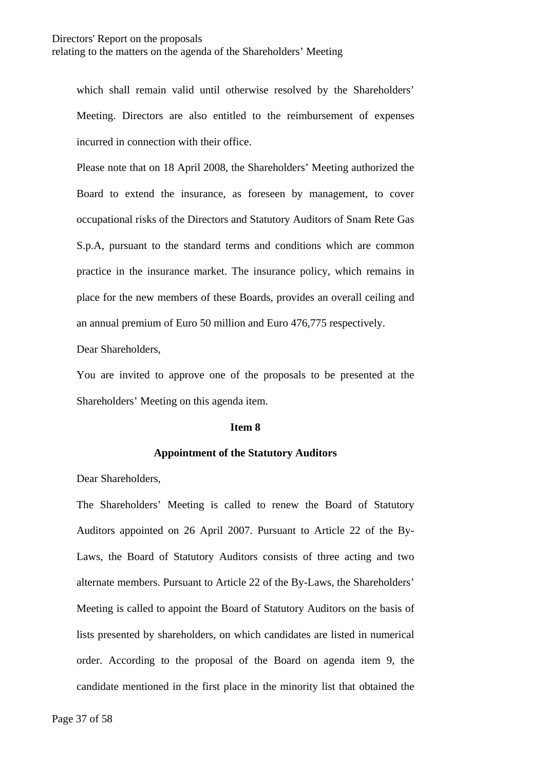which shall remain valid until otherwise resolved by the Shareholders' Meeting. Directors are also entitled to the reimbursement of expenses incurred in connection with their office.

Please note that on 18 April 2008, the Shareholders' Meeting authorized the Board to extend the insurance, as foreseen by management, to cover occupational risks of the Directors and Statutory Auditors of Snam Rete Gas S.p.A, pursuant to the standard terms and conditions which are common practice in the insurance market. The insurance policy, which remains in place for the new members of these Boards, provides an overall ceiling and an annual premium of Euro 50 million and Euro 476,775 respectively.

Dear Shareholders,

You are invited to approve one of the proposals to be presented at the Shareholders' Meeting on this agenda item.

**Item 8**

**Appointment of the Statutory Auditors**

Dear Shareholders,

The Shareholders' Meeting is called to renew the Board of Statutory Auditors appointed on 26 April 2007. Pursuant to Article 22 of the By-Laws, the Board of Statutory Auditors consists of three acting and two alternate members. Pursuant to Article 22 of the By-Laws, the Shareholders' Meeting is called to appoint the Board of Statutory Auditors on the basis of lists presented by shareholders, on which candidates are listed in numerical order. According to the proposal of the Board on agenda item 9, the candidate mentioned in the first place in the minority list that obtained the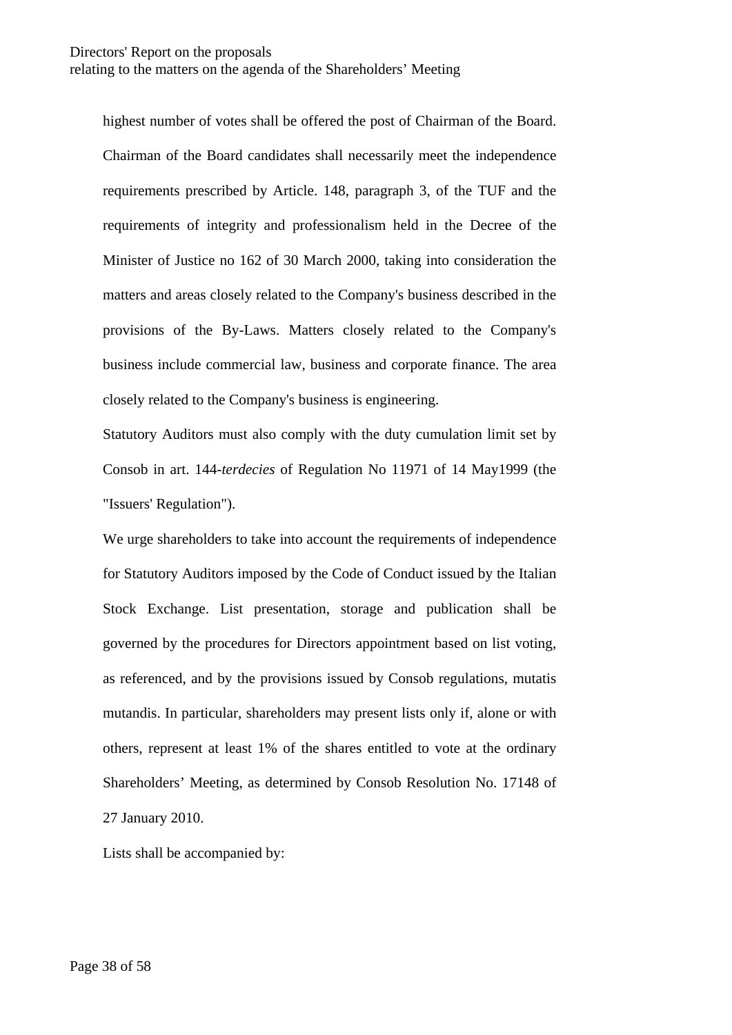highest number of votes shall be offered the post of Chairman of the Board. Chairman of the Board candidates shall necessarily meet the independence requirements prescribed by Article. 148, paragraph 3, of the TUF and the requirements of integrity and professionalism held in the Decree of the Minister of Justice no 162 of 30 March 2000, taking into consideration the matters and areas closely related to the Company's business described in the provisions of the By-Laws. Matters closely related to the Company's business include commercial law, business and corporate finance. The area closely related to the Company's business is engineering.

Statutory Auditors must also comply with the duty cumulation limit set by Consob in art. 144-*terdecies* of Regulation No 11971 of 14 May1999 (the "Issuers' Regulation").

We urge shareholders to take into account the requirements of independence for Statutory Auditors imposed by the Code of Conduct issued by the Italian Stock Exchange. List presentation, storage and publication shall be governed by the procedures for Directors appointment based on list voting, as referenced, and by the provisions issued by Consob regulations, mutatis mutandis. In particular, shareholders may present lists only if, alone or with others, represent at least 1% of the shares entitled to vote at the ordinary Shareholders' Meeting, as determined by Consob Resolution No. 17148 of 27 January 2010.

Lists shall be accompanied by: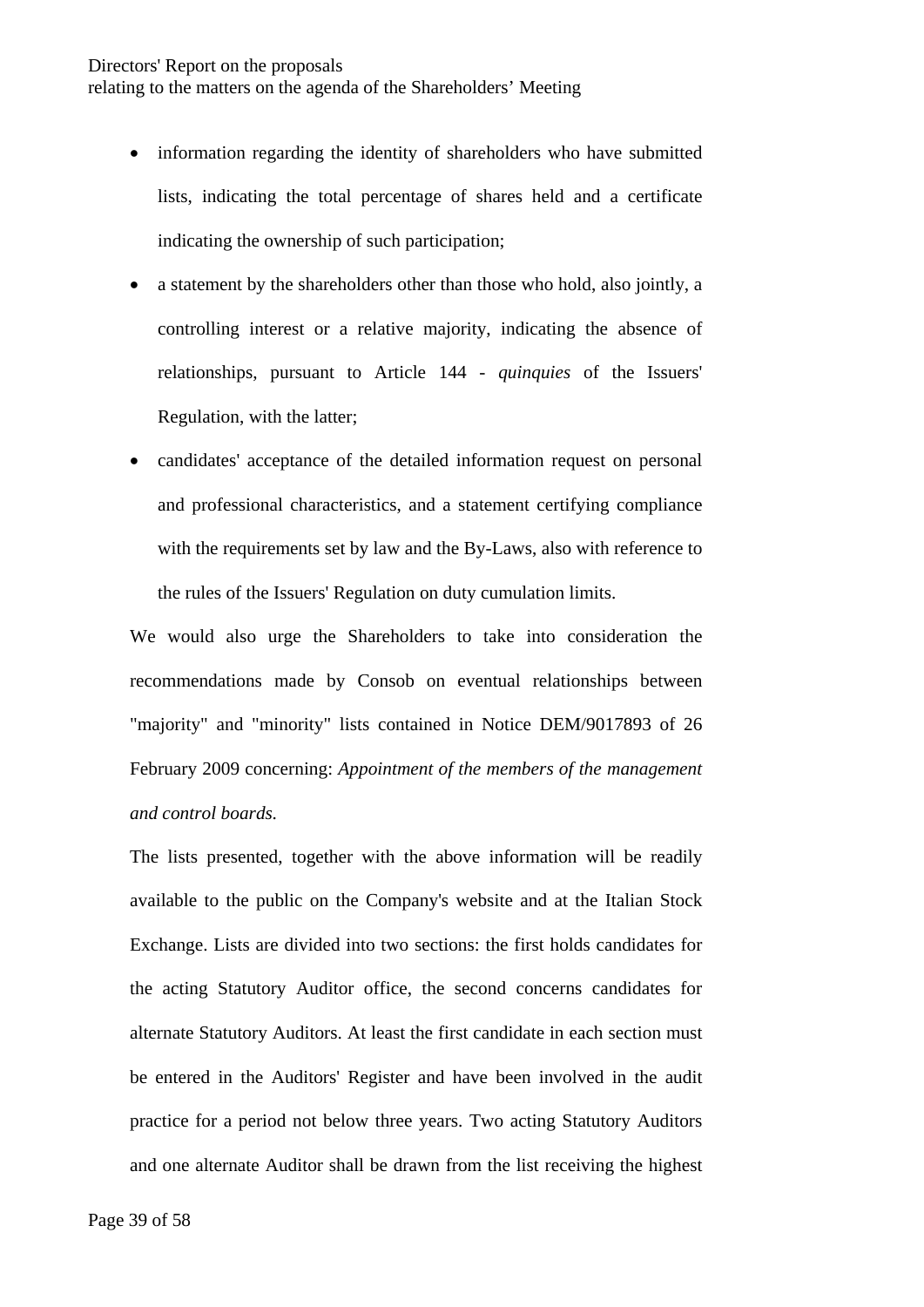- information regarding the identity of shareholders who have submitted lists, indicating the total percentage of shares held and a certificate indicating the ownership of such participation;
- a statement by the shareholders other than those who hold, also jointly, a controlling interest or a relative majority, indicating the absence of relationships, pursuant to Article 144 - *quinquies* of the Issuers' Regulation, with the latter;
- candidates' acceptance of the detailed information request on personal and professional characteristics, and a statement certifying compliance with the requirements set by law and the By-Laws, also with reference to the rules of the Issuers' Regulation on duty cumulation limits.

We would also urge the Shareholders to take into consideration the recommendations made by Consob on eventual relationships between "majority" and "minority" lists contained in Notice DEM/9017893 of 26 February 2009 concerning: *Appointment of the members of the management and control boards.*

The lists presented, together with the above information will be readily available to the public on the Company's website and at the Italian Stock Exchange. Lists are divided into two sections: the first holds candidates for the acting Statutory Auditor office, the second concerns candidates for alternate Statutory Auditors. At least the first candidate in each section must be entered in the Auditors' Register and have been involved in the audit practice for a period not below three years. Two acting Statutory Auditors and one alternate Auditor shall be drawn from the list receiving the highest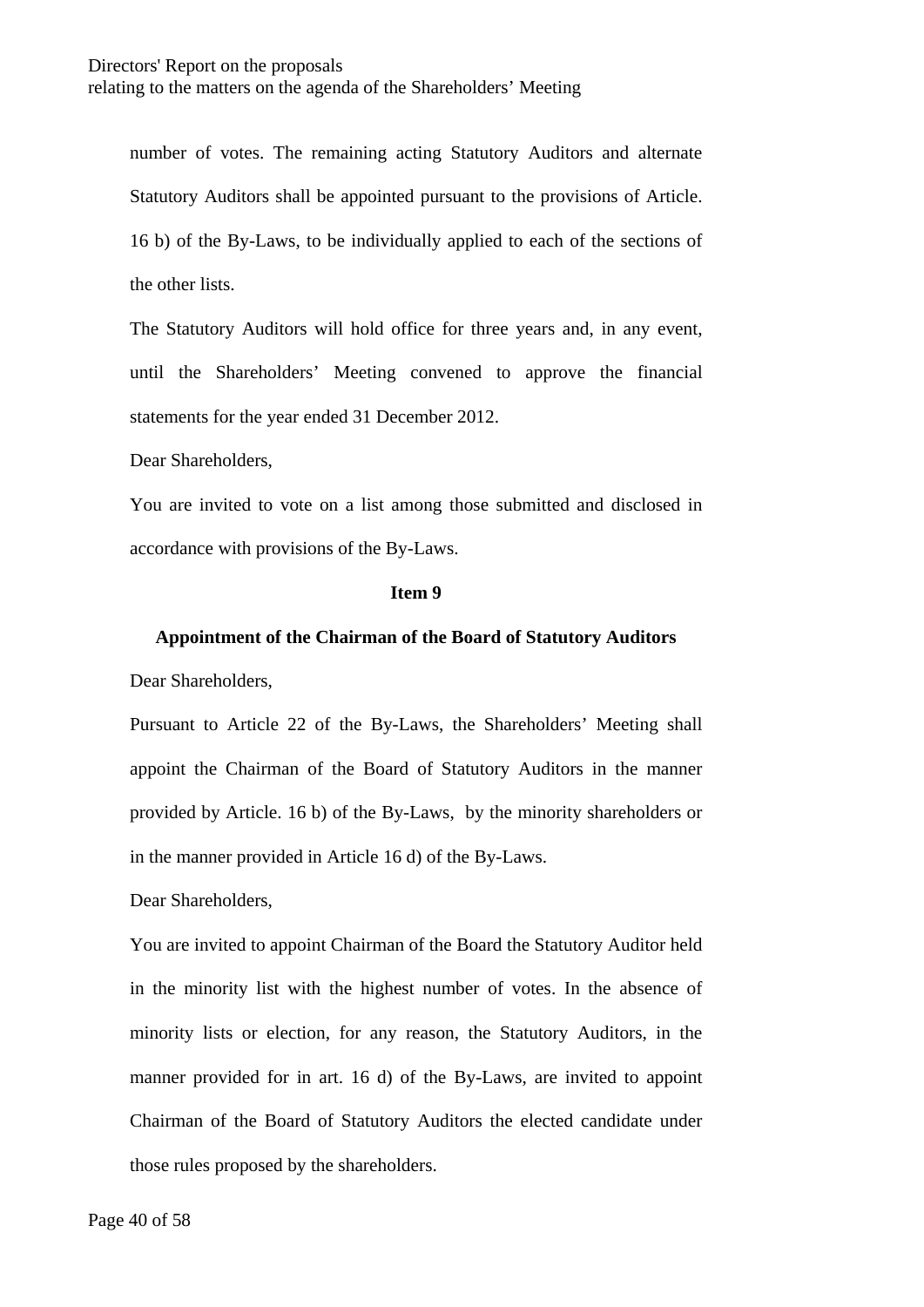number of votes. The remaining acting Statutory Auditors and alternate Statutory Auditors shall be appointed pursuant to the provisions of Article. 16 b) of the By-Laws, to be individually applied to each of the sections of the other lists.

The Statutory Auditors will hold office for three years and, in any event, until the Shareholders' Meeting convened to approve the financial statements for the year ended 31 December 2012.

Dear Shareholders,

You are invited to vote on a list among those submitted and disclosed in accordance with provisions of the By-Laws.

## Item 9

### Appointment of the Chairman of the Board of Statutory Auditors

Dear Shareholders,

Pursuant to Article 22 of the By-Laws, the Shareholders' Meeting shall appoint the Chairman of the Board of Statutory Auditors in the manner provided by Article. 16 b) of the By-Laws, by the minority shareholders or in the manner provided in Article 16 d) of the By-Laws.

Dear Shareholders,

You are invited to appoint Chairman of the Board the Statutory Auditor held in the minority list with the highest number of votes. In the absence of minority lists or election, for any reason, the Statutory Auditors, in the manner provided for in art. 16 d) of the By-Laws, are invited to appoint Chairman of the Board of Statutory Auditors the elected candidate under those rules proposed by the shareholders.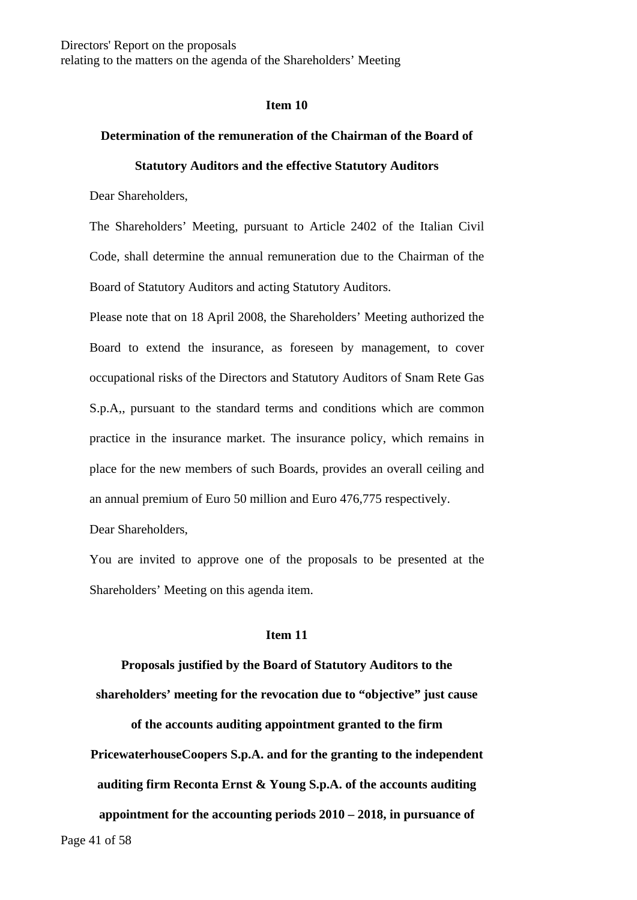## Item 10

### Determination of the remuneration of the Chairman of the Board of Statutory Auditors and the effective Statutory Auditors

Dear Shareholders,

The Shareholders' Meeting, pursuant to Article 2402 of the Italian Civil Code, shall determine the annual remuneration due to the Chairman of the Board of Statutory Auditors and acting Statutory Auditors.

Please note that on 18 April 2008, the Shareholders' Meeting authorized the Board to extend the insurance, as foreseen by management, to cover occupational risks of the Directors and Statutory Auditors of Snam Rete Gas S.p.A,, pursuant to the standard terms and conditions which are common practice in the insurance market. The insurance policy, which remains in place for the new members of such Boards, provides an overall ceiling and an annual premium of Euro 50 million and Euro 476,775 respectively.

Dear Shareholders,

You are invited to approve one of the proposals to be presented at the Shareholders' Meeting on this agenda item.

## Item 11

### Proposals justified by the Board of Statutory Auditors to the shareholders' meeting for the revocation due to "objective" just cause of the accounts auditing appointment granted to the firm PricewaterhouseCoopers S.p.A. and for the granting to the independent auditing firm Reconta Ernst & Young S.p.A. of the accounts auditing appointment for the accounting periods 2010 – 2018, in pursuance of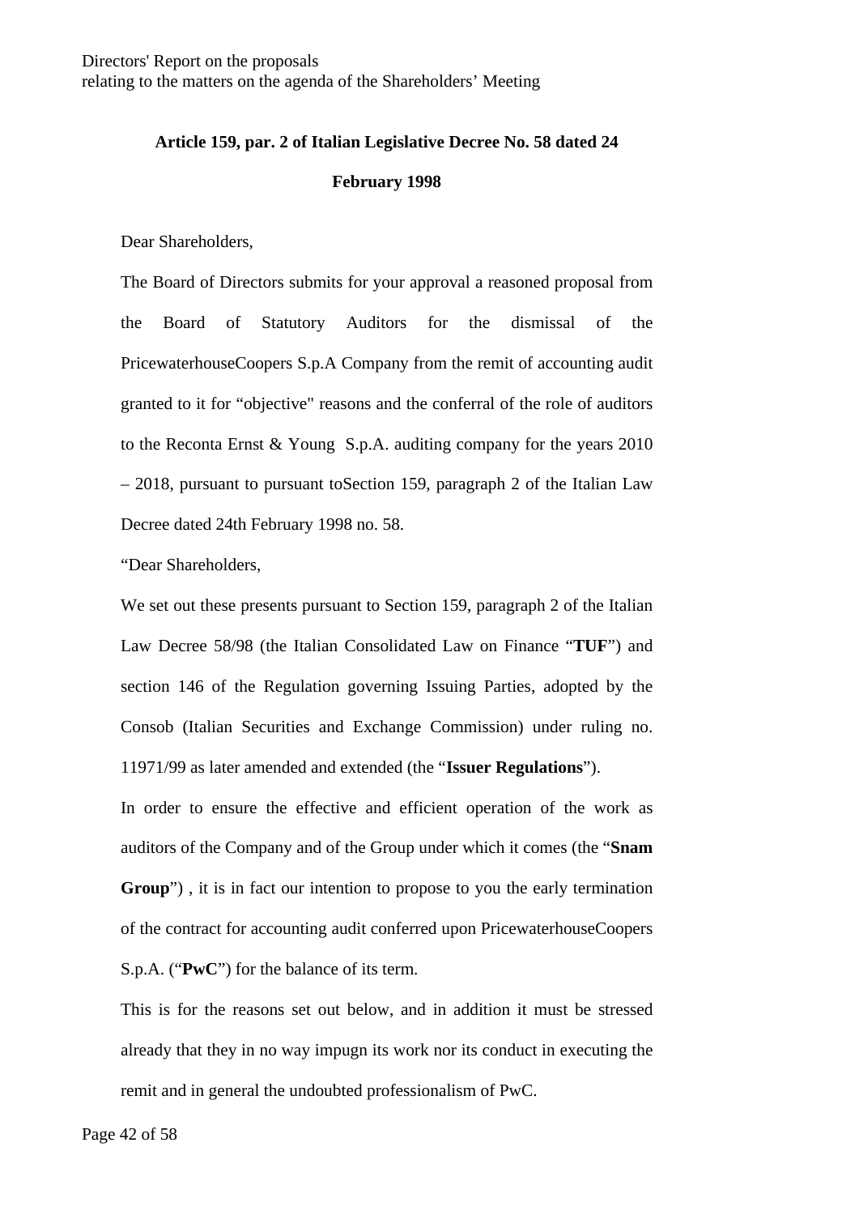**Article 159, par. 2 of Italian Legislative Decree No. 58 dated 24 February 1998**

Dear Shareholders,

The Board of Directors submits for your approval a reasoned proposal from the Board of Statutory Auditors for the dismissal of the PricewaterhouseCoopers S.p.A Company from the remit of accounting audit granted to it for "objective" reasons and the conferral of the role of auditors to the Reconta Ernst & Young S.p.A. auditing company for the years 2010 – 2018, pursuant to pursuant toSection 159, paragraph 2 of the Italian Law Decree dated 24th February 1998 no. 58.

"Dear Shareholders,

We set out these presents pursuant to Section 159, paragraph 2 of the Italian Law Decree 58/98 (the Italian Consolidated Law on Finance "**TUF**") and section 146 of the Regulation governing Issuing Parties, adopted by the Consob (Italian Securities and Exchange Commission) under ruling no. 11971/99 as later amended and extended (the "**Issuer Regulations**").

In order to ensure the effective and efficient operation of the work as auditors of the Company and of the Group under which it comes (the "**Snam Group**") , it is in fact our intention to propose to you the early termination of the contract for accounting audit conferred upon PricewaterhouseCoopers S.p.A. ("**PwC**") for the balance of its term.

This is for the reasons set out below, and in addition it must be stressed already that they in no way impugn its work nor its conduct in executing the remit and in general the undoubted professionalism of PwC.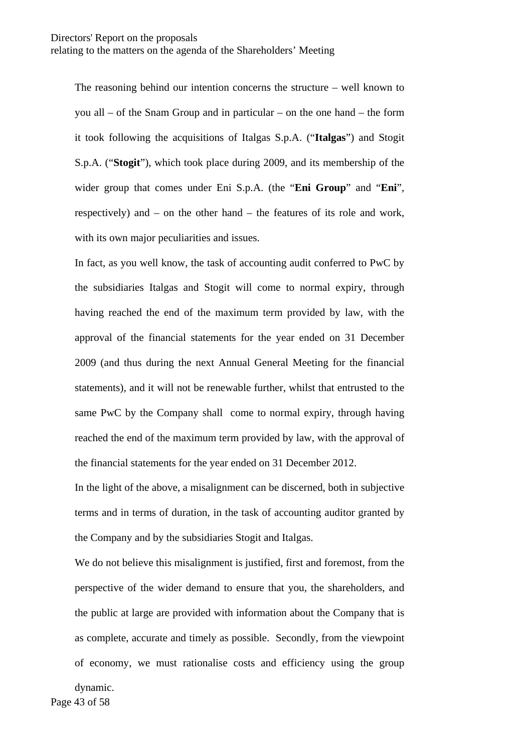The reasoning behind our intention concerns the structure – well known to you all – of the Snam Group and in particular – on the one hand – the form it took following the acquisitions of Italgas S.p.A. ("**Italgas**") and Stogit S.p.A. ("**Stogit**"), which took place during 2009, and its membership of the wider group that comes under Eni S.p.A. (the "**Eni Group**" and "**Eni**", respectively) and – on the other hand – the features of its role and work, with its own major peculiarities and issues.

In fact, as you well know, the task of accounting audit conferred to PwC by the subsidiaries Italgas and Stogit will come to normal expiry, through having reached the end of the maximum term provided by law, with the approval of the financial statements for the year ended on 31 December 2009 (and thus during the next Annual General Meeting for the financial statements), and it will not be renewable further, whilst that entrusted to the same PwC by the Company shall come to normal expiry, through having reached the end of the maximum term provided by law, with the approval of the financial statements for the year ended on 31 December 2012.

In the light of the above, a misalignment can be discerned, both in subjective terms and in terms of duration, in the task of accounting auditor granted by the Company and by the subsidiaries Stogit and Italgas.

We do not believe this misalignment is justified, first and foremost, from the perspective of the wider demand to ensure that you, the shareholders, and the public at large are provided with information about the Company that is as complete, accurate and timely as possible. Secondly, from the viewpoint of economy, we must rationalise costs and efficiency using the group dynamic.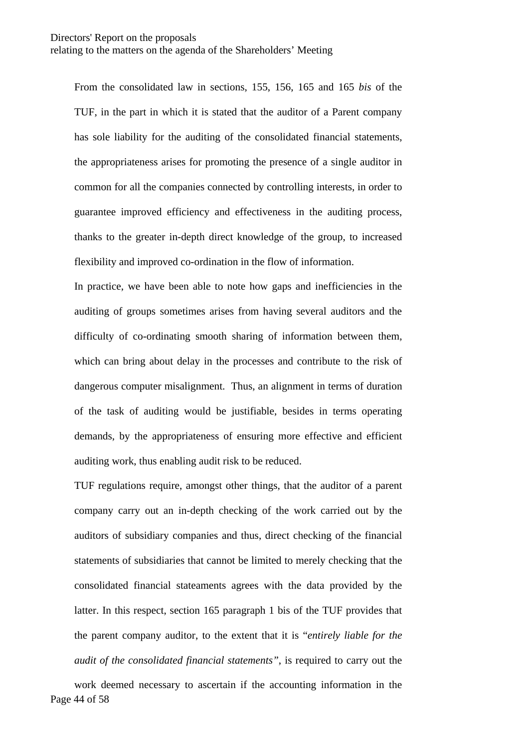From the consolidated law in sections, 155, 156, 165 and 165 *bis* of the TUF, in the part in which it is stated that the auditor of a Parent company has sole liability for the auditing of the consolidated financial statements, the appropriateness arises for promoting the presence of a single auditor in common for all the companies connected by controlling interests, in order to guarantee improved efficiency and effectiveness in the auditing process, thanks to the greater in-depth direct knowledge of the group, to increased flexibility and improved co-ordination in the flow of information.

In practice, we have been able to note how gaps and inefficiencies in the auditing of groups sometimes arises from having several auditors and the difficulty of co-ordinating smooth sharing of information between them, which can bring about delay in the processes and contribute to the risk of dangerous computer misalignment. Thus, an alignment in terms of duration of the task of auditing would be justifiable, besides in terms operating demands, by the appropriateness of ensuring more effective and efficient auditing work, thus enabling audit risk to be reduced.

TUF regulations require, amongst other things, that the auditor of a parent company carry out an in-depth checking of the work carried out by the auditors of subsidiary companies and thus, direct checking of the financial statements of subsidiaries that cannot be limited to merely checking that the consolidated financial stateaments agrees with the data provided by the latter. In this respect, section 165 paragraph 1 bis of the TUF provides that the parent company auditor, to the extent that it is “*entirely liable for the audit of the consolidated financial statements”*, is required to carry out the work deemed necessary to ascertain if the accounting information in the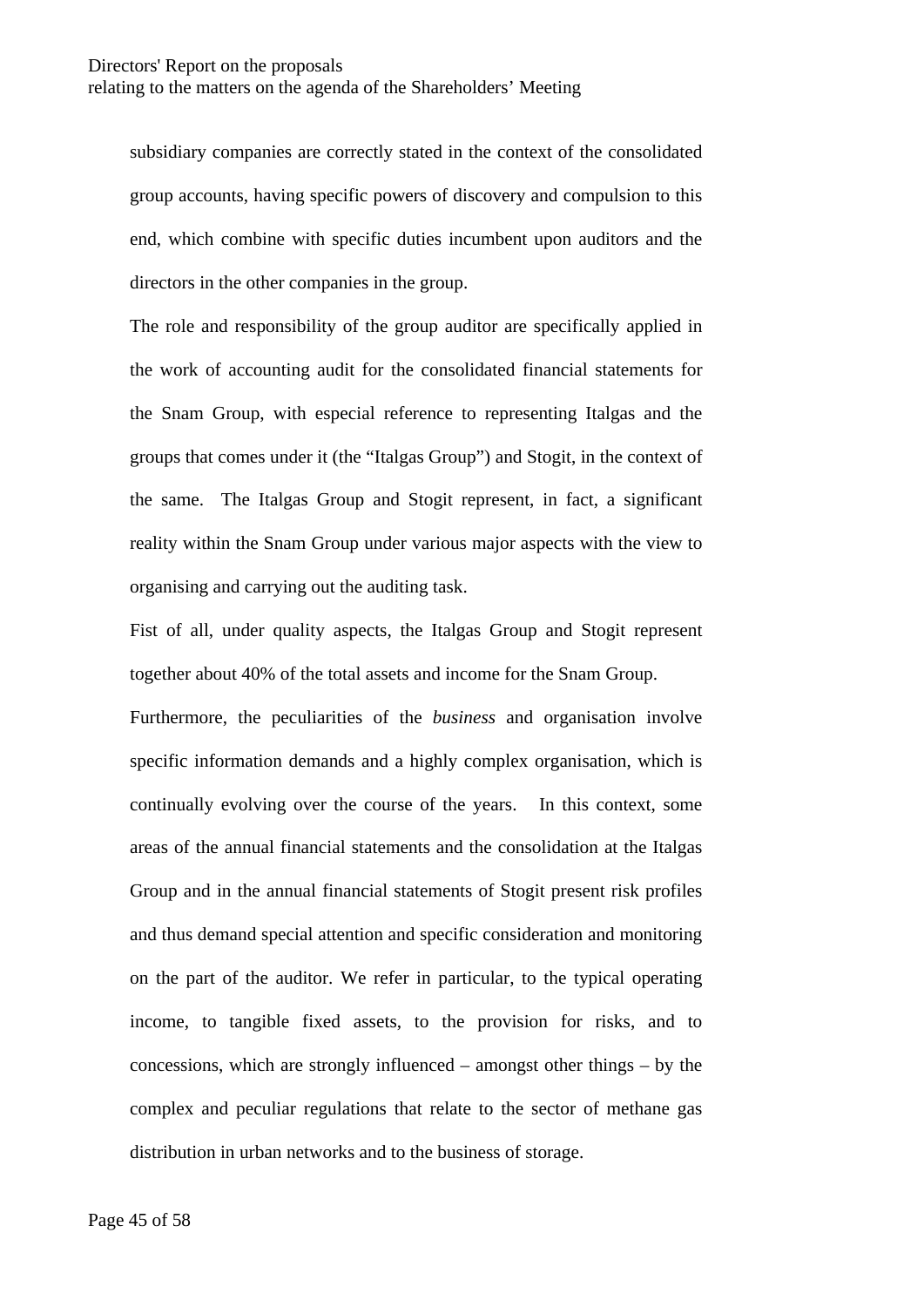subsidiary companies are correctly stated in the context of the consolidated group accounts, having specific powers of discovery and compulsion to this end, which combine with specific duties incumbent upon auditors and the directors in the other companies in the group.

The role and responsibility of the group auditor are specifically applied in the work of accounting audit for the consolidated financial statements for the Snam Group, with especial reference to representing Italgas and the groups that comes under it (the “Italgas Group”) and Stogit, in the context of the same. The Italgas Group and Stogit represent, in fact, a significant reality within the Snam Group under various major aspects with the view to organising and carrying out the auditing task.

Fist of all, under quality aspects, the Italgas Group and Stogit represent together about 40% of the total assets and income for the Snam Group.

Furthermore, the peculiarities of the *business* and organisation involve specific information demands and a highly complex organisation, which is continually evolving over the course of the years. In this context, some areas of the annual financial statements and the consolidation at the Italgas Group and in the annual financial statements of Stogit present risk profiles and thus demand special attention and specific consideration and monitoring on the part of the auditor. We refer in particular, to the typical operating income, to tangible fixed assets, to the provision for risks, and to concessions, which are strongly influenced – amongst other things – by the complex and peculiar regulations that relate to the sector of methane gas distribution in urban networks and to the business of storage.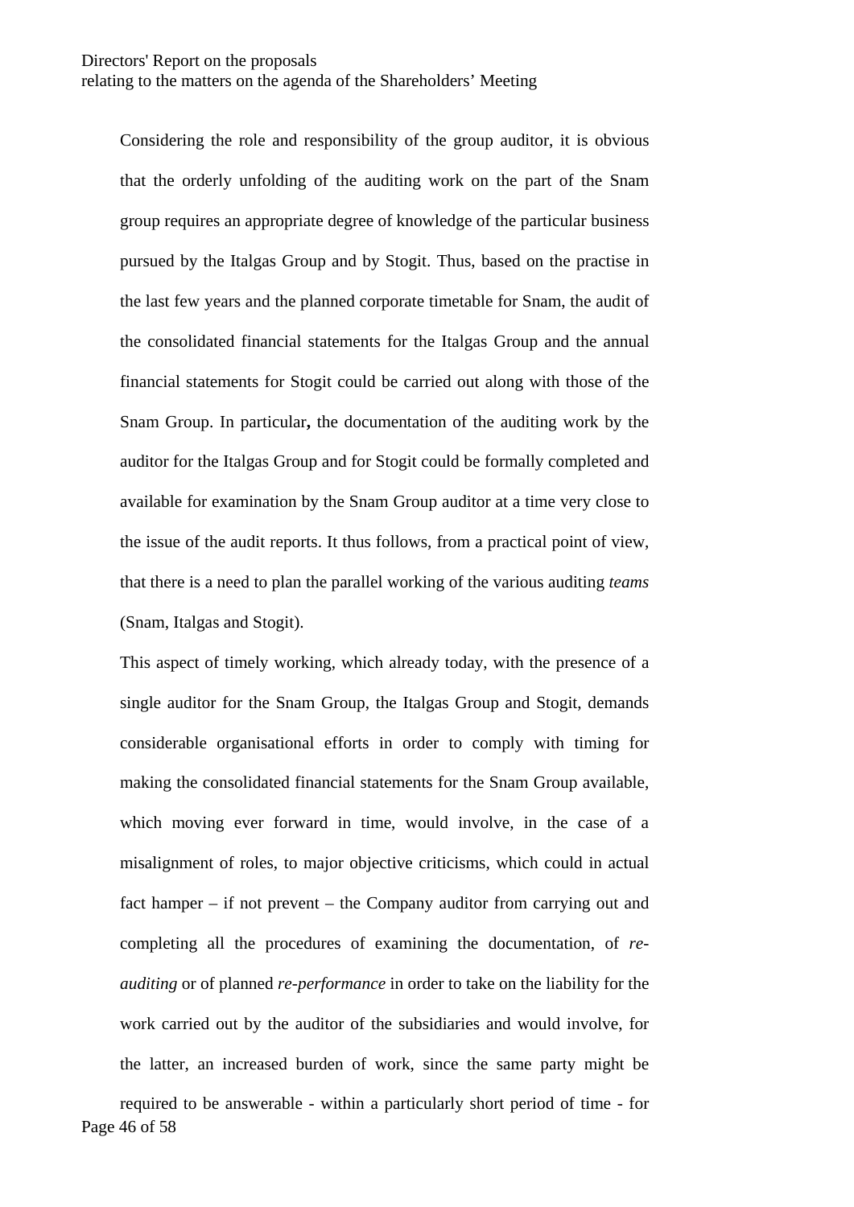Considering the role and responsibility of the group auditor, it is obvious that the orderly unfolding of the auditing work on the part of the Snam group requires an appropriate degree of knowledge of the particular business pursued by the Italgas Group and by Stogit. Thus, based on the practise in the last few years and the planned corporate timetable for Snam, the audit of the consolidated financial statements for the Italgas Group and the annual financial statements for Stogit could be carried out along with those of the Snam Group. In particular**,** the documentation of the auditing work by the auditor for the Italgas Group and for Stogit could be formally completed and available for examination by the Snam Group auditor at a time very close to the issue of the audit reports. It thus follows, from a practical point of view, that there is a need to plan the parallel working of the various auditing *teams* (Snam, Italgas and Stogit).

This aspect of timely working, which already today, with the presence of a single auditor for the Snam Group, the Italgas Group and Stogit, demands considerable organisational efforts in order to comply with timing for making the consolidated financial statements for the Snam Group available, which moving ever forward in time, would involve, in the case of a misalignment of roles, to major objective criticisms, which could in actual fact hamper – if not prevent – the Company auditor from carrying out and completing all the procedures of examining the documentation, of *re-auditing* or of planned *re-performance* in order to take on the liability for the work carried out by the auditor of the subsidiaries and would involve, for the latter, an increased burden of work, since the same party might be required to be answerable - within a particularly short period of time - for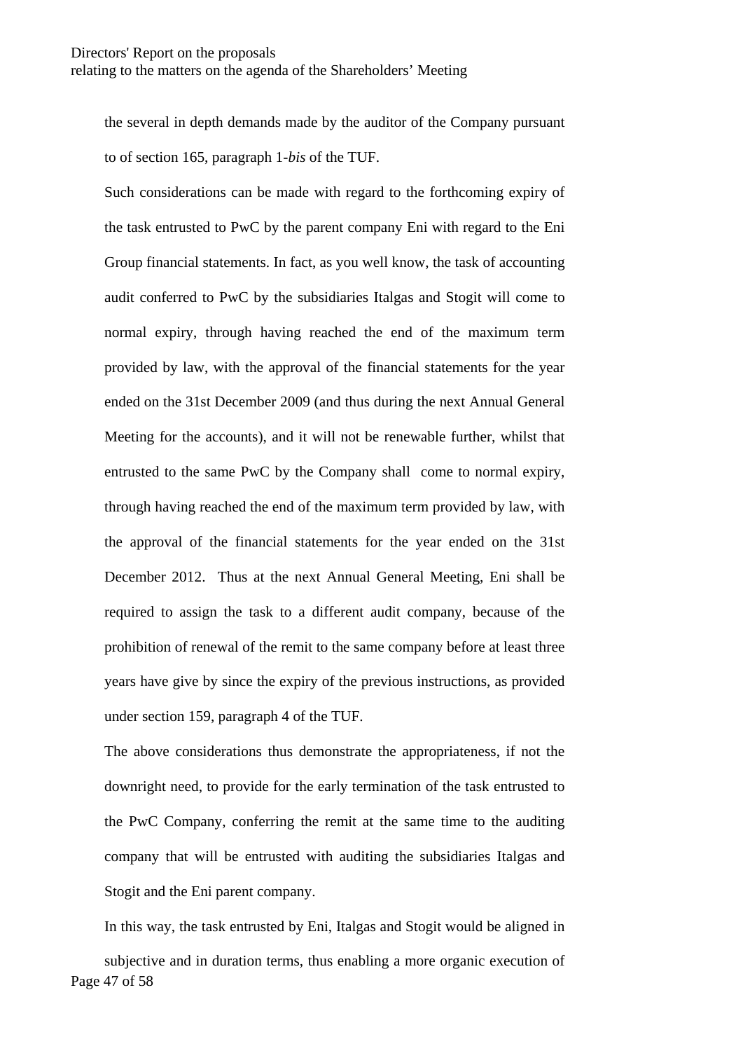the several in depth demands made by the auditor of the Company pursuant to of section 165, paragraph 1-*bis* of the TUF.

Such considerations can be made with regard to the forthcoming expiry of the task entrusted to PwC by the parent company Eni with regard to the Eni Group financial statements. In fact, as you well know, the task of accounting audit conferred to PwC by the subsidiaries Italgas and Stogit will come to normal expiry, through having reached the end of the maximum term provided by law, with the approval of the financial statements for the year ended on the 31st December 2009 (and thus during the next Annual General Meeting for the accounts), and it will not be renewable further, whilst that entrusted to the same PwC by the Company shall come to normal expiry, through having reached the end of the maximum term provided by law, with the approval of the financial statements for the year ended on the 31st December 2012. Thus at the next Annual General Meeting, Eni shall be required to assign the task to a different audit company, because of the prohibition of renewal of the remit to the same company before at least three years have give by since the expiry of the previous instructions, as provided under section 159, paragraph 4 of the TUF.

The above considerations thus demonstrate the appropriateness, if not the downright need, to provide for the early termination of the task entrusted to the PwC Company, conferring the remit at the same time to the auditing company that will be entrusted with auditing the subsidiaries Italgas and Stogit and the Eni parent company.

In this way, the task entrusted by Eni, Italgas and Stogit would be aligned in subjective and in duration terms, thus enabling a more organic execution of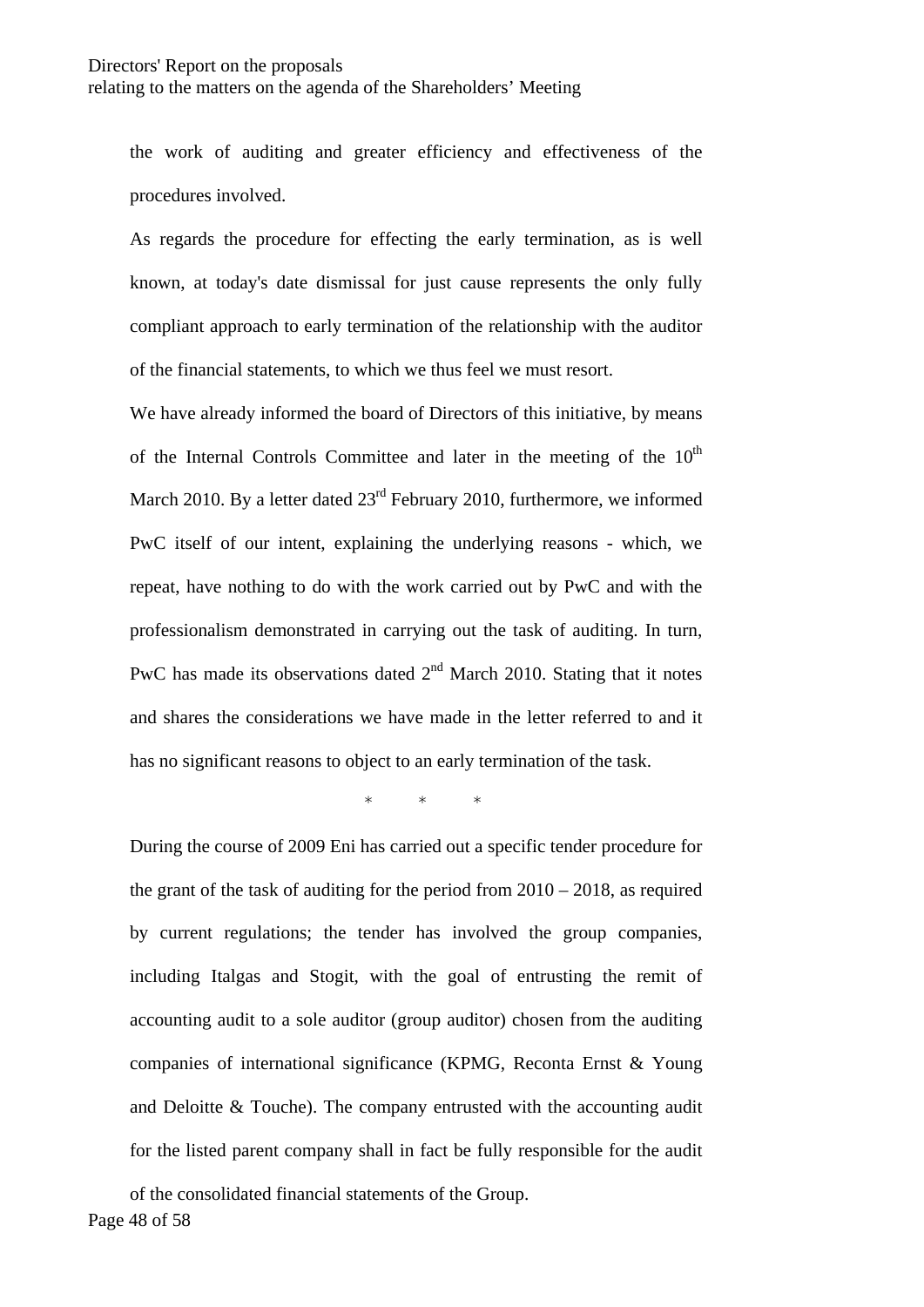the work of auditing and greater efficiency and effectiveness of the procedures involved.

As regards the procedure for effecting the early termination, as is well known, at today's date dismissal for just cause represents the only fully compliant approach to early termination of the relationship with the auditor of the financial statements, to which we thus feel we must resort.

We have already informed the board of Directors of this initiative, by means of the Internal Controls Committee and later in the meeting of the 10th March 2010. By a letter dated 23rd February 2010, furthermore, we informed PwC itself of our intent, explaining the underlying reasons - which, we repeat, have nothing to do with the work carried out by PwC and with the professionalism demonstrated in carrying out the task of auditing. In turn, PwC has made its observations dated 2nd March 2010. Stating that it notes and shares the considerations we have made in the letter referred to and it has no significant reasons to object to an early termination of the task.

\* \* \*

During the course of 2009 Eni has carried out a specific tender procedure for the grant of the task of auditing for the period from 2010 – 2018, as required by current regulations; the tender has involved the group companies, including Italgas and Stogit, with the goal of entrusting the remit of accounting audit to a sole auditor (group auditor) chosen from the auditing companies of international significance (KPMG, Reconta Ernst & Young and Deloitte & Touche). The company entrusted with the accounting audit for the listed parent company shall in fact be fully responsible for the audit of the consolidated financial statements of the Group.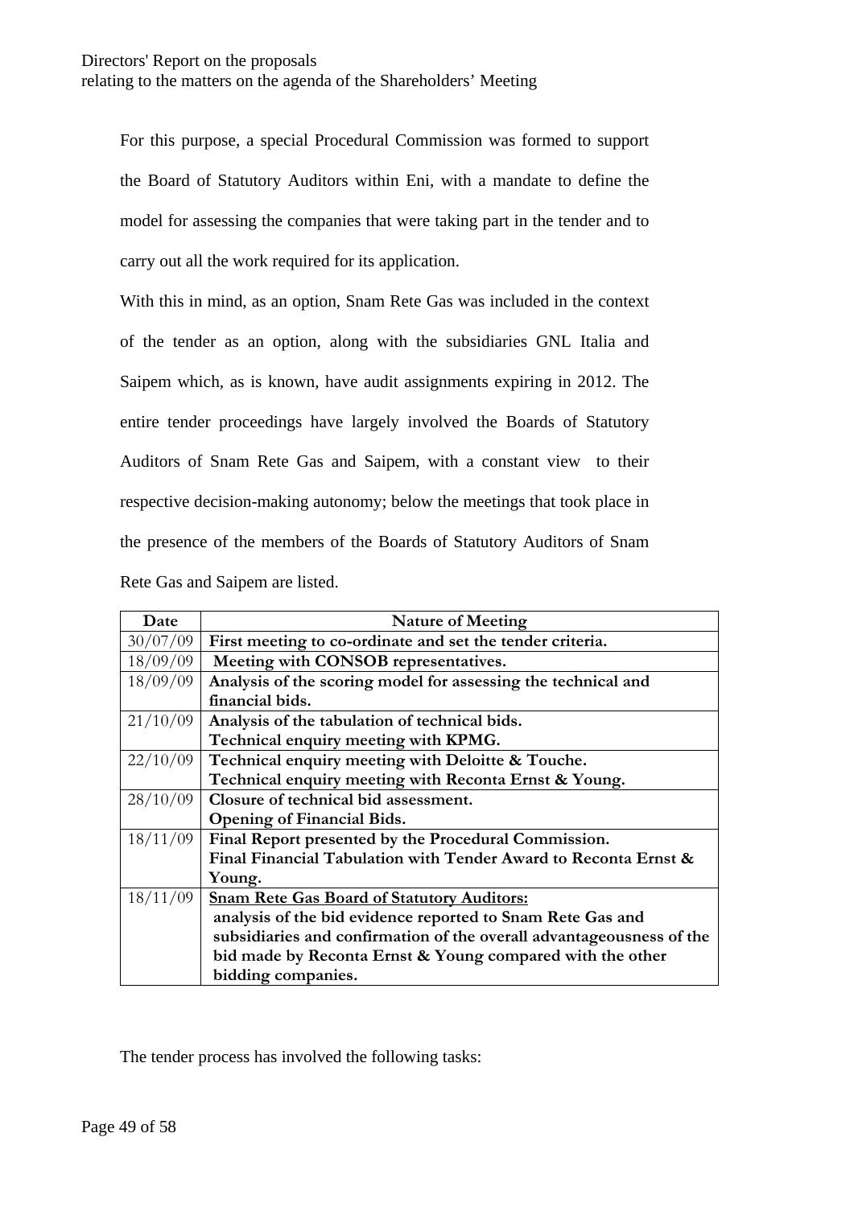For this purpose, a special Procedural Commission was formed to support the Board of Statutory Auditors within Eni, with a mandate to define the model for assessing the companies that were taking part in the tender and to carry out all the work required for its application.

With this in mind, as an option, Snam Rete Gas was included in the context of the tender as an option, along with the subsidiaries GNL Italia and Saipem which, as is known, have audit assignments expiring in 2012. The entire tender proceedings have largely involved the Boards of Statutory Auditors of Snam Rete Gas and Saipem, with a constant view to their respective decision-making autonomy; below the meetings that took place in the presence of the members of the Boards of Statutory Auditors of Snam Rete Gas and Saipem are listed.

| Date | Nature of Meeting |
|---|---|
| 30/07/09 | **First meeting to co-ordinate and set the tender criteria.** |
| 18/09/09 | **Meeting with CONSOB representatives.** |
| 18/09/09 | **Analysis of the scoring model for assessing the technical and financial bids.** |
| 21/10/09 | **Analysis of the tabulation of technical bids.** <br> **Technical enquiry meeting with KPMG.** |
| 22/10/09 | **Technical enquiry meeting with Deloitte & Touche.** <br> **Technical enquiry meeting with Reconta Ernst & Young.** |
| 28/10/09 | **Closure of technical bid assessment.** <br> **Opening of Financial Bids.** |
| 18/11/09 | **Final Report presented by the Procedural Commission.** <br> **Final Financial Tabulation with Tender Award to Reconta Ernst & Young.** |
| 18/11/09 | **<u>Snam Rete Gas Board of Statutory Auditors:</u>** <br> **analysis of the bid evidence reported to Snam Rete Gas and subsidiaries and confirmation of the overall advantageousness of the bid made by Reconta Ernst & Young compared with the other bidding companies.** |

The tender process has involved the following tasks: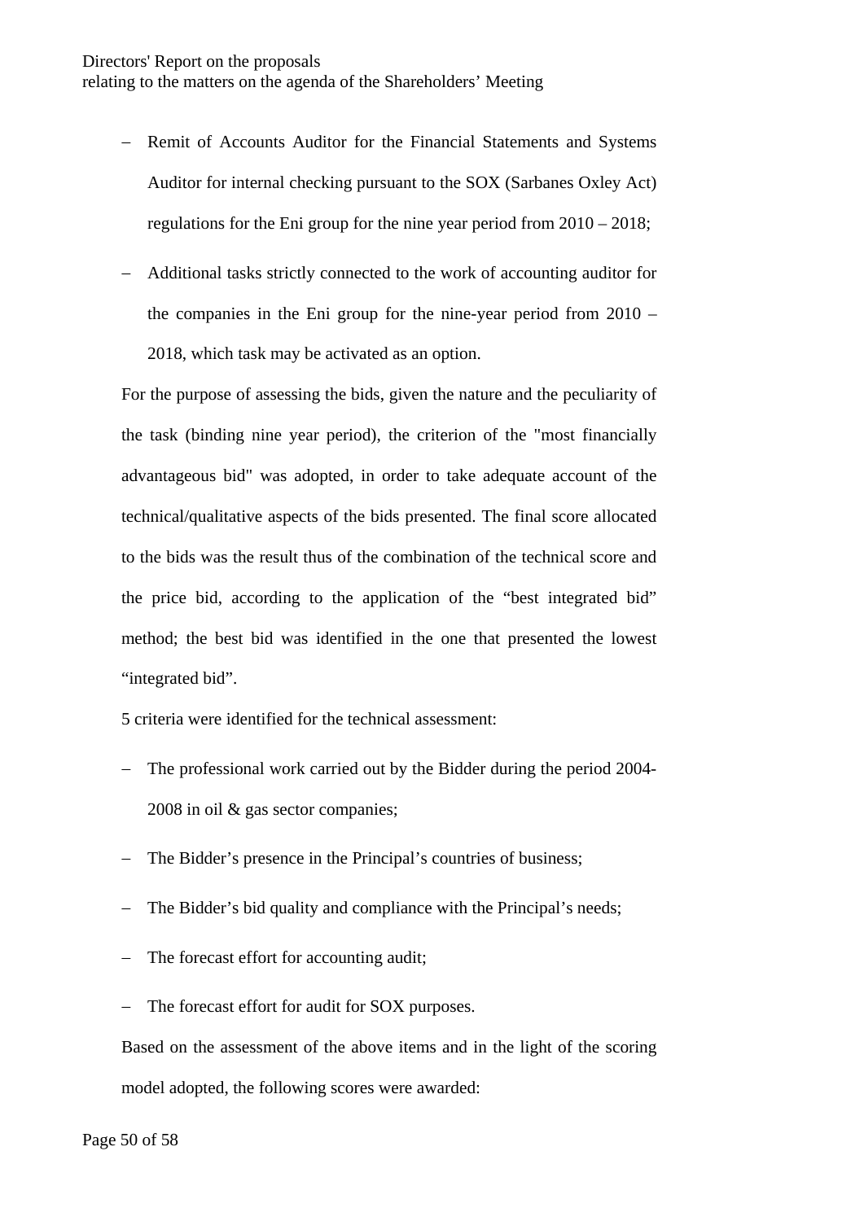- Remit of Accounts Auditor for the Financial Statements and Systems Auditor for internal checking pursuant to the SOX (Sarbanes Oxley Act) regulations for the Eni group for the nine year period from 2010 – 2018;
- Additional tasks strictly connected to the work of accounting auditor for the companies in the Eni group for the nine-year period from 2010 – 2018, which task may be activated as an option.

For the purpose of assessing the bids, given the nature and the peculiarity of the task (binding nine year period), the criterion of the "most financially advantageous bid" was adopted, in order to take adequate account of the technical/qualitative aspects of the bids presented. The final score allocated to the bids was the result thus of the combination of the technical score and the price bid, according to the application of the “best integrated bid” method; the best bid was identified in the one that presented the lowest “integrated bid”.

5 criteria were identified for the technical assessment:

- The professional work carried out by the Bidder during the period 2004-2008 in oil & gas sector companies;
- The Bidder’s presence in the Principal’s countries of business;
- The Bidder’s bid quality and compliance with the Principal’s needs;
- The forecast effort for accounting audit;
- The forecast effort for audit for SOX purposes.

Based on the assessment of the above items and in the light of the scoring model adopted, the following scores were awarded: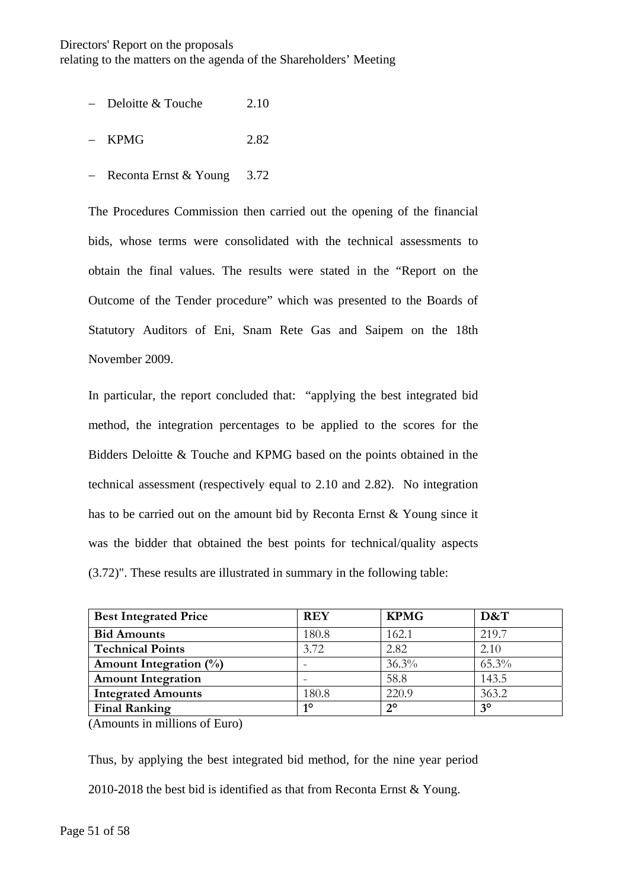- Deloitte & Touche 2.10
- KPMG 2.82
- Reconta Ernst & Young 3.72

The Procedures Commission then carried out the opening of the financial bids, whose terms were consolidated with the technical assessments to obtain the final values. The results were stated in the "Report on the Outcome of the Tender procedure" which was presented to the Boards of Statutory Auditors of Eni, Snam Rete Gas and Saipem on the 18th November 2009.

In particular, the report concluded that: "applying the best integrated bid method, the integration percentages to be applied to the scores for the Bidders Deloitte & Touche and KPMG based on the points obtained in the technical assessment (respectively equal to 2.10 and 2.82). No integration has to be carried out on the amount bid by Reconta Ernst & Young since it was the bidder that obtained the best points for technical/quality aspects (3.72)". These results are illustrated in summary in the following table:

| Best Integrated Price | REY | KPMG | D&T |
|---|---|---|---|
| Bid Amounts | 180.8 | 162.1 | 219.7 |
| Technical Points | 3.72 | 2.82 | 2.10 |
| Amount Integration (%) | - | 36.3% | 65.3% |
| Amount Integration | - | 58.8 | 143.5 |
| Integrated Amounts | 180.8 | 220.9 | 363.2 |
| Final Ranking | 1° | 2° | 3° |

(Amounts in millions of Euro)

Thus, by applying the best integrated bid method, for the nine year period 2010-2018 the best bid is identified as that from Reconta Ernst & Young.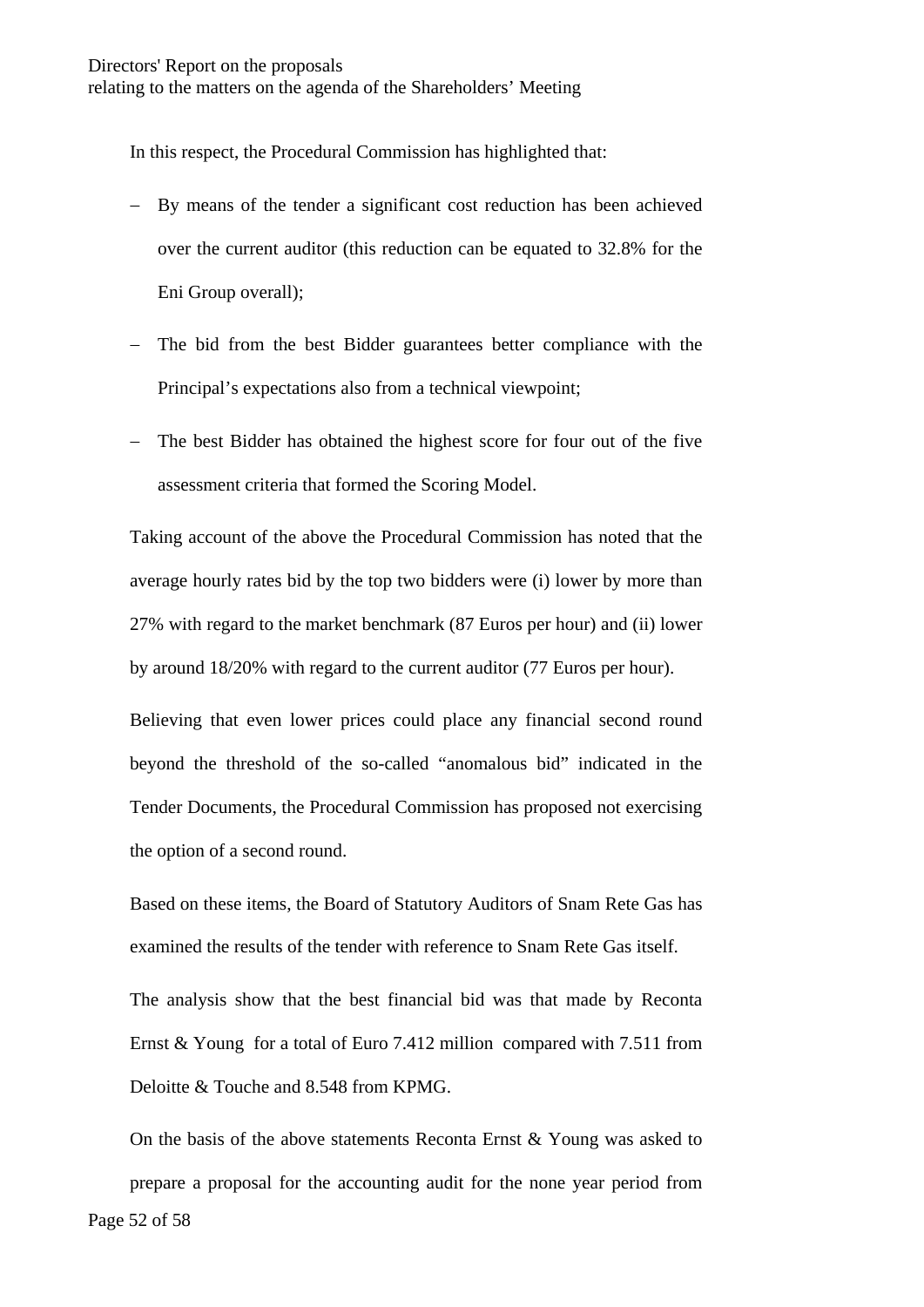In this respect, the Procedural Commission has highlighted that:

- By means of the tender a significant cost reduction has been achieved over the current auditor (this reduction can be equated to 32.8% for the Eni Group overall);
- The bid from the best Bidder guarantees better compliance with the Principal's expectations also from a technical viewpoint;
- The best Bidder has obtained the highest score for four out of the five assessment criteria that formed the Scoring Model.

Taking account of the above the Procedural Commission has noted that the average hourly rates bid by the top two bidders were (i) lower by more than 27% with regard to the market benchmark (87 Euros per hour) and (ii) lower by around 18/20% with regard to the current auditor (77 Euros per hour).

Believing that even lower prices could place any financial second round beyond the threshold of the so-called "anomalous bid" indicated in the Tender Documents, the Procedural Commission has proposed not exercising the option of a second round.

Based on these items, the Board of Statutory Auditors of Snam Rete Gas has examined the results of the tender with reference to Snam Rete Gas itself.

The analysis show that the best financial bid was that made by Reconta Ernst & Young for a total of Euro 7.412 million compared with 7.511 from Deloitte & Touche and 8.548 from KPMG.

On the basis of the above statements Reconta Ernst & Young was asked to prepare a proposal for the accounting audit for the none year period from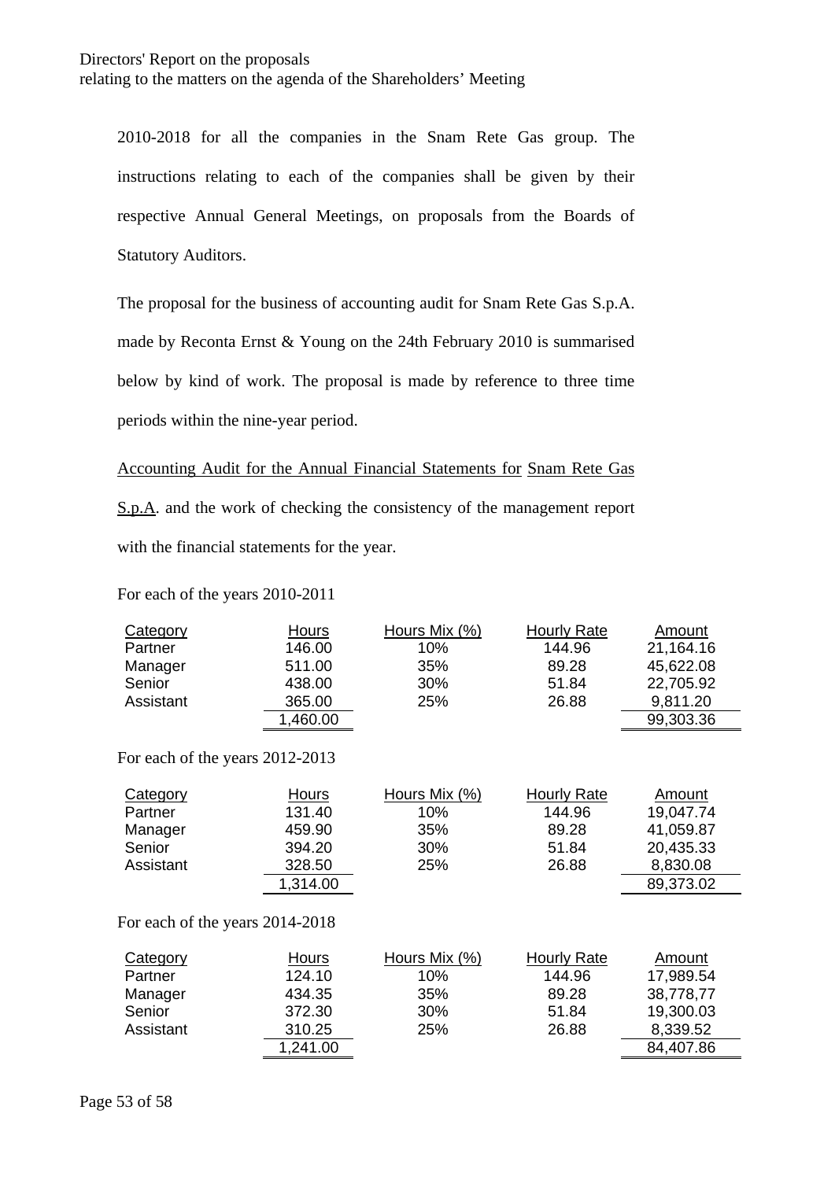2010-2018 for all the companies in the Snam Rete Gas group. The instructions relating to each of the companies shall be given by their respective Annual General Meetings, on proposals from the Boards of Statutory Auditors.

The proposal for the business of accounting audit for Snam Rete Gas S.p.A. made by Reconta Ernst & Young on the 24th February 2010 is summarised below by kind of work. The proposal is made by reference to three time periods within the nine-year period.

<u>Accounting Audit for the Annual Financial Statements for</u> <u>Snam Rete Gas S.p.A.</u> and the work of checking the consistency of the management report with the financial statements for the year.

For each of the years 2010-2011

| Category | Hours | Hours Mix (%) | Hourly Rate | Amount |
|---|---|---|---|---|
| Partner | 146.00 | 10% | 144.96 | 21,164.16 |
| Manager | 511.00 | 35% | 89.28 | 45,622.08 |
| Senior | 438.00 | 30% | 51.84 | 22,705.92 |
| Assistant | 365.00 | 25% | 26.88 | 9,811.20 |
| | 1,460.00 | | | 99,303.36 |

For each of the years 2012-2013

| Category | Hours | Hours Mix (%) | Hourly Rate | Amount |
|---|---|---|---|---|
| Partner | 131.40 | 10% | 144.96 | 19,047.74 |
| Manager | 459.90 | 35% | 89.28 | 41,059.87 |
| Senior | 394.20 | 30% | 51.84 | 20,435.33 |
| Assistant | 328.50 | 25% | 26.88 | 8,830.08 |
| | 1,314.00 | | | 89,373.02 |

For each of the years 2014-2018

| Category | Hours | Hours Mix (%) | Hourly Rate | Amount |
|---|---|---|---|---|
| Partner | 124.10 | 10% | 144.96 | 17,989.54 |
| Manager | 434.35 | 35% | 89.28 | 38,778,77 |
| Senior | 372.30 | 30% | 51.84 | 19,300.03 |
| Assistant | 310.25 | 25% | 26.88 | 8,339.52 |
| | 1,241.00 | | | 84,407.86 |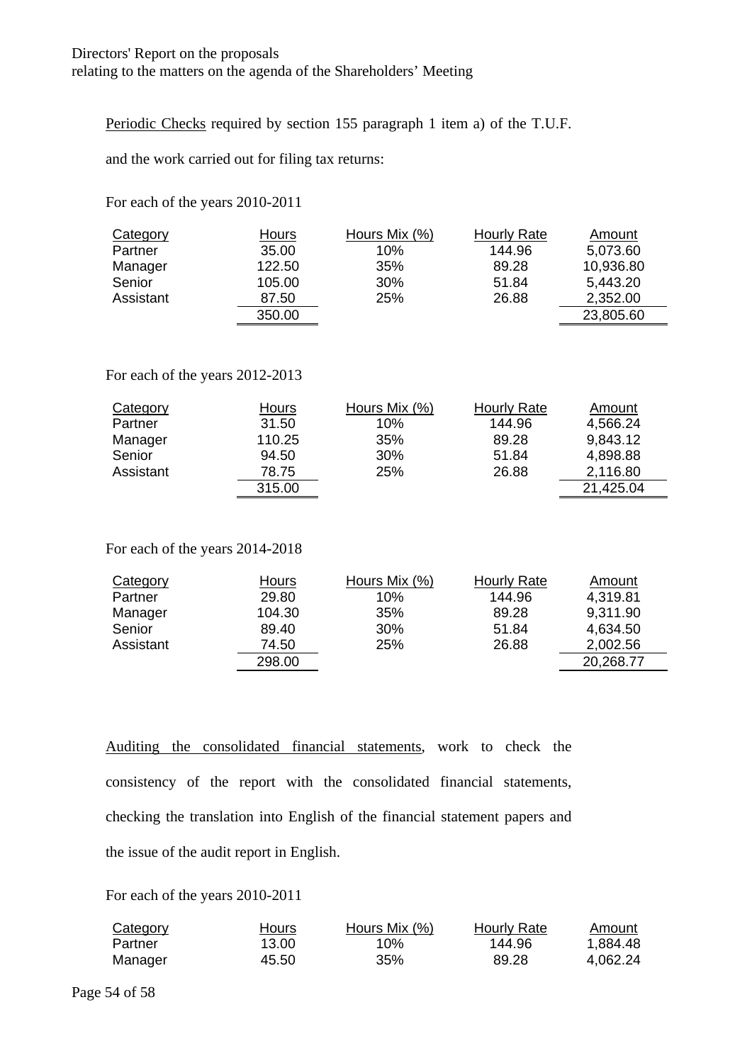Periodic Checks required by section 155 paragraph 1 item a) of the T.U.F.

and the work carried out for filing tax returns:

For each of the years 2010-2011

| Category | Hours | Hours Mix (%) | Hourly Rate | Amount |
|---|---|---|---|---|
| Partner | 35.00 | 10% | 144.96 | 5,073.60 |
| Manager | 122.50 | 35% | 89.28 | 10,936.80 |
| Senior | 105.00 | 30% | 51.84 | 5,443.20 |
| Assistant | 87.50 | 25% | 26.88 | 2,352.00 |
| | 350.00 | | | 23,805.60 |

For each of the years 2012-2013

| Category | Hours | Hours Mix (%) | Hourly Rate | Amount |
|---|---|---|---|---|
| Partner | 31.50 | 10% | 144.96 | 4,566.24 |
| Manager | 110.25 | 35% | 89.28 | 9,843.12 |
| Senior | 94.50 | 30% | 51.84 | 4,898.88 |
| Assistant | 78.75 | 25% | 26.88 | 2,116.80 |
| | 315.00 | | | 21,425.04 |

For each of the years 2014-2018

| Category | Hours | Hours Mix (%) | Hourly Rate | Amount |
|---|---|---|---|---|
| Partner | 29.80 | 10% | 144.96 | 4,319.81 |
| Manager | 104.30 | 35% | 89.28 | 9,311.90 |
| Senior | 89.40 | 30% | 51.84 | 4,634.50 |
| Assistant | 74.50 | 25% | 26.88 | 2,002.56 |
| | 298.00 | | | 20,268.77 |

Auditing the consolidated financial statements, work to check the consistency of the report with the consolidated financial statements, checking the translation into English of the financial statement papers and the issue of the audit report in English.

For each of the years 2010-2011

| Category | Hours | Hours Mix (%) | Hourly Rate | Amount |
|---|---|---|---|---|
| Partner | 13.00 | 10% | 144.96 | 1,884.48 |
| Manager | 45.50 | 35% | 89.28 | 4,062.24 |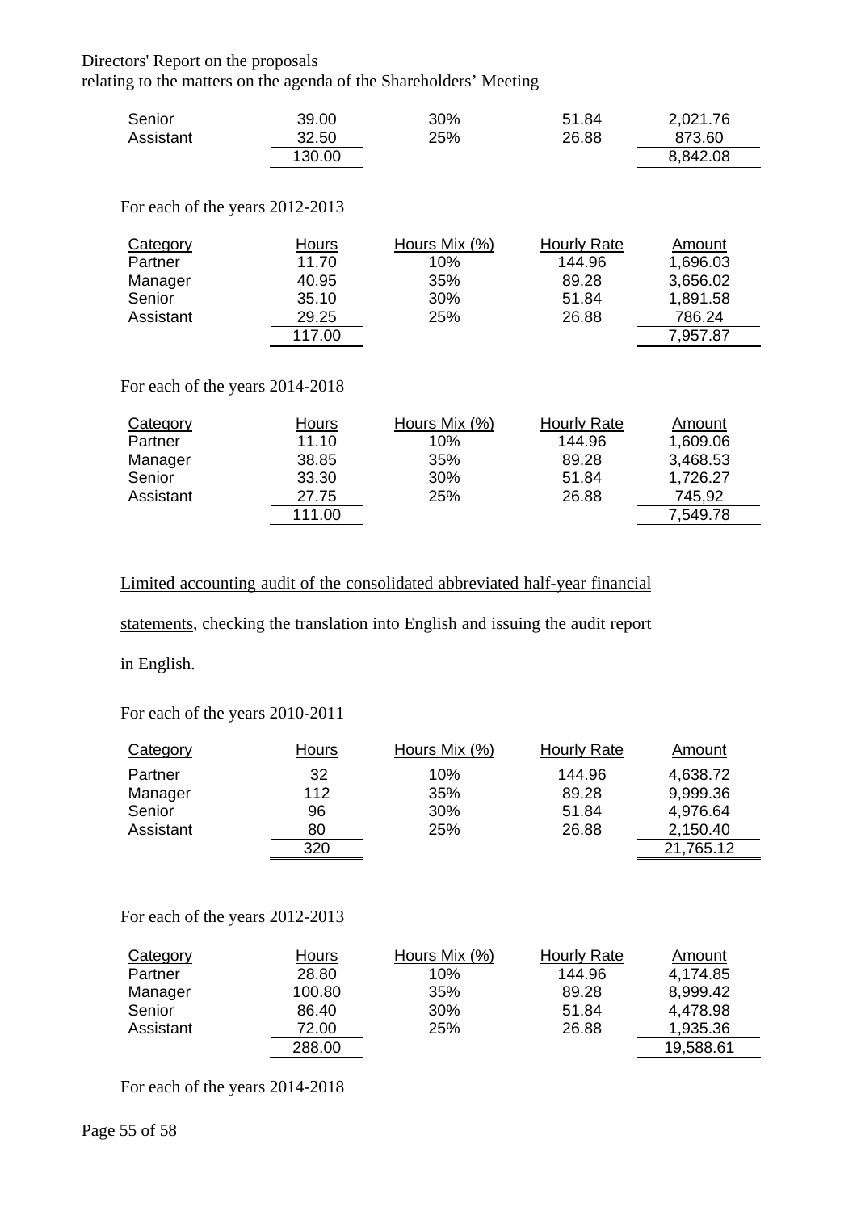| | | | | |
|---|---|---|---|---|
| Senior | 39.00 | 30% | 51.84 | 2,021.76 |
| Assistant | 32.50 | 25% | 26.88 | 873.60 |
| | 130.00 | | | 8,842.08 |

For each of the years 2012-2013

| Category | Hours | Hours Mix (%) | Hourly Rate | Amount |
|---|---|---|---|---|
| Partner | 11.70 | 10% | 144.96 | 1,696.03 |
| Manager | 40.95 | 35% | 89.28 | 3,656.02 |
| Senior | 35.10 | 30% | 51.84 | 1,891.58 |
| Assistant | 29.25 | 25% | 26.88 | 786.24 |
| | 117.00 | | | 7,957.87 |

For each of the years 2014-2018

| Category | Hours | Hours Mix (%) | Hourly Rate | Amount |
|---|---|---|---|---|
| Partner | 11.10 | 10% | 144.96 | 1,609.06 |
| Manager | 38.85 | 35% | 89.28 | 3,468.53 |
| Senior | 33.30 | 30% | 51.84 | 1,726.27 |
| Assistant | 27.75 | 25% | 26.88 | 745,92 |
| | 111.00 | | | 7,549.78 |

Limited accounting audit of the consolidated abbreviated half-year financial statements, checking the translation into English and issuing the audit report in English.

For each of the years 2010-2011

| Category | Hours | Hours Mix (%) | Hourly Rate | Amount |
|---|---|---|---|---|
| Partner | 32 | 10% | 144.96 | 4,638.72 |
| Manager | 112 | 35% | 89.28 | 9,999.36 |
| Senior | 96 | 30% | 51.84 | 4,976.64 |
| Assistant | 80 | 25% | 26.88 | 2,150.40 |
| | 320 | | | 21,765.12 |

For each of the years 2012-2013

| Category | Hours | Hours Mix (%) | Hourly Rate | Amount |
|---|---|---|---|---|
| Partner | 28.80 | 10% | 144.96 | 4,174.85 |
| Manager | 100.80 | 35% | 89.28 | 8,999.42 |
| Senior | 86.40 | 30% | 51.84 | 4,478.98 |
| Assistant | 72.00 | 25% | 26.88 | 1,935.36 |
| | 288.00 | | | 19,588.61 |

For each of the years 2014-2018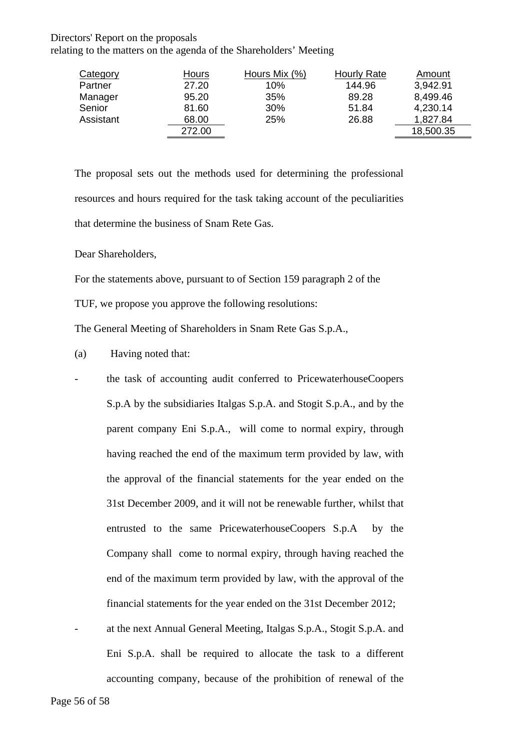| Category | Hours | Hours Mix (%) | Hourly Rate | Amount |
|---|---|---|---|---|
| Partner | 27.20 | 10% | 144.96 | 3,942.91 |
| Manager | 95.20 | 35% | 89.28 | 8,499.46 |
| Senior | 81.60 | 30% | 51.84 | 4,230.14 |
| Assistant | 68.00 | 25% | 26.88 | 1,827.84 |
| | 272.00 | | | 18,500.35 |

The proposal sets out the methods used for determining the professional resources and hours required for the task taking account of the peculiarities that determine the business of Snam Rete Gas.

Dear Shareholders,

For the statements above, pursuant to of Section 159 paragraph 2 of the TUF, we propose you approve the following resolutions:

The General Meeting of Shareholders in Snam Rete Gas S.p.A.,

(a) Having noted that:

- the task of accounting audit conferred to PricewaterhouseCoopers S.p.A by the subsidiaries Italgas S.p.A. and Stogit S.p.A., and by the parent company Eni S.p.A., will come to normal expiry, through having reached the end of the maximum term provided by law, with the approval of the financial statements for the year ended on the 31st December 2009, and it will not be renewable further, whilst that entrusted to the same PricewaterhouseCoopers S.p.A by the Company shall come to normal expiry, through having reached the end of the maximum term provided by law, with the approval of the financial statements for the year ended on the 31st December 2012;
- at the next Annual General Meeting, Italgas S.p.A., Stogit S.p.A. and Eni S.p.A. shall be required to allocate the task to a different accounting company, because of the prohibition of renewal of the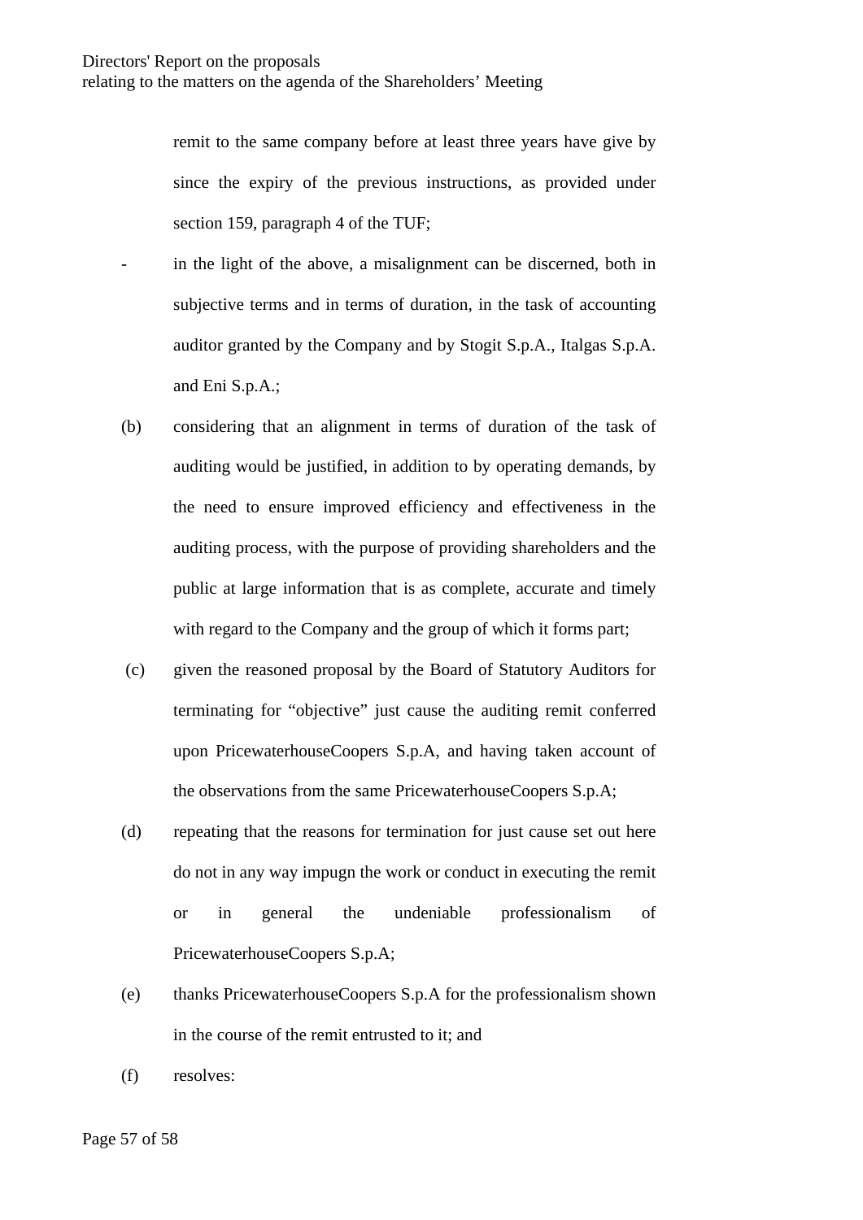remit to the same company before at least three years have give by since the expiry of the previous instructions, as provided under section 159, paragraph 4 of the TUF;

- in the light of the above, a misalignment can be discerned, both in subjective terms and in terms of duration, in the task of accounting auditor granted by the Company and by Stogit S.p.A., Italgas S.p.A. and Eni S.p.A.;

(b) considering that an alignment in terms of duration of the task of auditing would be justified, in addition to by operating demands, by the need to ensure improved efficiency and effectiveness in the auditing process, with the purpose of providing shareholders and the public at large information that is as complete, accurate and timely with regard to the Company and the group of which it forms part;

(c) given the reasoned proposal by the Board of Statutory Auditors for terminating for "objective" just cause the auditing remit conferred upon PricewaterhouseCoopers S.p.A, and having taken account of the observations from the same PricewaterhouseCoopers S.p.A;

(d) repeating that the reasons for termination for just cause set out here do not in any way impugn the work or conduct in executing the remit or in general the undeniable professionalism of PricewaterhouseCoopers S.p.A;

(e) thanks PricewaterhouseCoopers S.p.A for the professionalism shown in the course of the remit entrusted to it; and

(f) resolves: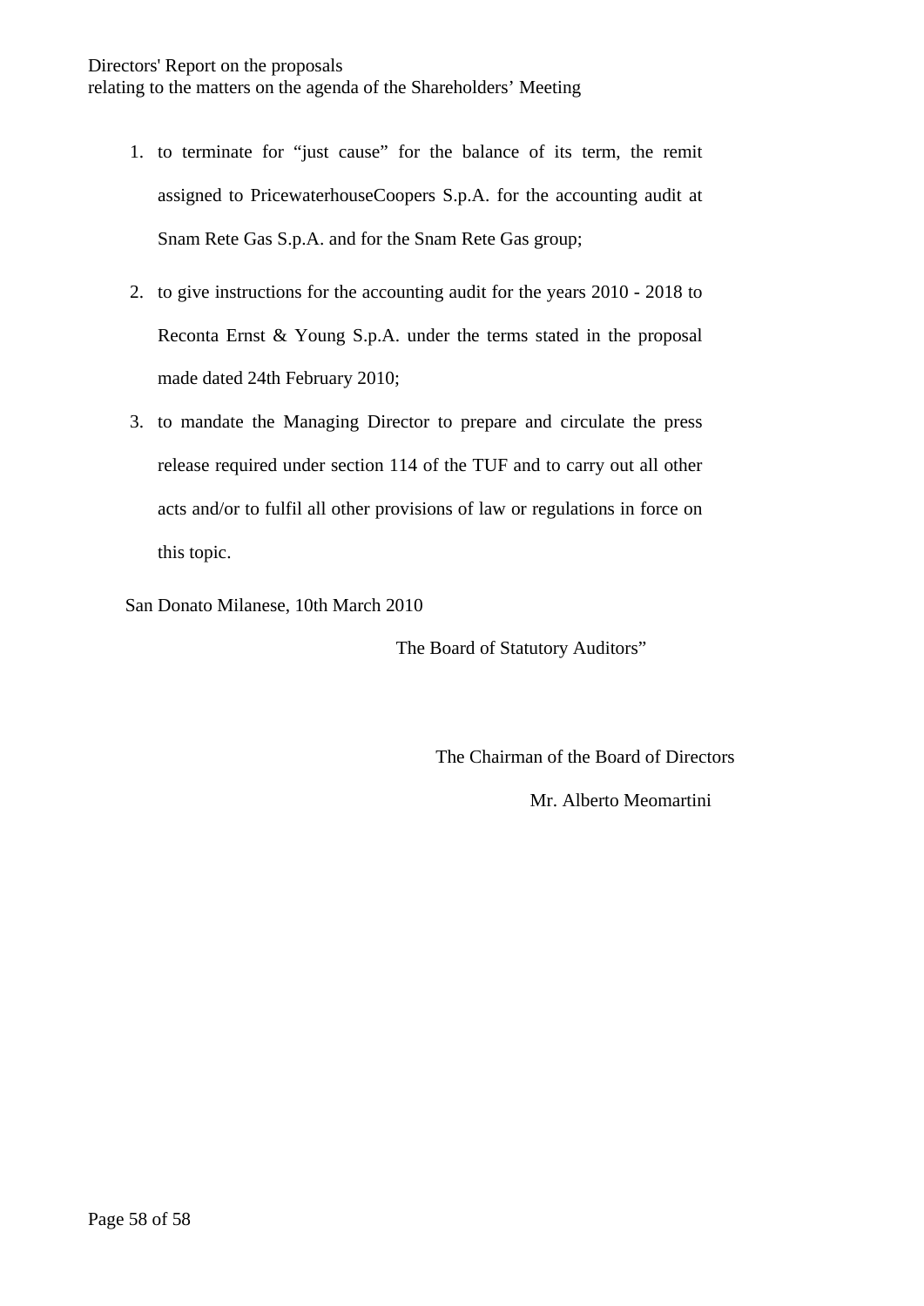1. to terminate for “just cause” for the balance of its term, the remit assigned to PricewaterhouseCoopers S.p.A. for the accounting audit at Snam Rete Gas S.p.A. and for the Snam Rete Gas group;
2. to give instructions for the accounting audit for the years 2010 - 2018 to Reconta Ernst & Young S.p.A. under the terms stated in the proposal made dated 24th February 2010;
3. to mandate the Managing Director to prepare and circulate the press release required under section 114 of the TUF and to carry out all other acts and/or to fulfil all other provisions of law or regulations in force on this topic.

San Donato Milanese, 10th March 2010

The Board of Statutory Auditors”

The Chairman of the Board of Directors

Mr. Alberto Meomartini